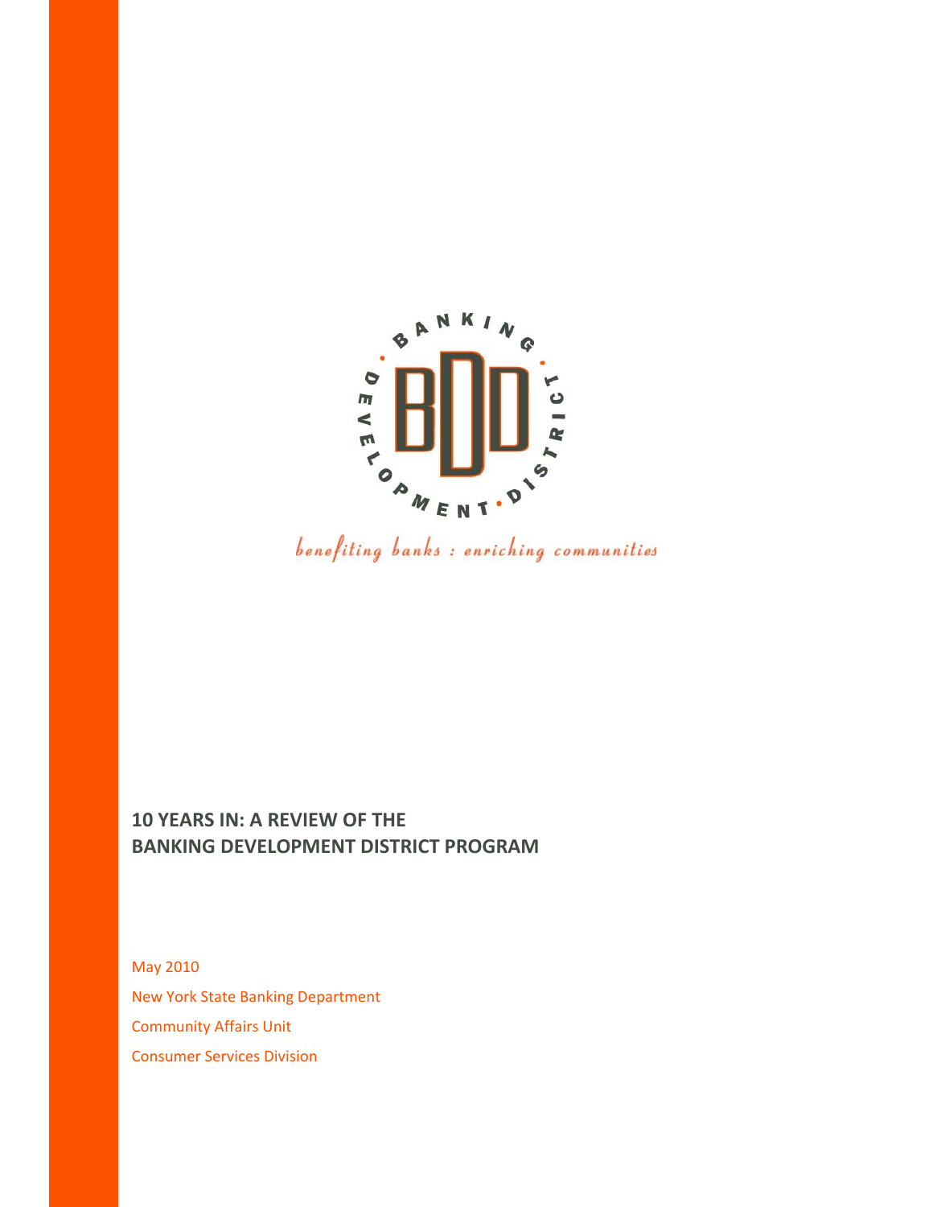BANKING DEVELOPMENT DISTRICT

BDD

*benefiting banks : enriching communities*

# 10 YEARS IN: A REVIEW OF THE BANKING DEVELOPMENT DISTRICT PROGRAM

May 2010

New York State Banking Department

Community Affairs Unit

Consumer Services Division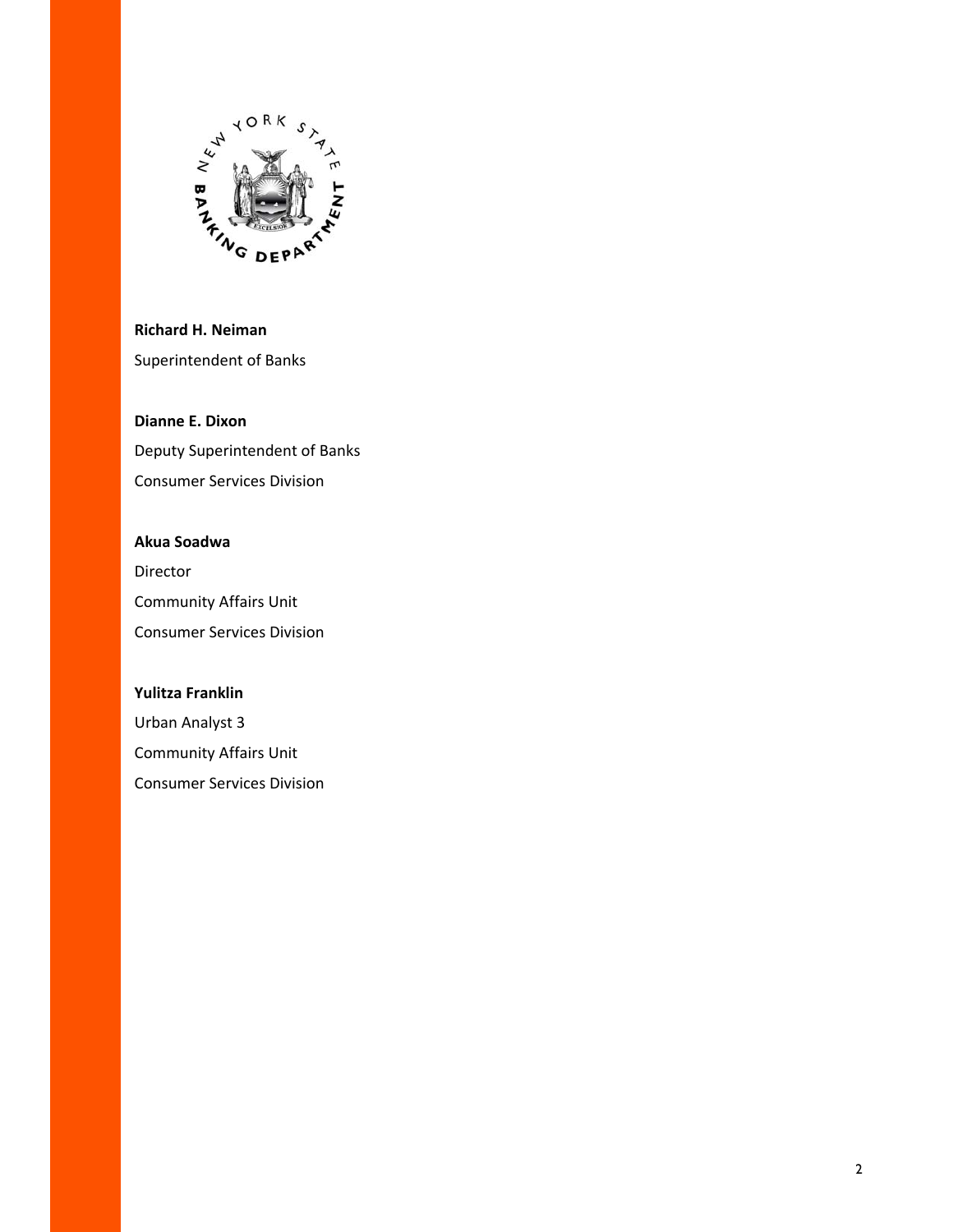**Richard H. Neiman**
Superintendent of Banks

**Dianne E. Dixon**
Deputy Superintendent of Banks
Consumer Services Division

**Akua Soadwa**
Director
Community Affairs Unit
Consumer Services Division

**Yulitza Franklin**
Urban Analyst 3
Community Affairs Unit
Consumer Services Division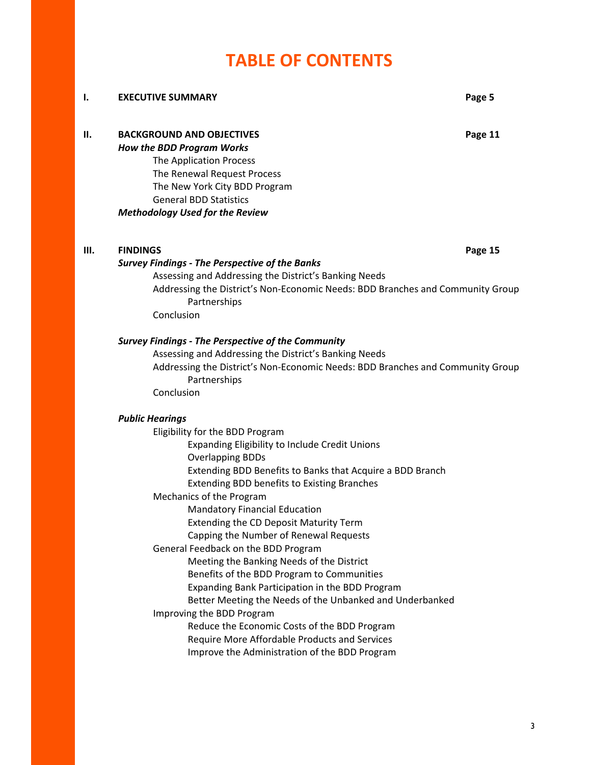# TABLE OF CONTENTS

**I. EXECUTIVE SUMMARY** **Page 5**

**II. BACKGROUND AND OBJECTIVES** **Page 11**

***How the BDD Program Works***

- The Application Process
- The Renewal Request Process
- The New York City BDD Program
- General BDD Statistics

***Methodology Used for the Review***

**III. FINDINGS** **Page 15**

***Survey Findings - The Perspective of the Banks***

- Assessing and Addressing the District's Banking Needs
- Addressing the District's Non-Economic Needs: BDD Branches and Community Group Partnerships
- Conclusion

***Survey Findings - The Perspective of the Community***

- Assessing and Addressing the District's Banking Needs
- Addressing the District's Non-Economic Needs: BDD Branches and Community Group Partnerships
- Conclusion

***Public Hearings***

- Eligibility for the BDD Program
  - Expanding Eligibility to Include Credit Unions
  - Overlapping BDDs
  - Extending BDD Benefits to Banks that Acquire a BDD Branch
  - Extending BDD benefits to Existing Branches
- Mechanics of the Program
  - Mandatory Financial Education
  - Extending the CD Deposit Maturity Term
  - Capping the Number of Renewal Requests
- General Feedback on the BDD Program
  - Meeting the Banking Needs of the District
  - Benefits of the BDD Program to Communities
  - Expanding Bank Participation in the BDD Program
  - Better Meeting the Needs of the Unbanked and Underbanked
- Improving the BDD Program
  - Reduce the Economic Costs of the BDD Program
  - Require More Affordable Products and Services
  - Improve the Administration of the BDD Program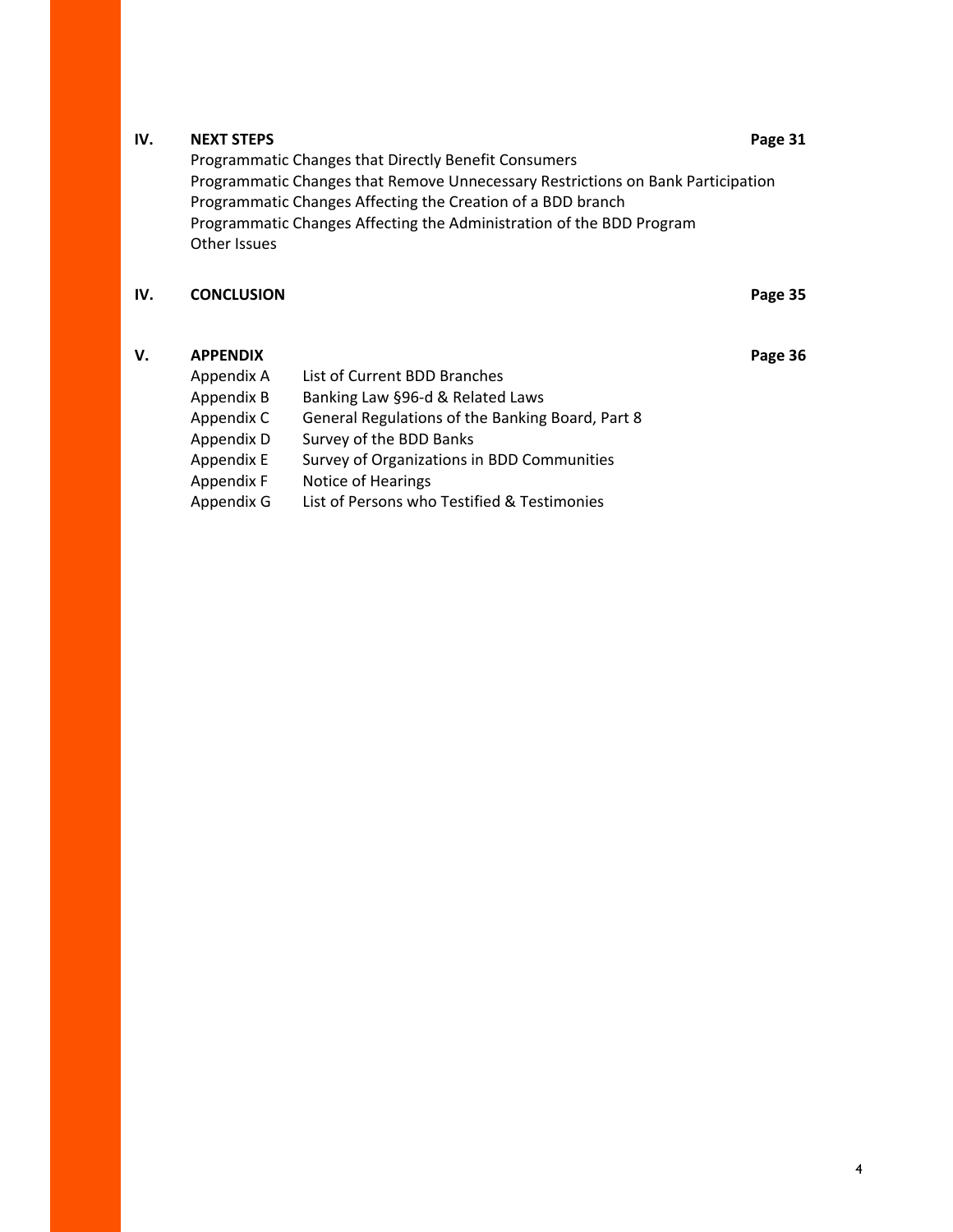**IV. NEXT STEPS** **Page 31**

Programmatic Changes that Directly Benefit Consumers
Programmatic Changes that Remove Unnecessary Restrictions on Bank Participation
Programmatic Changes Affecting the Creation of a BDD branch
Programmatic Changes Affecting the Administration of the BDD Program
Other Issues

**IV. CONCLUSION** **Page 35**

**V. APPENDIX** **Page 36**

| | |
|---|---|
| Appendix A | List of Current BDD Branches |
| Appendix B | Banking Law §96-d & Related Laws |
| Appendix C | General Regulations of the Banking Board, Part 8 |
| Appendix D | Survey of the BDD Banks |
| Appendix E | Survey of Organizations in BDD Communities |
| Appendix F | Notice of Hearings |
| Appendix G | List of Persons who Testified & Testimonies |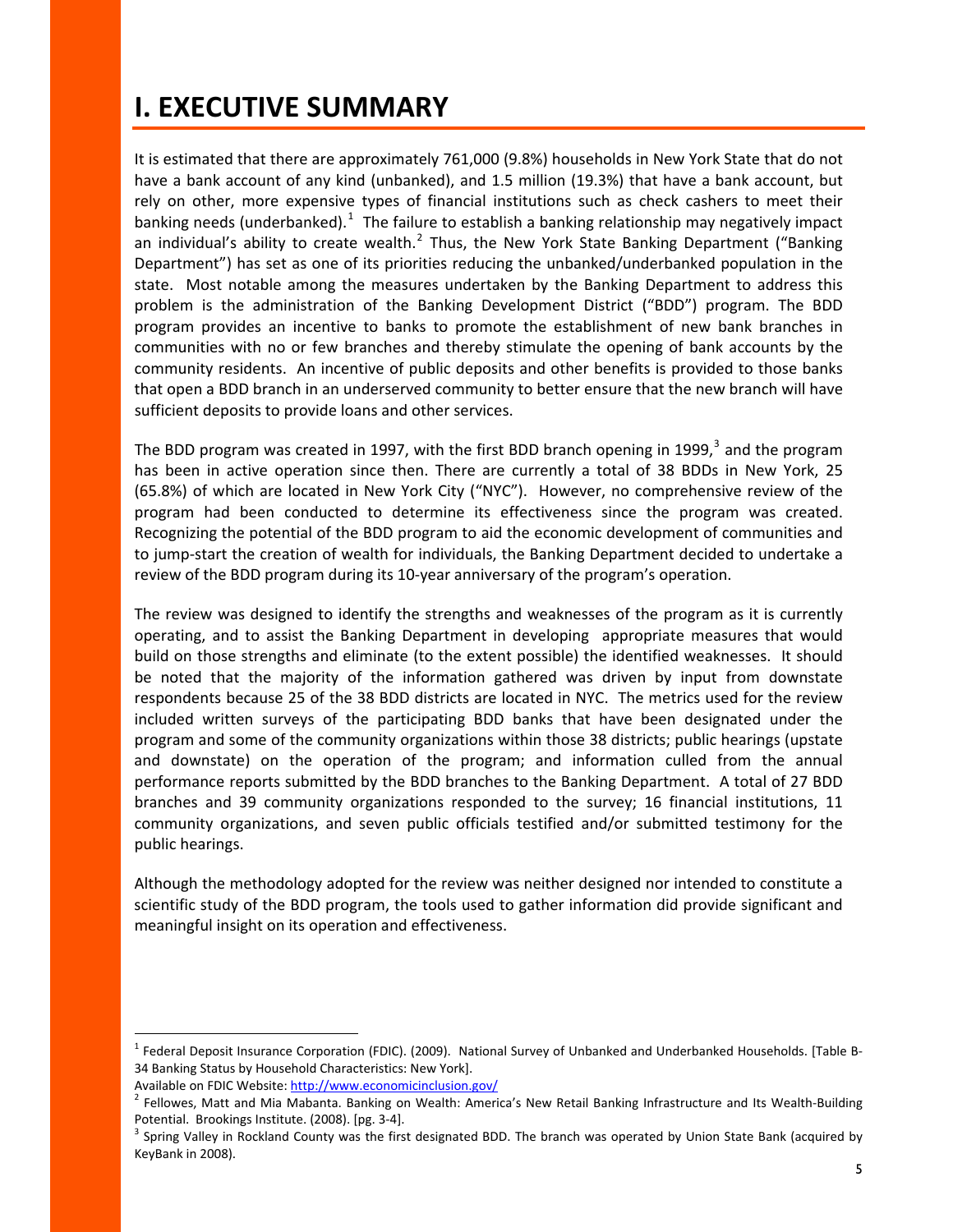# I. EXECUTIVE SUMMARY

It is estimated that there are approximately 761,000 (9.8%) households in New York State that do not have a bank account of any kind (unbanked), and 1.5 million (19.3%) that have a bank account, but rely on other, more expensive types of financial institutions such as check cashers to meet their banking needs (underbanked).[1] The failure to establish a banking relationship may negatively impact an individual's ability to create wealth.[2] Thus, the New York State Banking Department ("Banking Department") has set as one of its priorities reducing the unbanked/underbanked population in the state. Most notable among the measures undertaken by the Banking Department to address this problem is the administration of the Banking Development District ("BDD") program. The BDD program provides an incentive to banks to promote the establishment of new bank branches in communities with no or few branches and thereby stimulate the opening of bank accounts by the community residents. An incentive of public deposits and other benefits is provided to those banks that open a BDD branch in an underserved community to better ensure that the new branch will have sufficient deposits to provide loans and other services.

The BDD program was created in 1997, with the first BDD branch opening in 1999,[3] and the program has been in active operation since then. There are currently a total of 38 BDDs in New York, 25 (65.8%) of which are located in New York City ("NYC"). However, no comprehensive review of the program had been conducted to determine its effectiveness since the program was created. Recognizing the potential of the BDD program to aid the economic development of communities and to jump-start the creation of wealth for individuals, the Banking Department decided to undertake a review of the BDD program during its 10-year anniversary of the program's operation.

The review was designed to identify the strengths and weaknesses of the program as it is currently operating, and to assist the Banking Department in developing appropriate measures that would build on those strengths and eliminate (to the extent possible) the identified weaknesses. It should be noted that the majority of the information gathered was driven by input from downstate respondents because 25 of the 38 BDD districts are located in NYC. The metrics used for the review included written surveys of the participating BDD banks that have been designated under the program and some of the community organizations within those 38 districts; public hearings (upstate and downstate) on the operation of the program; and information culled from the annual performance reports submitted by the BDD branches to the Banking Department. A total of 27 BDD branches and 39 community organizations responded to the survey; 16 financial institutions, 11 community organizations, and seven public officials testified and/or submitted testimony for the public hearings.

Although the methodology adopted for the review was neither designed nor intended to constitute a scientific study of the BDD program, the tools used to gather information did provide significant and meaningful insight on its operation and effectiveness.

---

[1] Federal Deposit Insurance Corporation (FDIC). (2009). National Survey of Unbanked and Underbanked Households. [Table B-34 Banking Status by Household Characteristics: New York]. Available on FDIC Website: http://www.economicinclusion.gov/

[2] Fellowes, Matt and Mia Mabanta. Banking on Wealth: America's New Retail Banking Infrastructure and Its Wealth-Building Potential. Brookings Institute. (2008). [pg. 3-4].

[3] Spring Valley in Rockland County was the first designated BDD. The branch was operated by Union State Bank (acquired by KeyBank in 2008).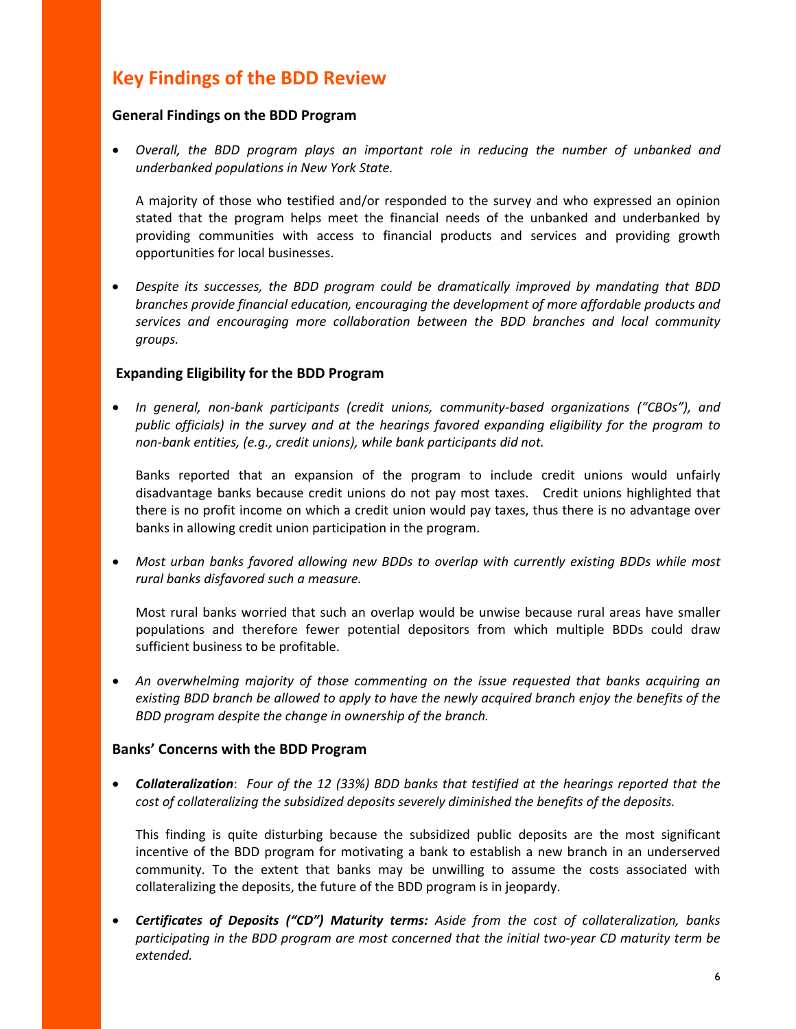## Key Findings of the BDD Review

### General Findings on the BDD Program

- *Overall, the BDD program plays an important role in reducing the number of unbanked and underbanked populations in New York State.*

  A majority of those who testified and/or responded to the survey and who expressed an opinion stated that the program helps meet the financial needs of the unbanked and underbanked by providing communities with access to financial products and services and providing growth opportunities for local businesses.

- *Despite its successes, the BDD program could be dramatically improved by mandating that BDD branches provide financial education, encouraging the development of more affordable products and services and encouraging more collaboration between the BDD branches and local community groups.*

### Expanding Eligibility for the BDD Program

- *In general, non-bank participants (credit unions, community-based organizations ("CBOs"), and public officials) in the survey and at the hearings favored expanding eligibility for the program to non-bank entities, (e.g., credit unions), while bank participants did not.*

  Banks reported that an expansion of the program to include credit unions would unfairly disadvantage banks because credit unions do not pay most taxes. Credit unions highlighted that there is no profit income on which a credit union would pay taxes, thus there is no advantage over banks in allowing credit union participation in the program.

- *Most urban banks favored allowing new BDDs to overlap with currently existing BDDs while most rural banks disfavored such a measure.*

  Most rural banks worried that such an overlap would be unwise because rural areas have smaller populations and therefore fewer potential depositors from which multiple BDDs could draw sufficient business to be profitable.

- *An overwhelming majority of those commenting on the issue requested that banks acquiring an existing BDD branch be allowed to apply to have the newly acquired branch enjoy the benefits of the BDD program despite the change in ownership of the branch.*

### Banks' Concerns with the BDD Program

- ***Collateralization***: *Four of the 12 (33%) BDD banks that testified at the hearings reported that the cost of collateralizing the subsidized deposits severely diminished the benefits of the deposits.*

  This finding is quite disturbing because the subsidized public deposits are the most significant incentive of the BDD program for motivating a bank to establish a new branch in an underserved community. To the extent that banks may be unwilling to assume the costs associated with collateralizing the deposits, the future of the BDD program is in jeopardy.

- ***Certificates of Deposits ("CD") Maturity terms:*** *Aside from the cost of collateralization, banks participating in the BDD program are most concerned that the initial two-year CD maturity term be extended.*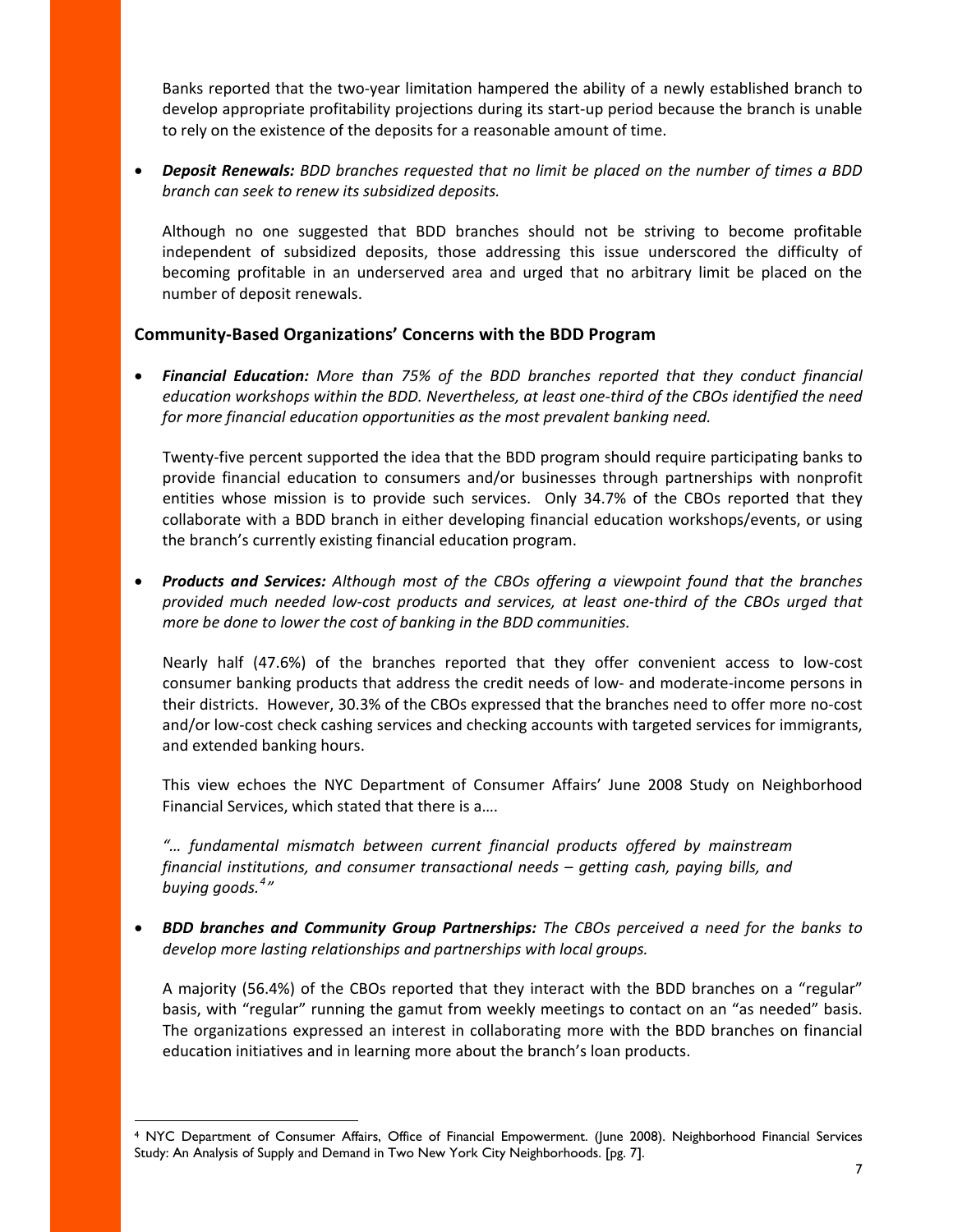Banks reported that the two-year limitation hampered the ability of a newly established branch to develop appropriate profitability projections during its start-up period because the branch is unable to rely on the existence of the deposits for a reasonable amount of time.

- ***Deposit Renewals:*** *BDD branches requested that no limit be placed on the number of times a BDD branch can seek to renew its subsidized deposits.*

  Although no one suggested that BDD branches should not be striving to become profitable independent of subsidized deposits, those addressing this issue underscored the difficulty of becoming profitable in an underserved area and urged that no arbitrary limit be placed on the number of deposit renewals.

## Community-Based Organizations' Concerns with the BDD Program

- ***Financial Education:*** *More than 75% of the BDD branches reported that they conduct financial education workshops within the BDD. Nevertheless, at least one-third of the CBOs identified the need for more financial education opportunities as the most prevalent banking need.*

  Twenty-five percent supported the idea that the BDD program should require participating banks to provide financial education to consumers and/or businesses through partnerships with nonprofit entities whose mission is to provide such services. Only 34.7% of the CBOs reported that they collaborate with a BDD branch in either developing financial education workshops/events, or using the branch's currently existing financial education program.

- ***Products and Services:*** *Although most of the CBOs offering a viewpoint found that the branches provided much needed low-cost products and services, at least one-third of the CBOs urged that more be done to lower the cost of banking in the BDD communities.*

  Nearly half (47.6%) of the branches reported that they offer convenient access to low-cost consumer banking products that address the credit needs of low- and moderate-income persons in their districts. However, 30.3% of the CBOs expressed that the branches need to offer more no-cost and/or low-cost check cashing services and checking accounts with targeted services for immigrants, and extended banking hours.

  This view echoes the NYC Department of Consumer Affairs' June 2008 Study on Neighborhood Financial Services, which stated that there is a….

  *"… fundamental mismatch between current financial products offered by mainstream financial institutions, and consumer transactional needs – getting cash, paying bills, and buying goods.[4]"*

- ***BDD branches and Community Group Partnerships:*** *The CBOs perceived a need for the banks to develop more lasting relationships and partnerships with local groups.*

  A majority (56.4%) of the CBOs reported that they interact with the BDD branches on a "regular" basis, with "regular" running the gamut from weekly meetings to contact on an "as needed" basis. The organizations expressed an interest in collaborating more with the BDD branches on financial education initiatives and in learning more about the branch's loan products.

---

[4] NYC Department of Consumer Affairs, Office of Financial Empowerment. (June 2008). Neighborhood Financial Services Study: An Analysis of Supply and Demand in Two New York City Neighborhoods. [pg. 7].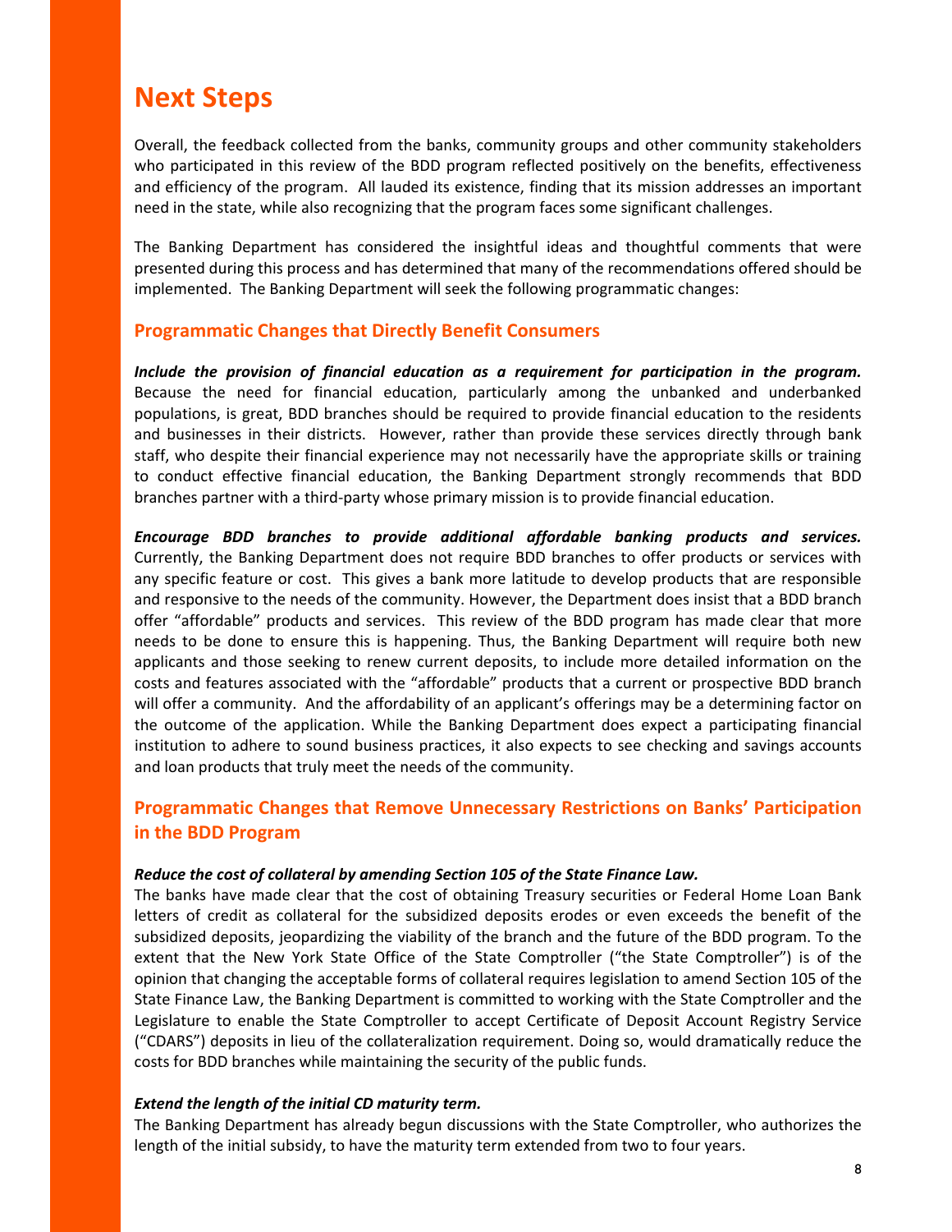# Next Steps

Overall, the feedback collected from the banks, community groups and other community stakeholders who participated in this review of the BDD program reflected positively on the benefits, effectiveness and efficiency of the program. All lauded its existence, finding that its mission addresses an important need in the state, while also recognizing that the program faces some significant challenges.

The Banking Department has considered the insightful ideas and thoughtful comments that were presented during this process and has determined that many of the recommendations offered should be implemented. The Banking Department will seek the following programmatic changes:

## Programmatic Changes that Directly Benefit Consumers

***Include the provision of financial education as a requirement for participation in the program.*** Because the need for financial education, particularly among the unbanked and underbanked populations, is great, BDD branches should be required to provide financial education to the residents and businesses in their districts. However, rather than provide these services directly through bank staff, who despite their financial experience may not necessarily have the appropriate skills or training to conduct effective financial education, the Banking Department strongly recommends that BDD branches partner with a third-party whose primary mission is to provide financial education.

***Encourage BDD branches to provide additional affordable banking products and services.*** Currently, the Banking Department does not require BDD branches to offer products or services with any specific feature or cost. This gives a bank more latitude to develop products that are responsible and responsive to the needs of the community. However, the Department does insist that a BDD branch offer "affordable" products and services. This review of the BDD program has made clear that more needs to be done to ensure this is happening. Thus, the Banking Department will require both new applicants and those seeking to renew current deposits, to include more detailed information on the costs and features associated with the "affordable" products that a current or prospective BDD branch will offer a community. And the affordability of an applicant's offerings may be a determining factor on the outcome of the application. While the Banking Department does expect a participating financial institution to adhere to sound business practices, it also expects to see checking and savings accounts and loan products that truly meet the needs of the community.

## Programmatic Changes that Remove Unnecessary Restrictions on Banks' Participation in the BDD Program

***Reduce the cost of collateral by amending Section 105 of the State Finance Law.***
The banks have made clear that the cost of obtaining Treasury securities or Federal Home Loan Bank letters of credit as collateral for the subsidized deposits erodes or even exceeds the benefit of the subsidized deposits, jeopardizing the viability of the branch and the future of the BDD program. To the extent that the New York State Office of the State Comptroller ("the State Comptroller") is of the opinion that changing the acceptable forms of collateral requires legislation to amend Section 105 of the State Finance Law, the Banking Department is committed to working with the State Comptroller and the Legislature to enable the State Comptroller to accept Certificate of Deposit Account Registry Service ("CDARS") deposits in lieu of the collateralization requirement. Doing so, would dramatically reduce the costs for BDD branches while maintaining the security of the public funds.

***Extend the length of the initial CD maturity term.***
The Banking Department has already begun discussions with the State Comptroller, who authorizes the length of the initial subsidy, to have the maturity term extended from two to four years.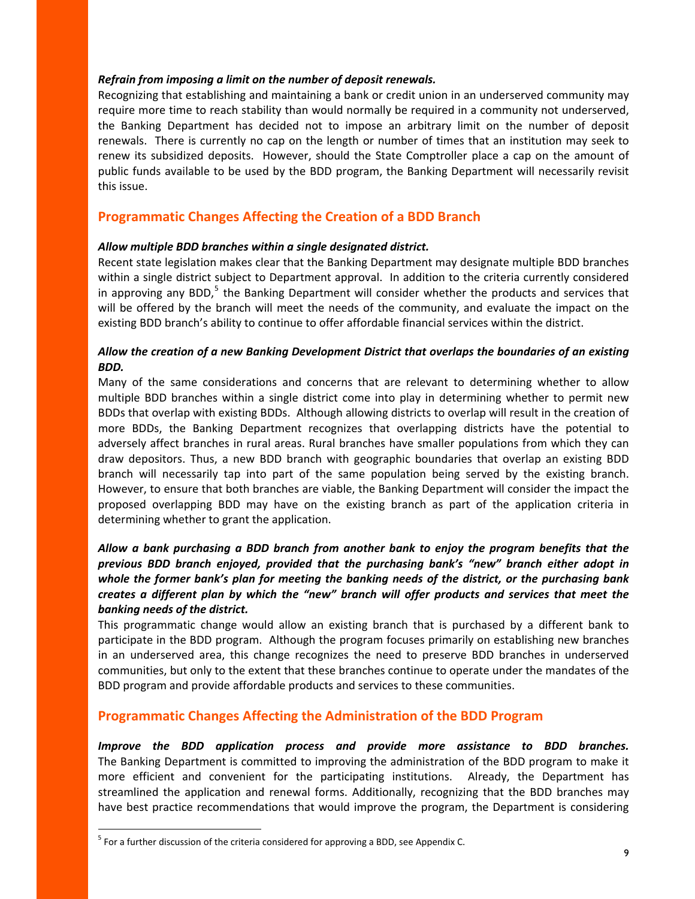***Refrain from imposing a limit on the number of deposit renewals.***

Recognizing that establishing and maintaining a bank or credit union in an underserved community may require more time to reach stability than would normally be required in a community not underserved, the Banking Department has decided not to impose an arbitrary limit on the number of deposit renewals. There is currently no cap on the length or number of times that an institution may seek to renew its subsidized deposits. However, should the State Comptroller place a cap on the amount of public funds available to be used by the BDD program, the Banking Department will necessarily revisit this issue.

## Programmatic Changes Affecting the Creation of a BDD Branch

***Allow multiple BDD branches within a single designated district.***

Recent state legislation makes clear that the Banking Department may designate multiple BDD branches within a single district subject to Department approval. In addition to the criteria currently considered in approving any BDD,[5] the Banking Department will consider whether the products and services that will be offered by the branch will meet the needs of the community, and evaluate the impact on the existing BDD branch's ability to continue to offer affordable financial services within the district.

***Allow the creation of a new Banking Development District that overlaps the boundaries of an existing BDD.***

Many of the same considerations and concerns that are relevant to determining whether to allow multiple BDD branches within a single district come into play in determining whether to permit new BDDs that overlap with existing BDDs. Although allowing districts to overlap will result in the creation of more BDDs, the Banking Department recognizes that overlapping districts have the potential to adversely affect branches in rural areas. Rural branches have smaller populations from which they can draw depositors. Thus, a new BDD branch with geographic boundaries that overlap an existing BDD branch will necessarily tap into part of the same population being served by the existing branch. However, to ensure that both branches are viable, the Banking Department will consider the impact the proposed overlapping BDD may have on the existing branch as part of the application criteria in determining whether to grant the application.

***Allow a bank purchasing a BDD branch from another bank to enjoy the program benefits that the previous BDD branch enjoyed, provided that the purchasing bank's "new" branch either adopt in whole the former bank's plan for meeting the banking needs of the district, or the purchasing bank creates a different plan by which the "new" branch will offer products and services that meet the banking needs of the district.***

This programmatic change would allow an existing branch that is purchased by a different bank to participate in the BDD program. Although the program focuses primarily on establishing new branches in an underserved area, this change recognizes the need to preserve BDD branches in underserved communities, but only to the extent that these branches continue to operate under the mandates of the BDD program and provide affordable products and services to these communities.

## Programmatic Changes Affecting the Administration of the BDD Program

***Improve the BDD application process and provide more assistance to BDD branches.*** The Banking Department is committed to improving the administration of the BDD program to make it more efficient and convenient for the participating institutions. Already, the Department has streamlined the application and renewal forms. Additionally, recognizing that the BDD branches may have best practice recommendations that would improve the program, the Department is considering

[5] For a further discussion of the criteria considered for approving a BDD, see Appendix C.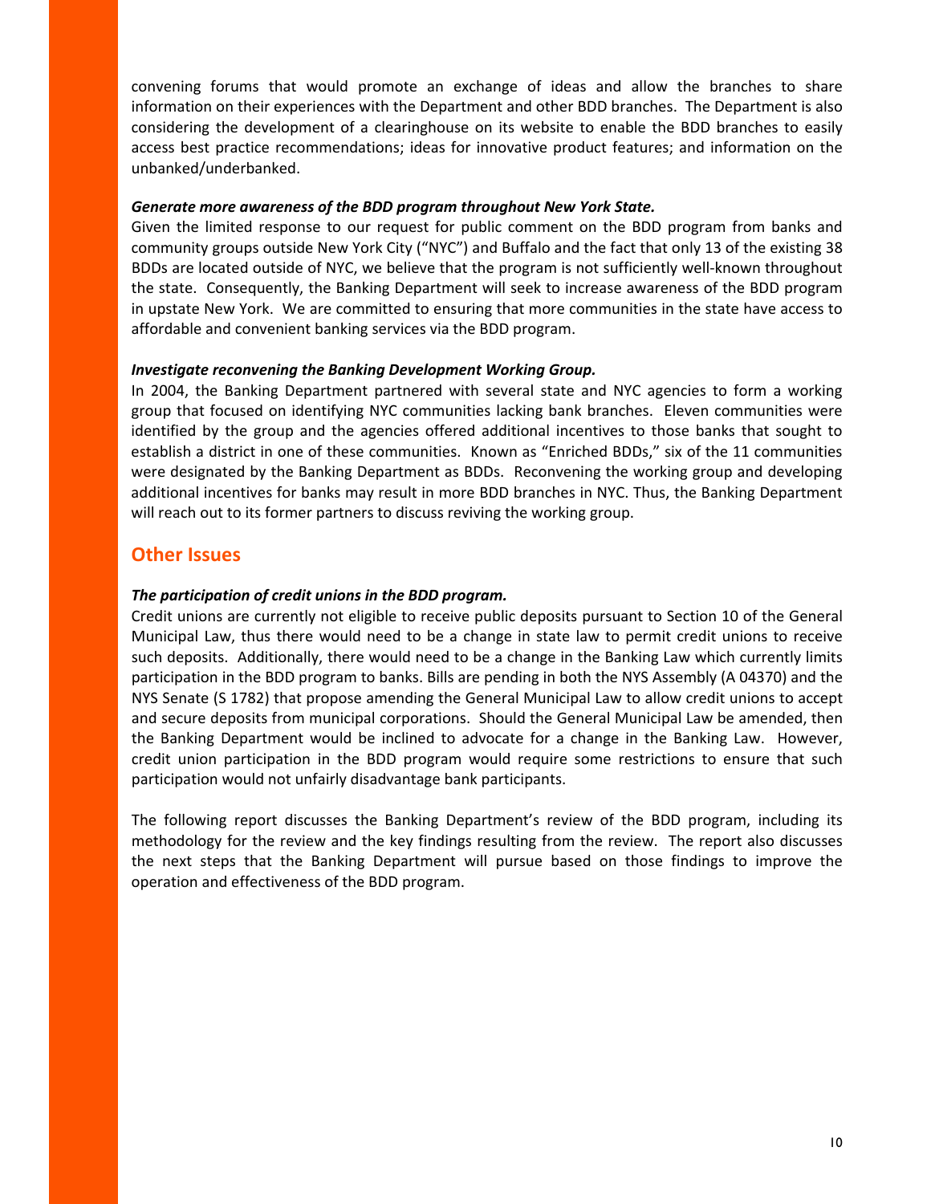convening forums that would promote an exchange of ideas and allow the branches to share information on their experiences with the Department and other BDD branches. The Department is also considering the development of a clearinghouse on its website to enable the BDD branches to easily access best practice recommendations; ideas for innovative product features; and information on the unbanked/underbanked.

***Generate more awareness of the BDD program throughout New York State.***

Given the limited response to our request for public comment on the BDD program from banks and community groups outside New York City ("NYC") and Buffalo and the fact that only 13 of the existing 38 BDDs are located outside of NYC, we believe that the program is not sufficiently well-known throughout the state. Consequently, the Banking Department will seek to increase awareness of the BDD program in upstate New York. We are committed to ensuring that more communities in the state have access to affordable and convenient banking services via the BDD program.

***Investigate reconvening the Banking Development Working Group.***

In 2004, the Banking Department partnered with several state and NYC agencies to form a working group that focused on identifying NYC communities lacking bank branches. Eleven communities were identified by the group and the agencies offered additional incentives to those banks that sought to establish a district in one of these communities. Known as "Enriched BDDs," six of the 11 communities were designated by the Banking Department as BDDs. Reconvening the working group and developing additional incentives for banks may result in more BDD branches in NYC. Thus, the Banking Department will reach out to its former partners to discuss reviving the working group.

## Other Issues

***The participation of credit unions in the BDD program.***

Credit unions are currently not eligible to receive public deposits pursuant to Section 10 of the General Municipal Law, thus there would need to be a change in state law to permit credit unions to receive such deposits. Additionally, there would need to be a change in the Banking Law which currently limits participation in the BDD program to banks. Bills are pending in both the NYS Assembly (A 04370) and the NYS Senate (S 1782) that propose amending the General Municipal Law to allow credit unions to accept and secure deposits from municipal corporations. Should the General Municipal Law be amended, then the Banking Department would be inclined to advocate for a change in the Banking Law. However, credit union participation in the BDD program would require some restrictions to ensure that such participation would not unfairly disadvantage bank participants.

The following report discusses the Banking Department's review of the BDD program, including its methodology for the review and the key findings resulting from the review. The report also discusses the next steps that the Banking Department will pursue based on those findings to improve the operation and effectiveness of the BDD program.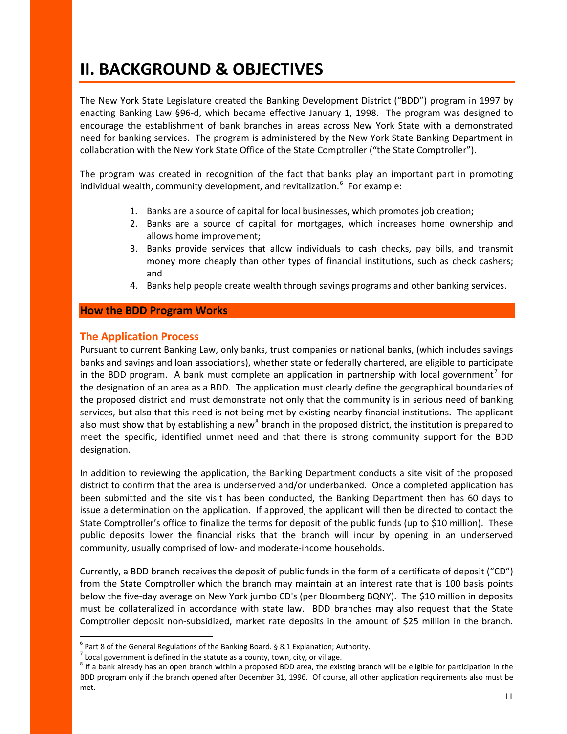# II. BACKGROUND & OBJECTIVES

The New York State Legislature created the Banking Development District ("BDD") program in 1997 by enacting Banking Law §96-d, which became effective January 1, 1998. The program was designed to encourage the establishment of bank branches in areas across New York State with a demonstrated need for banking services. The program is administered by the New York State Banking Department in collaboration with the New York State Office of the State Comptroller ("the State Comptroller").

The program was created in recognition of the fact that banks play an important part in promoting individual wealth, community development, and revitalization.[6] For example:

1. Banks are a source of capital for local businesses, which promotes job creation;
2. Banks are a source of capital for mortgages, which increases home ownership and allows home improvement;
3. Banks provide services that allow individuals to cash checks, pay bills, and transmit money more cheaply than other types of financial institutions, such as check cashers; and
4. Banks help people create wealth through savings programs and other banking services.

## How the BDD Program Works

### The Application Process

Pursuant to current Banking Law, only banks, trust companies or national banks, (which includes savings banks and savings and loan associations), whether state or federally chartered, are eligible to participate in the BDD program. A bank must complete an application in partnership with local government[7] for the designation of an area as a BDD. The application must clearly define the geographical boundaries of the proposed district and must demonstrate not only that the community is in serious need of banking services, but also that this need is not being met by existing nearby financial institutions. The applicant also must show that by establishing a new[8] branch in the proposed district, the institution is prepared to meet the specific, identified unmet need and that there is strong community support for the BDD designation.

In addition to reviewing the application, the Banking Department conducts a site visit of the proposed district to confirm that the area is underserved and/or underbanked. Once a completed application has been submitted and the site visit has been conducted, the Banking Department then has 60 days to issue a determination on the application. If approved, the applicant will then be directed to contact the State Comptroller's office to finalize the terms for deposit of the public funds (up to $10 million). These public deposits lower the financial risks that the branch will incur by opening in an underserved community, usually comprised of low- and moderate-income households.

Currently, a BDD branch receives the deposit of public funds in the form of a certificate of deposit ("CD") from the State Comptroller which the branch may maintain at an interest rate that is 100 basis points below the five-day average on New York jumbo CD's (per Bloomberg BQNY). The $10 million in deposits must be collateralized in accordance with state law. BDD branches may also request that the State Comptroller deposit non-subsidized, market rate deposits in the amount of $25 million in the branch.

---

[6] Part 8 of the General Regulations of the Banking Board. § 8.1 Explanation; Authority.

[7] Local government is defined in the statute as a county, town, city, or village.

[8] If a bank already has an open branch within a proposed BDD area, the existing branch will be eligible for participation in the BDD program only if the branch opened after December 31, 1996. Of course, all other application requirements also must be met.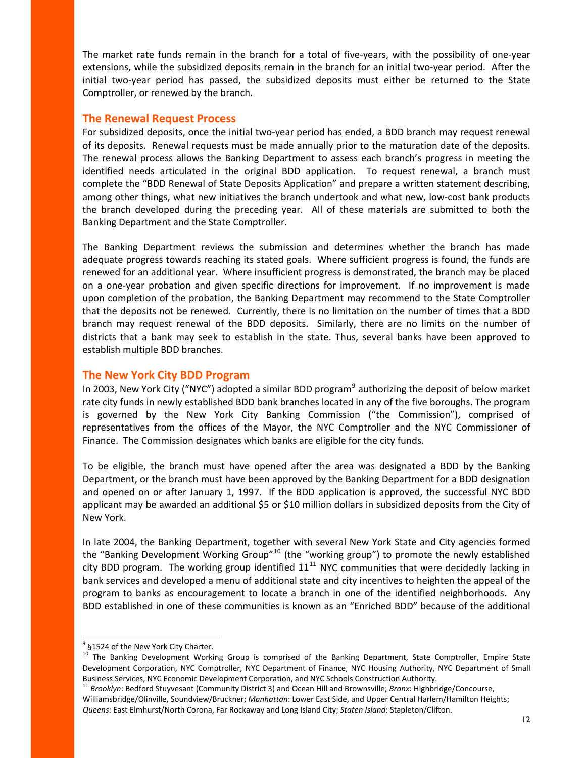The market rate funds remain in the branch for a total of five-years, with the possibility of one-year extensions, while the subsidized deposits remain in the branch for an initial two-year period. After the initial two-year period has passed, the subsidized deposits must either be returned to the State Comptroller, or renewed by the branch.

## The Renewal Request Process

For subsidized deposits, once the initial two-year period has ended, a BDD branch may request renewal of its deposits. Renewal requests must be made annually prior to the maturation date of the deposits. The renewal process allows the Banking Department to assess each branch's progress in meeting the identified needs articulated in the original BDD application. To request renewal, a branch must complete the "BDD Renewal of State Deposits Application" and prepare a written statement describing, among other things, what new initiatives the branch undertook and what new, low-cost bank products the branch developed during the preceding year. All of these materials are submitted to both the Banking Department and the State Comptroller.

The Banking Department reviews the submission and determines whether the branch has made adequate progress towards reaching its stated goals. Where sufficient progress is found, the funds are renewed for an additional year. Where insufficient progress is demonstrated, the branch may be placed on a one-year probation and given specific directions for improvement. If no improvement is made upon completion of the probation, the Banking Department may recommend to the State Comptroller that the deposits not be renewed. Currently, there is no limitation on the number of times that a BDD branch may request renewal of the BDD deposits. Similarly, there are no limits on the number of districts that a bank may seek to establish in the state. Thus, several banks have been approved to establish multiple BDD branches.

## The New York City BDD Program

In 2003, New York City ("NYC") adopted a similar BDD program[9] authorizing the deposit of below market rate city funds in newly established BDD bank branches located in any of the five boroughs. The program is governed by the New York City Banking Commission ("the Commission"), comprised of representatives from the offices of the Mayor, the NYC Comptroller and the NYC Commissioner of Finance. The Commission designates which banks are eligible for the city funds.

To be eligible, the branch must have opened after the area was designated a BDD by the Banking Department, or the branch must have been approved by the Banking Department for a BDD designation and opened on or after January 1, 1997. If the BDD application is approved, the successful NYC BDD applicant may be awarded an additional $5 or $10 million dollars in subsidized deposits from the City of New York.

In late 2004, the Banking Department, together with several New York State and City agencies formed the "Banking Development Working Group"[10] (the "working group") to promote the newly established city BDD program. The working group identified 11[11] NYC communities that were decidedly lacking in bank services and developed a menu of additional state and city incentives to heighten the appeal of the program to banks as encouragement to locate a branch in one of the identified neighborhoods. Any BDD established in one of these communities is known as an "Enriched BDD" because of the additional

---

[9] §1524 of the New York City Charter.

[10] The Banking Development Working Group is comprised of the Banking Department, State Comptroller, Empire State Development Corporation, NYC Comptroller, NYC Department of Finance, NYC Housing Authority, NYC Department of Small Business Services, NYC Economic Development Corporation, and NYC Schools Construction Authority.

[11] *Brooklyn*: Bedford Stuyvesant (Community District 3) and Ocean Hill and Brownsville; *Bronx*: Highbridge/Concourse, Williamsbridge/Olinville, Soundview/Bruckner; *Manhattan*: Lower East Side, and Upper Central Harlem/Hamilton Heights; *Queens*: East Elmhurst/North Corona, Far Rockaway and Long Island City; *Staten Island*: Stapleton/Clifton.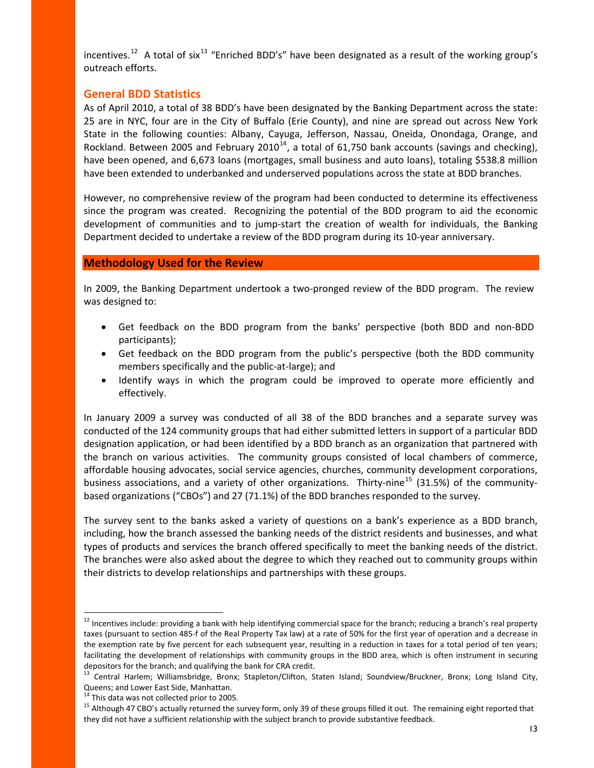incentives.[12] A total of six[13] "Enriched BDD's" have been designated as a result of the working group's outreach efforts.

### General BDD Statistics

As of April 2010, a total of 38 BDD's have been designated by the Banking Department across the state: 25 are in NYC, four are in the City of Buffalo (Erie County), and nine are spread out across New York State in the following counties: Albany, Cayuga, Jefferson, Nassau, Oneida, Onondaga, Orange, and Rockland. Between 2005 and February 2010[14], a total of 61,750 bank accounts (savings and checking), have been opened, and 6,673 loans (mortgages, small business and auto loans), totaling $538.8 million have been extended to underbanked and underserved populations across the state at BDD branches.

However, no comprehensive review of the program had been conducted to determine its effectiveness since the program was created. Recognizing the potential of the BDD program to aid the economic development of communities and to jump-start the creation of wealth for individuals, the Banking Department decided to undertake a review of the BDD program during its 10-year anniversary.

## Methodology Used for the Review

In 2009, the Banking Department undertook a two-pronged review of the BDD program. The review was designed to:

- Get feedback on the BDD program from the banks' perspective (both BDD and non-BDD participants);
- Get feedback on the BDD program from the public's perspective (both the BDD community members specifically and the public-at-large); and
- Identify ways in which the program could be improved to operate more efficiently and effectively.

In January 2009 a survey was conducted of all 38 of the BDD branches and a separate survey was conducted of the 124 community groups that had either submitted letters in support of a particular BDD designation application, or had been identified by a BDD branch as an organization that partnered with the branch on various activities. The community groups consisted of local chambers of commerce, affordable housing advocates, social service agencies, churches, community development corporations, business associations, and a variety of other organizations. Thirty-nine[15] (31.5%) of the community-based organizations ("CBOs") and 27 (71.1%) of the BDD branches responded to the survey.

The survey sent to the banks asked a variety of questions on a bank's experience as a BDD branch, including, how the branch assessed the banking needs of the district residents and businesses, and what types of products and services the branch offered specifically to meet the banking needs of the district. The branches were also asked about the degree to which they reached out to community groups within their districts to develop relationships and partnerships with these groups.

---

[12] Incentives include: providing a bank with help identifying commercial space for the branch; reducing a branch's real property taxes (pursuant to section 485-f of the Real Property Tax law) at a rate of 50% for the first year of operation and a decrease in the exemption rate by five percent for each subsequent year, resulting in a reduction in taxes for a total period of ten years; facilitating the development of relationships with community groups in the BDD area, which is often instrument in securing depositors for the branch; and qualifying the bank for CRA credit.

[13] Central Harlem; Williamsbridge, Bronx; Stapleton/Clifton, Staten Island; Soundview/Bruckner, Bronx; Long Island City, Queens; and Lower East Side, Manhattan.

[14] This data was not collected prior to 2005.

[15] Although 47 CBO's actually returned the survey form, only 39 of these groups filled it out. The remaining eight reported that they did not have a sufficient relationship with the subject branch to provide substantive feedback.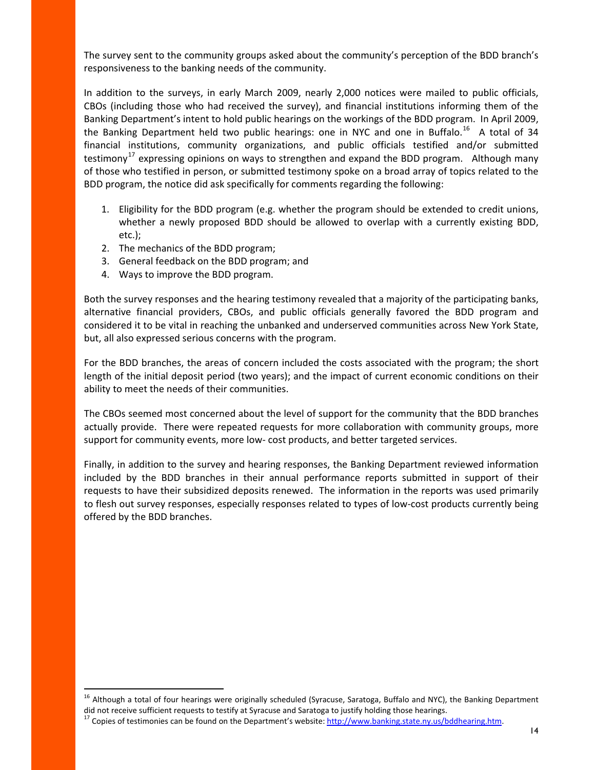The survey sent to the community groups asked about the community's perception of the BDD branch's responsiveness to the banking needs of the community.

In addition to the surveys, in early March 2009, nearly 2,000 notices were mailed to public officials, CBOs (including those who had received the survey), and financial institutions informing them of the Banking Department's intent to hold public hearings on the workings of the BDD program. In April 2009, the Banking Department held two public hearings: one in NYC and one in Buffalo.[16] A total of 34 financial institutions, community organizations, and public officials testified and/or submitted testimony[17] expressing opinions on ways to strengthen and expand the BDD program. Although many of those who testified in person, or submitted testimony spoke on a broad array of topics related to the BDD program, the notice did ask specifically for comments regarding the following:

1. Eligibility for the BDD program (e.g. whether the program should be extended to credit unions, whether a newly proposed BDD should be allowed to overlap with a currently existing BDD, etc.);
2. The mechanics of the BDD program;
3. General feedback on the BDD program; and
4. Ways to improve the BDD program.

Both the survey responses and the hearing testimony revealed that a majority of the participating banks, alternative financial providers, CBOs, and public officials generally favored the BDD program and considered it to be vital in reaching the unbanked and underserved communities across New York State, but, all also expressed serious concerns with the program.

For the BDD branches, the areas of concern included the costs associated with the program; the short length of the initial deposit period (two years); and the impact of current economic conditions on their ability to meet the needs of their communities.

The CBOs seemed most concerned about the level of support for the community that the BDD branches actually provide. There were repeated requests for more collaboration with community groups, more support for community events, more low- cost products, and better targeted services.

Finally, in addition to the survey and hearing responses, the Banking Department reviewed information included by the BDD branches in their annual performance reports submitted in support of their requests to have their subsidized deposits renewed. The information in the reports was used primarily to flesh out survey responses, especially responses related to types of low-cost products currently being offered by the BDD branches.

---

[16] Although a total of four hearings were originally scheduled (Syracuse, Saratoga, Buffalo and NYC), the Banking Department did not receive sufficient requests to testify at Syracuse and Saratoga to justify holding those hearings.

[17] Copies of testimonies can be found on the Department's website: http://www.banking.state.ny.us/bddhearing.htm.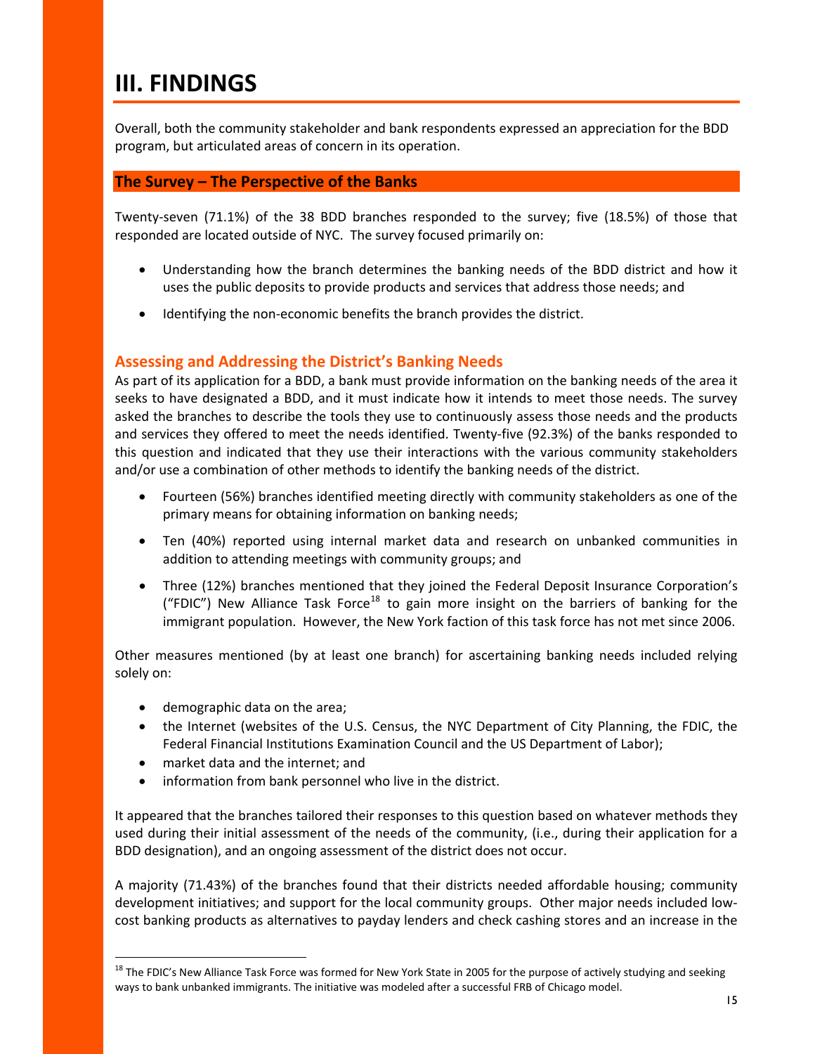# III. FINDINGS

Overall, both the community stakeholder and bank respondents expressed an appreciation for the BDD program, but articulated areas of concern in its operation.

## The Survey – The Perspective of the Banks

Twenty-seven (71.1%) of the 38 BDD branches responded to the survey; five (18.5%) of those that responded are located outside of NYC. The survey focused primarily on:

- Understanding how the branch determines the banking needs of the BDD district and how it uses the public deposits to provide products and services that address those needs; and
- Identifying the non-economic benefits the branch provides the district.

### Assessing and Addressing the District's Banking Needs

As part of its application for a BDD, a bank must provide information on the banking needs of the area it seeks to have designated a BDD, and it must indicate how it intends to meet those needs. The survey asked the branches to describe the tools they use to continuously assess those needs and the products and services they offered to meet the needs identified. Twenty-five (92.3%) of the banks responded to this question and indicated that they use their interactions with the various community stakeholders and/or use a combination of other methods to identify the banking needs of the district.

- Fourteen (56%) branches identified meeting directly with community stakeholders as one of the primary means for obtaining information on banking needs;
- Ten (40%) reported using internal market data and research on unbanked communities in addition to attending meetings with community groups; and
- Three (12%) branches mentioned that they joined the Federal Deposit Insurance Corporation's ("FDIC") New Alliance Task Force[18] to gain more insight on the barriers of banking for the immigrant population. However, the New York faction of this task force has not met since 2006.

Other measures mentioned (by at least one branch) for ascertaining banking needs included relying solely on:

- demographic data on the area;
- the Internet (websites of the U.S. Census, the NYC Department of City Planning, the FDIC, the Federal Financial Institutions Examination Council and the US Department of Labor);
- market data and the internet; and
- information from bank personnel who live in the district.

It appeared that the branches tailored their responses to this question based on whatever methods they used during their initial assessment of the needs of the community, (i.e., during their application for a BDD designation), and an ongoing assessment of the district does not occur.

A majority (71.43%) of the branches found that their districts needed affordable housing; community development initiatives; and support for the local community groups. Other major needs included low-cost banking products as alternatives to payday lenders and check cashing stores and an increase in the

[18] The FDIC's New Alliance Task Force was formed for New York State in 2005 for the purpose of actively studying and seeking ways to bank unbanked immigrants. The initiative was modeled after a successful FRB of Chicago model.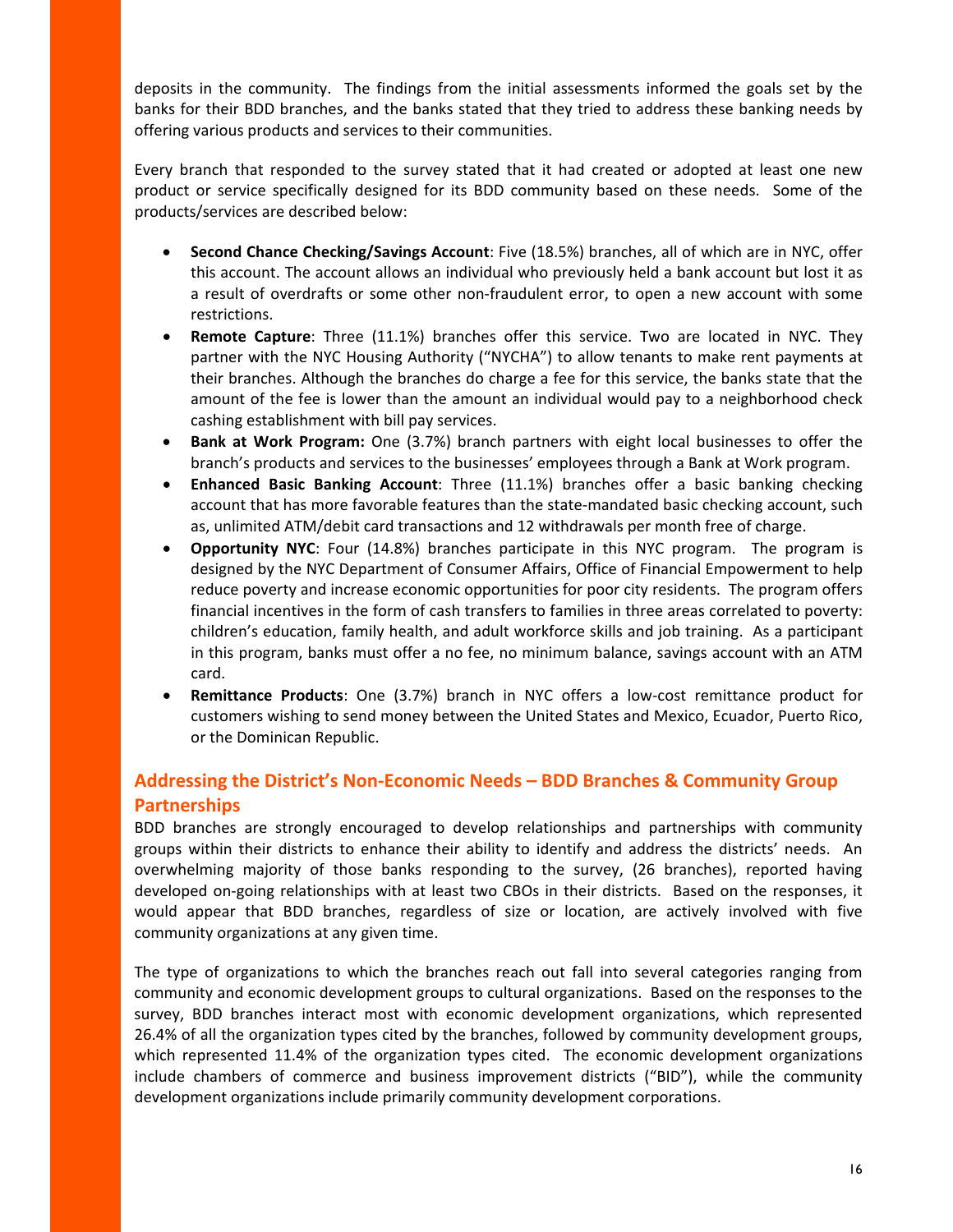deposits in the community. The findings from the initial assessments informed the goals set by the banks for their BDD branches, and the banks stated that they tried to address these banking needs by offering various products and services to their communities.

Every branch that responded to the survey stated that it had created or adopted at least one new product or service specifically designed for its BDD community based on these needs. Some of the products/services are described below:

- **Second Chance Checking/Savings Account**: Five (18.5%) branches, all of which are in NYC, offer this account. The account allows an individual who previously held a bank account but lost it as a result of overdrafts or some other non-fraudulent error, to open a new account with some restrictions.
- **Remote Capture**: Three (11.1%) branches offer this service. Two are located in NYC. They partner with the NYC Housing Authority ("NYCHA") to allow tenants to make rent payments at their branches. Although the branches do charge a fee for this service, the banks state that the amount of the fee is lower than the amount an individual would pay to a neighborhood check cashing establishment with bill pay services.
- **Bank at Work Program:** One (3.7%) branch partners with eight local businesses to offer the branch's products and services to the businesses' employees through a Bank at Work program.
- **Enhanced Basic Banking Account**: Three (11.1%) branches offer a basic banking checking account that has more favorable features than the state-mandated basic checking account, such as, unlimited ATM/debit card transactions and 12 withdrawals per month free of charge.
- **Opportunity NYC**: Four (14.8%) branches participate in this NYC program. The program is designed by the NYC Department of Consumer Affairs, Office of Financial Empowerment to help reduce poverty and increase economic opportunities for poor city residents. The program offers financial incentives in the form of cash transfers to families in three areas correlated to poverty: children's education, family health, and adult workforce skills and job training. As a participant in this program, banks must offer a no fee, no minimum balance, savings account with an ATM card.
- **Remittance Products**: One (3.7%) branch in NYC offers a low-cost remittance product for customers wishing to send money between the United States and Mexico, Ecuador, Puerto Rico, or the Dominican Republic.

## Addressing the District's Non-Economic Needs – BDD Branches & Community Group Partnerships

BDD branches are strongly encouraged to develop relationships and partnerships with community groups within their districts to enhance their ability to identify and address the districts' needs. An overwhelming majority of those banks responding to the survey, (26 branches), reported having developed on-going relationships with at least two CBOs in their districts. Based on the responses, it would appear that BDD branches, regardless of size or location, are actively involved with five community organizations at any given time.

The type of organizations to which the branches reach out fall into several categories ranging from community and economic development groups to cultural organizations. Based on the responses to the survey, BDD branches interact most with economic development organizations, which represented 26.4% of all the organization types cited by the branches, followed by community development groups, which represented 11.4% of the organization types cited. The economic development organizations include chambers of commerce and business improvement districts ("BID"), while the community development organizations include primarily community development corporations.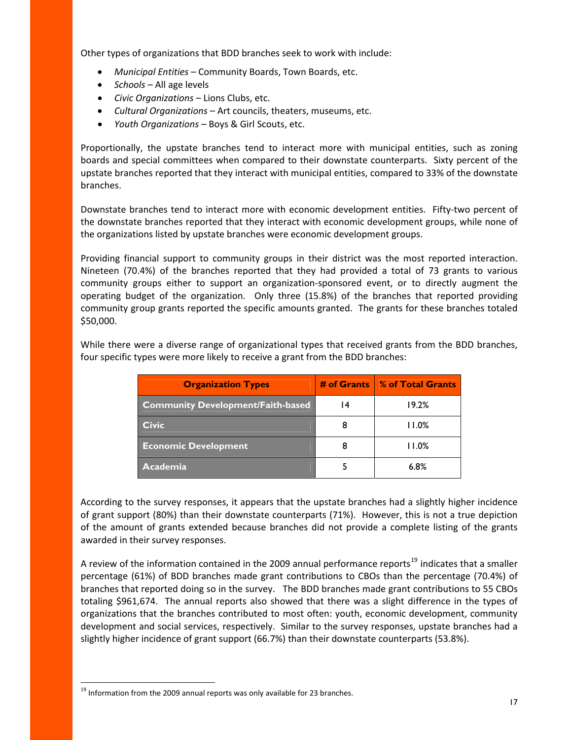Other types of organizations that BDD branches seek to work with include:

- *Municipal Entities* – Community Boards, Town Boards, etc.
- *Schools* – All age levels
- *Civic Organizations* – Lions Clubs, etc.
- *Cultural Organizations* – Art councils, theaters, museums, etc.
- *Youth Organizations* – Boys & Girl Scouts, etc.

Proportionally, the upstate branches tend to interact more with municipal entities, such as zoning boards and special committees when compared to their downstate counterparts. Sixty percent of the upstate branches reported that they interact with municipal entities, compared to 33% of the downstate branches.

Downstate branches tend to interact more with economic development entities. Fifty-two percent of the downstate branches reported that they interact with economic development groups, while none of the organizations listed by upstate branches were economic development groups.

Providing financial support to community groups in their district was the most reported interaction. Nineteen (70.4%) of the branches reported that they had provided a total of 73 grants to various community groups either to support an organization-sponsored event, or to directly augment the operating budget of the organization. Only three (15.8%) of the branches that reported providing community group grants reported the specific amounts granted. The grants for these branches totaled $50,000.

While there were a diverse range of organizational types that received grants from the BDD branches, four specific types were more likely to receive a grant from the BDD branches:

| Organization Types | # of Grants | % of Total Grants |
|---|---|---|
| Community Development/Faith-based | 14 | 19.2% |
| Civic | 8 | 11.0% |
| Economic Development | 8 | 11.0% |
| Academia | 5 | 6.8% |

According to the survey responses, it appears that the upstate branches had a slightly higher incidence of grant support (80%) than their downstate counterparts (71%). However, this is not a true depiction of the amount of grants extended because branches did not provide a complete listing of the grants awarded in their survey responses.

A review of the information contained in the 2009 annual performance reports[19] indicates that a smaller percentage (61%) of BDD branches made grant contributions to CBOs than the percentage (70.4%) of branches that reported doing so in the survey. The BDD branches made grant contributions to 55 CBOs totaling $961,674. The annual reports also showed that there was a slight difference in the types of organizations that the branches contributed to most often: youth, economic development, community development and social services, respectively. Similar to the survey responses, upstate branches had a slightly higher incidence of grant support (66.7%) than their downstate counterparts (53.8%).

[19] Information from the 2009 annual reports was only available for 23 branches.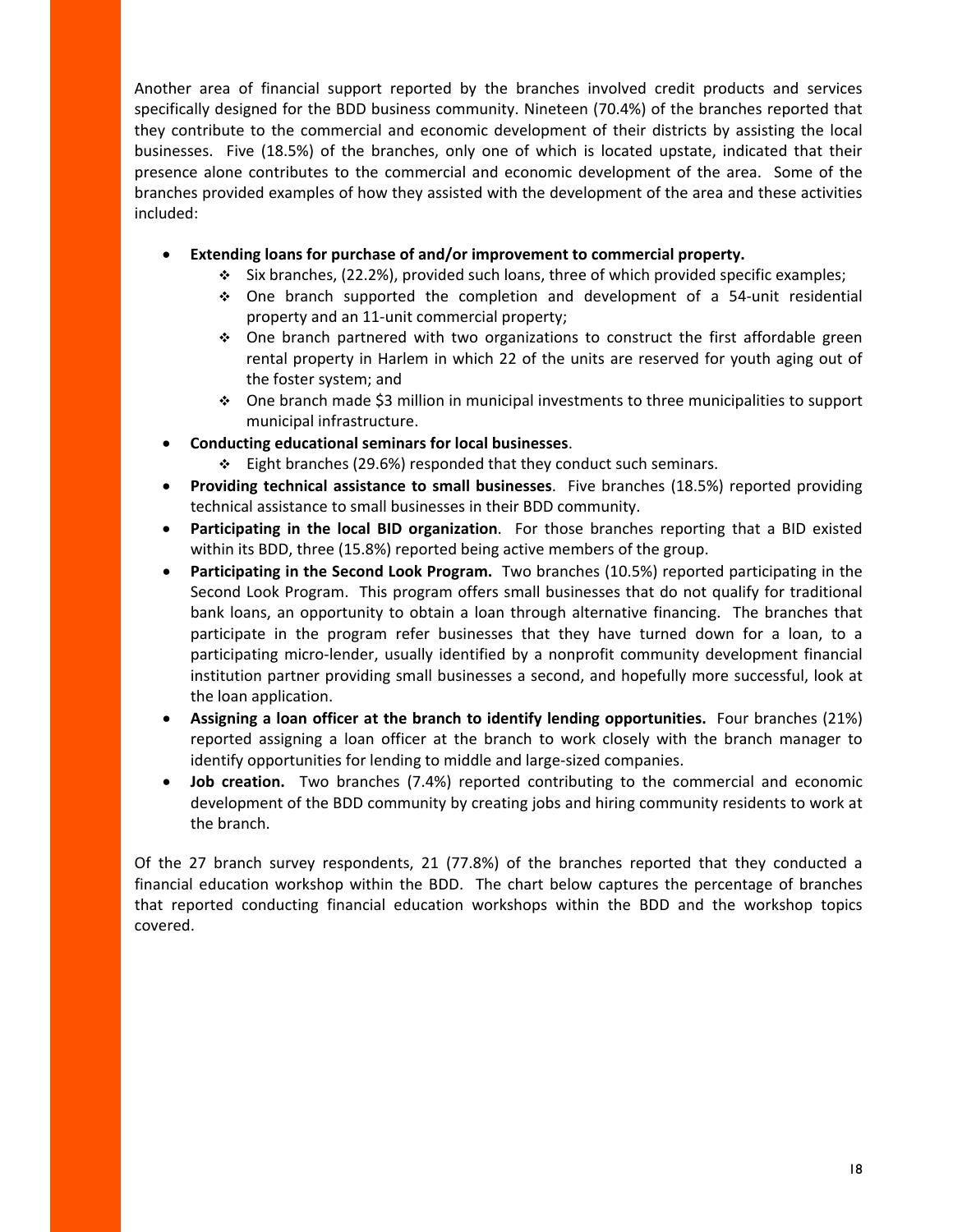Another area of financial support reported by the branches involved credit products and services specifically designed for the BDD business community. Nineteen (70.4%) of the branches reported that they contribute to the commercial and economic development of their districts by assisting the local businesses. Five (18.5%) of the branches, only one of which is located upstate, indicated that their presence alone contributes to the commercial and economic development of the area. Some of the branches provided examples of how they assisted with the development of the area and these activities included:

- **Extending loans for purchase of and/or improvement to commercial property.**
  - Six branches, (22.2%), provided such loans, three of which provided specific examples;
  - One branch supported the completion and development of a 54-unit residential property and an 11-unit commercial property;
  - One branch partnered with two organizations to construct the first affordable green rental property in Harlem in which 22 of the units are reserved for youth aging out of the foster system; and
  - One branch made $3 million in municipal investments to three municipalities to support municipal infrastructure.
- **Conducting educational seminars for local businesses**.
  - Eight branches (29.6%) responded that they conduct such seminars.
- **Providing technical assistance to small businesses**. Five branches (18.5%) reported providing technical assistance to small businesses in their BDD community.
- **Participating in the local BID organization**. For those branches reporting that a BID existed within its BDD, three (15.8%) reported being active members of the group.
- **Participating in the Second Look Program.** Two branches (10.5%) reported participating in the Second Look Program. This program offers small businesses that do not qualify for traditional bank loans, an opportunity to obtain a loan through alternative financing. The branches that participate in the program refer businesses that they have turned down for a loan, to a participating micro-lender, usually identified by a nonprofit community development financial institution partner providing small businesses a second, and hopefully more successful, look at the loan application.
- **Assigning a loan officer at the branch to identify lending opportunities.** Four branches (21%) reported assigning a loan officer at the branch to work closely with the branch manager to identify opportunities for lending to middle and large-sized companies.
- **Job creation.** Two branches (7.4%) reported contributing to the commercial and economic development of the BDD community by creating jobs and hiring community residents to work at the branch.

Of the 27 branch survey respondents, 21 (77.8%) of the branches reported that they conducted a financial education workshop within the BDD. The chart below captures the percentage of branches that reported conducting financial education workshops within the BDD and the workshop topics covered.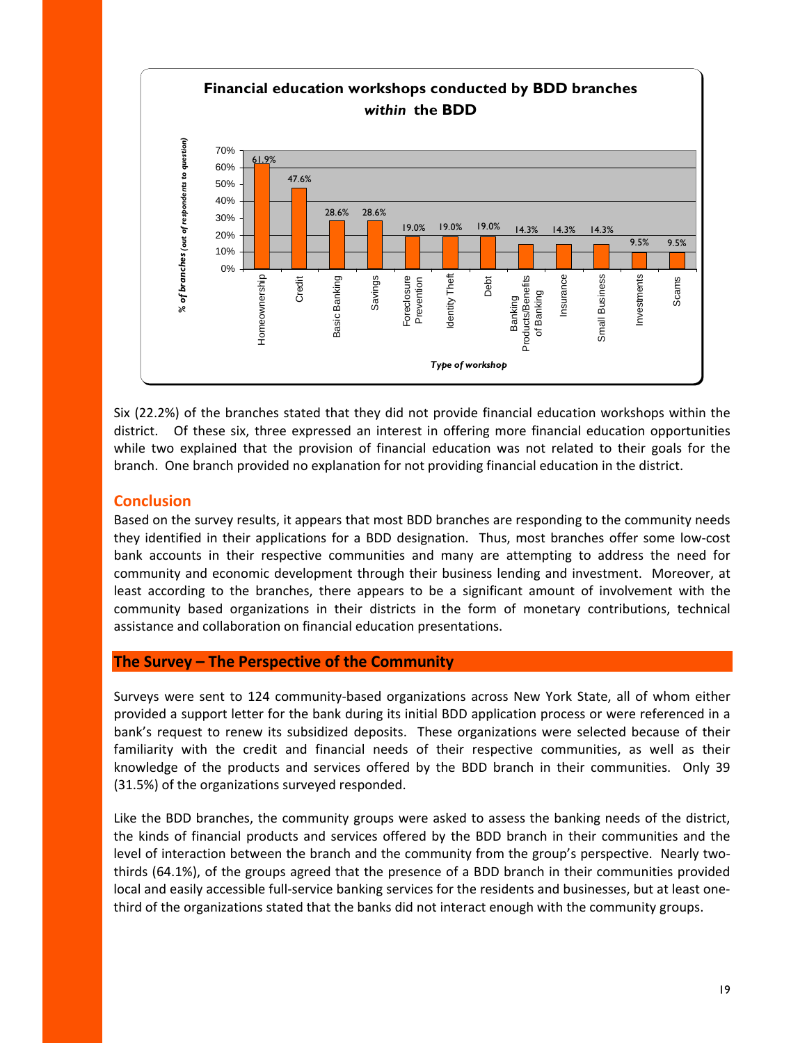**Financial education workshops conducted by BDD branches *within* the BDD**

| Type of workshop | % of branches (out of respondents to question) |
|---|---|
| Homeownership | 61.9% |
| Credit | 47.6% |
| Basic Banking | 28.6% |
| Savings | 28.6% |
| Foreclosure Prevention | 19.0% |
| Identity Theft | 19.0% |
| Debt | 19.0% |
| Banking Products/Benefits of Banking | 14.3% |
| Insurance | 14.3% |
| Small Business | 14.3% |
| Investments | 9.5% |
| Scams | 9.5% |

Six (22.2%) of the branches stated that they did not provide financial education workshops within the district. Of these six, three expressed an interest in offering more financial education opportunities while two explained that the provision of financial education was not related to their goals for the branch. One branch provided no explanation for not providing financial education in the district.

## Conclusion

Based on the survey results, it appears that most BDD branches are responding to the community needs they identified in their applications for a BDD designation. Thus, most branches offer some low-cost bank accounts in their respective communities and many are attempting to address the need for community and economic development through their business lending and investment. Moreover, at least according to the branches, there appears to be a significant amount of involvement with the community based organizations in their districts in the form of monetary contributions, technical assistance and collaboration on financial education presentations.

## The Survey – The Perspective of the Community

Surveys were sent to 124 community-based organizations across New York State, all of whom either provided a support letter for the bank during its initial BDD application process or were referenced in a bank's request to renew its subsidized deposits. These organizations were selected because of their familiarity with the credit and financial needs of their respective communities, as well as their knowledge of the products and services offered by the BDD branch in their communities. Only 39 (31.5%) of the organizations surveyed responded.

Like the BDD branches, the community groups were asked to assess the banking needs of the district, the kinds of financial products and services offered by the BDD branch in their communities and the level of interaction between the branch and the community from the group's perspective. Nearly two-thirds (64.1%), of the groups agreed that the presence of a BDD branch in their communities provided local and easily accessible full-service banking services for the residents and businesses, but at least one-third of the organizations stated that the banks did not interact enough with the community groups.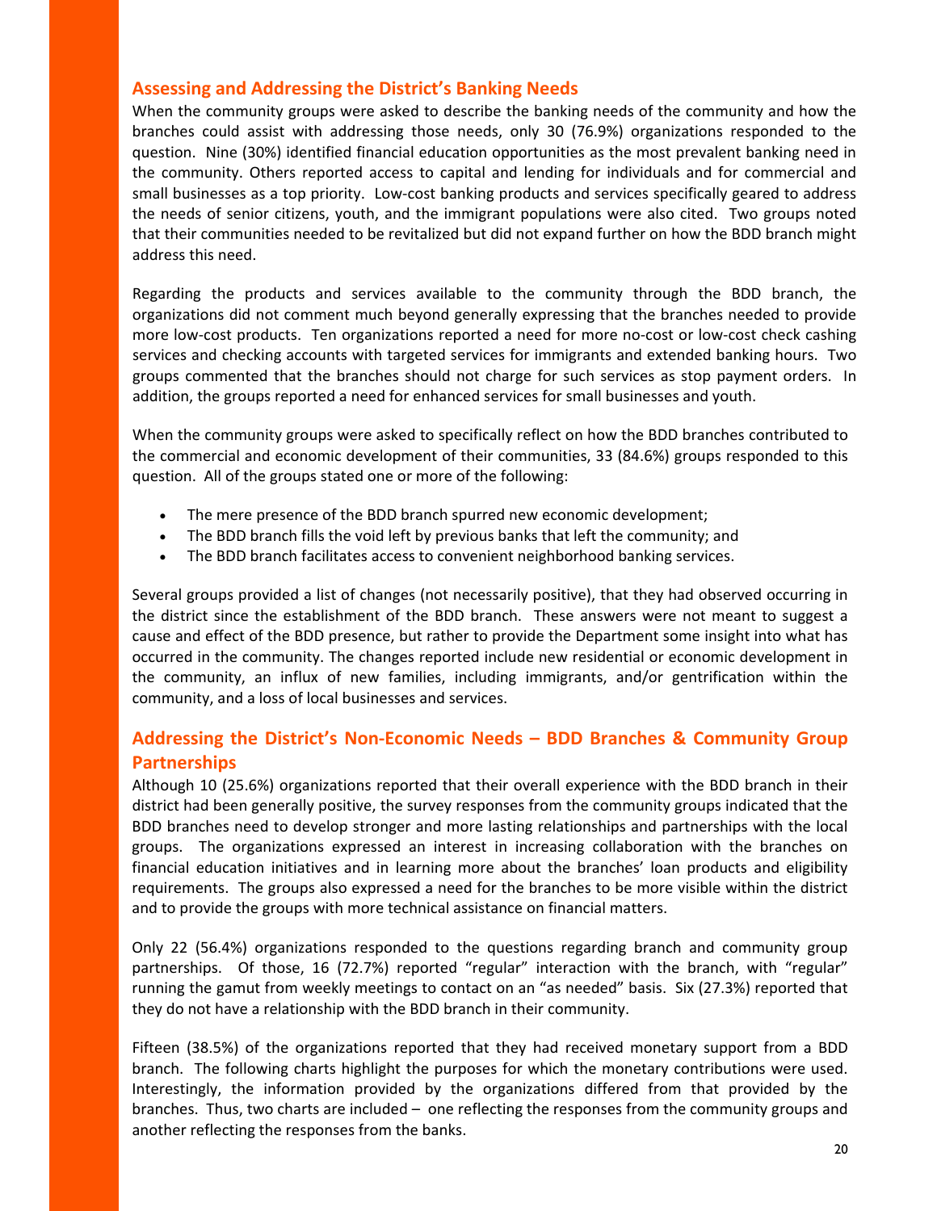## Assessing and Addressing the District's Banking Needs

When the community groups were asked to describe the banking needs of the community and how the branches could assist with addressing those needs, only 30 (76.9%) organizations responded to the question. Nine (30%) identified financial education opportunities as the most prevalent banking need in the community. Others reported access to capital and lending for individuals and for commercial and small businesses as a top priority. Low-cost banking products and services specifically geared to address the needs of senior citizens, youth, and the immigrant populations were also cited. Two groups noted that their communities needed to be revitalized but did not expand further on how the BDD branch might address this need.

Regarding the products and services available to the community through the BDD branch, the organizations did not comment much beyond generally expressing that the branches needed to provide more low-cost products. Ten organizations reported a need for more no-cost or low-cost check cashing services and checking accounts with targeted services for immigrants and extended banking hours. Two groups commented that the branches should not charge for such services as stop payment orders. In addition, the groups reported a need for enhanced services for small businesses and youth.

When the community groups were asked to specifically reflect on how the BDD branches contributed to the commercial and economic development of their communities, 33 (84.6%) groups responded to this question. All of the groups stated one or more of the following:

- The mere presence of the BDD branch spurred new economic development;
- The BDD branch fills the void left by previous banks that left the community; and
- The BDD branch facilitates access to convenient neighborhood banking services.

Several groups provided a list of changes (not necessarily positive), that they had observed occurring in the district since the establishment of the BDD branch. These answers were not meant to suggest a cause and effect of the BDD presence, but rather to provide the Department some insight into what has occurred in the community. The changes reported include new residential or economic development in the community, an influx of new families, including immigrants, and/or gentrification within the community, and a loss of local businesses and services.

## Addressing the District's Non-Economic Needs – BDD Branches & Community Group Partnerships

Although 10 (25.6%) organizations reported that their overall experience with the BDD branch in their district had been generally positive, the survey responses from the community groups indicated that the BDD branches need to develop stronger and more lasting relationships and partnerships with the local groups. The organizations expressed an interest in increasing collaboration with the branches on financial education initiatives and in learning more about the branches' loan products and eligibility requirements. The groups also expressed a need for the branches to be more visible within the district and to provide the groups with more technical assistance on financial matters.

Only 22 (56.4%) organizations responded to the questions regarding branch and community group partnerships. Of those, 16 (72.7%) reported "regular" interaction with the branch, with "regular" running the gamut from weekly meetings to contact on an "as needed" basis. Six (27.3%) reported that they do not have a relationship with the BDD branch in their community.

Fifteen (38.5%) of the organizations reported that they had received monetary support from a BDD branch. The following charts highlight the purposes for which the monetary contributions were used. Interestingly, the information provided by the organizations differed from that provided by the branches. Thus, two charts are included – one reflecting the responses from the community groups and another reflecting the responses from the banks.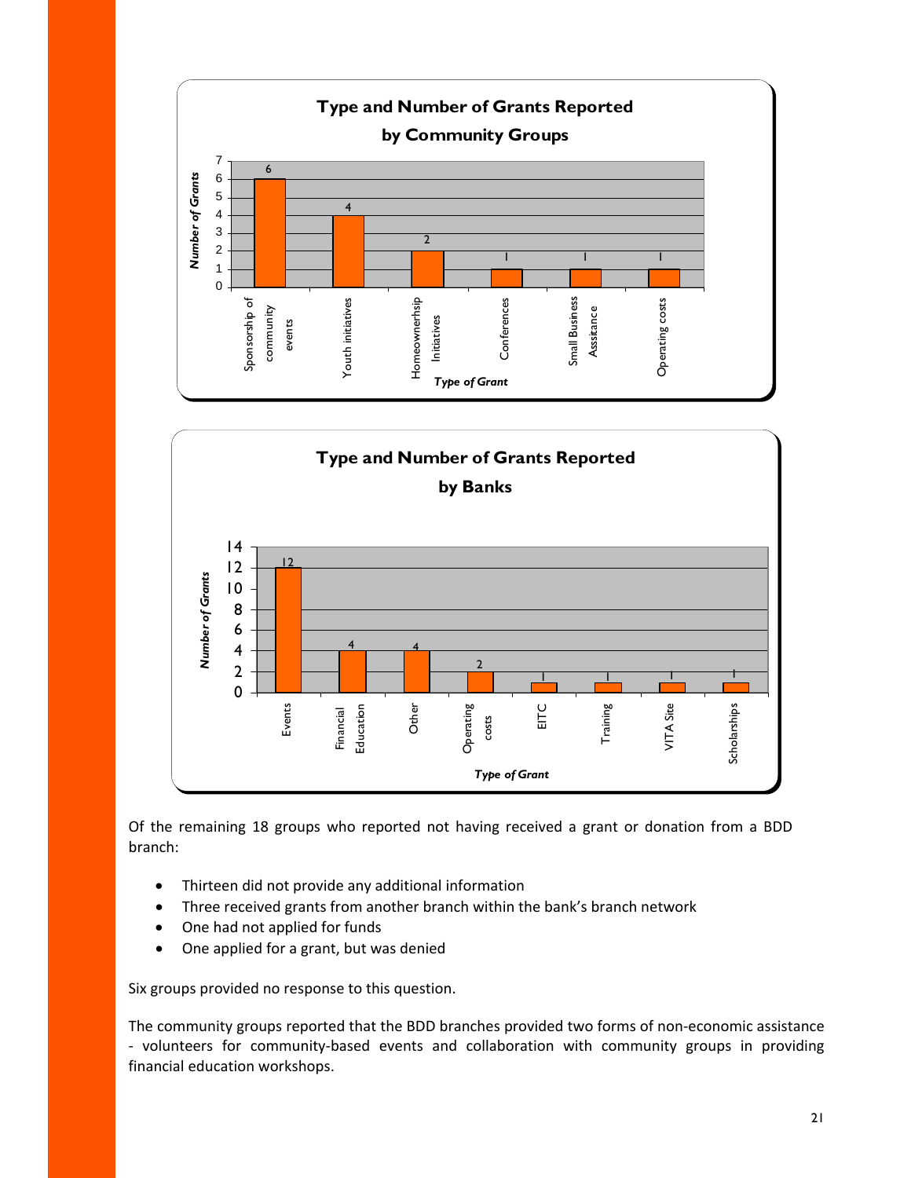**Type and Number of Grants Reported by Community Groups**

| Type of Grant | Number of Grants |
|---|---|
| Sponsorship of community events | 6 |
| Youth initiatives | 4 |
| Homeownerhsip Initiatives | 2 |
| Conferences | 1 |
| Small Business Assitance | 1 |
| Operating costs | 1 |

**Type and Number of Grants Reported by Banks**

| Type of Grant | Number of Grants |
|---|---|
| Events | 12 |
| Financial Education | 4 |
| Other | 4 |
| Operating costs | 2 |
| EITC | 1 |
| Training | 1 |
| VITA Site | 1 |
| Scholarships | 1 |

Of the remaining 18 groups who reported not having received a grant or donation from a BDD branch:

- Thirteen did not provide any additional information
- Three received grants from another branch within the bank's branch network
- One had not applied for funds
- One applied for a grant, but was denied

Six groups provided no response to this question.

The community groups reported that the BDD branches provided two forms of non-economic assistance - volunteers for community-based events and collaboration with community groups in providing financial education workshops.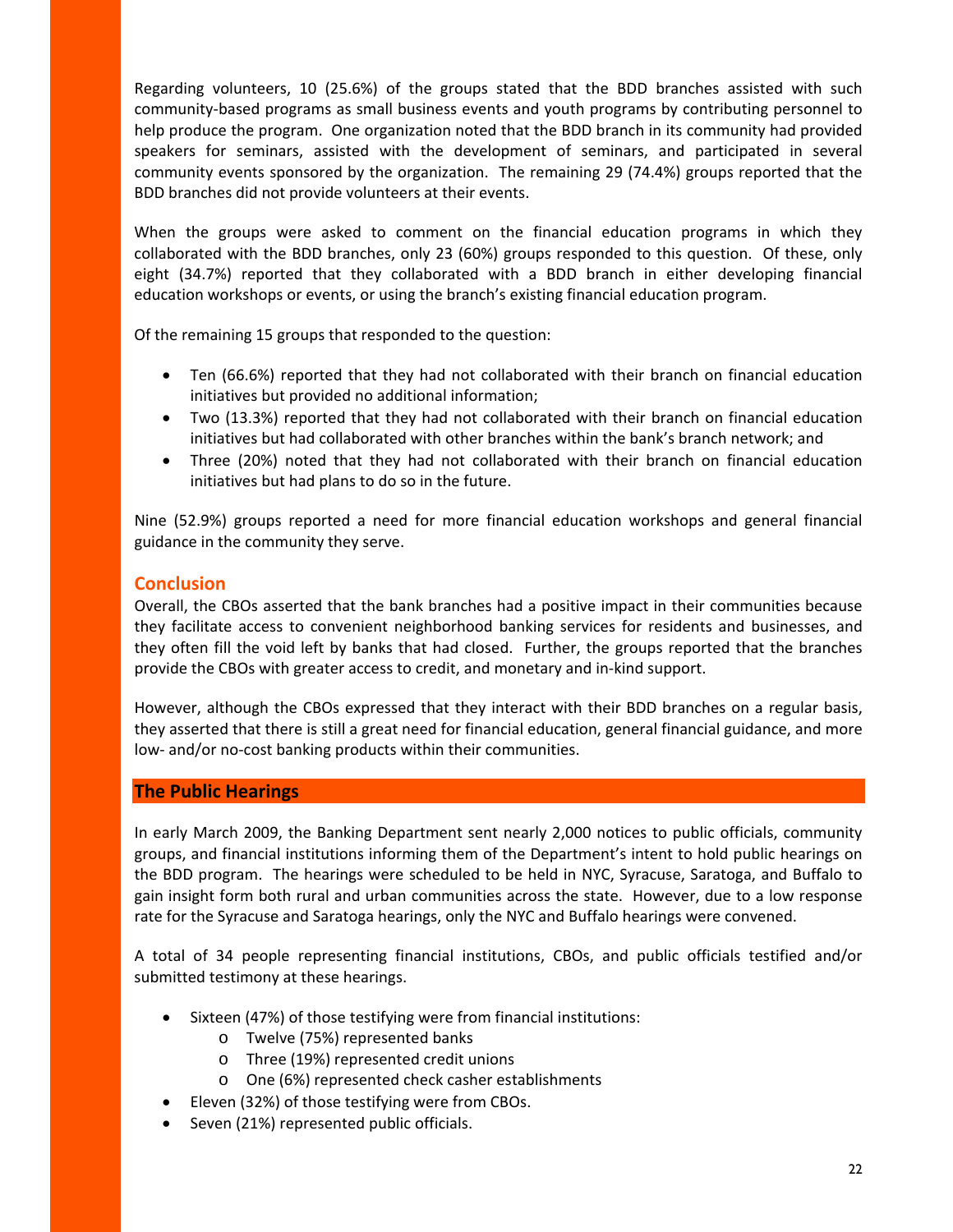Regarding volunteers, 10 (25.6%) of the groups stated that the BDD branches assisted with such community-based programs as small business events and youth programs by contributing personnel to help produce the program. One organization noted that the BDD branch in its community had provided speakers for seminars, assisted with the development of seminars, and participated in several community events sponsored by the organization. The remaining 29 (74.4%) groups reported that the BDD branches did not provide volunteers at their events.

When the groups were asked to comment on the financial education programs in which they collaborated with the BDD branches, only 23 (60%) groups responded to this question. Of these, only eight (34.7%) reported that they collaborated with a BDD branch in either developing financial education workshops or events, or using the branch's existing financial education program.

Of the remaining 15 groups that responded to the question:

- Ten (66.6%) reported that they had not collaborated with their branch on financial education initiatives but provided no additional information;
- Two (13.3%) reported that they had not collaborated with their branch on financial education initiatives but had collaborated with other branches within the bank's branch network; and
- Three (20%) noted that they had not collaborated with their branch on financial education initiatives but had plans to do so in the future.

Nine (52.9%) groups reported a need for more financial education workshops and general financial guidance in the community they serve.

### Conclusion

Overall, the CBOs asserted that the bank branches had a positive impact in their communities because they facilitate access to convenient neighborhood banking services for residents and businesses, and they often fill the void left by banks that had closed. Further, the groups reported that the branches provide the CBOs with greater access to credit, and monetary and in-kind support.

However, although the CBOs expressed that they interact with their BDD branches on a regular basis, they asserted that there is still a great need for financial education, general financial guidance, and more low- and/or no-cost banking products within their communities.

## The Public Hearings

In early March 2009, the Banking Department sent nearly 2,000 notices to public officials, community groups, and financial institutions informing them of the Department's intent to hold public hearings on the BDD program. The hearings were scheduled to be held in NYC, Syracuse, Saratoga, and Buffalo to gain insight form both rural and urban communities across the state. However, due to a low response rate for the Syracuse and Saratoga hearings, only the NYC and Buffalo hearings were convened.

A total of 34 people representing financial institutions, CBOs, and public officials testified and/or submitted testimony at these hearings.

- Sixteen (47%) of those testifying were from financial institutions:
  - Twelve (75%) represented banks
  - Three (19%) represented credit unions
  - One (6%) represented check casher establishments
- Eleven (32%) of those testifying were from CBOs.
- Seven (21%) represented public officials.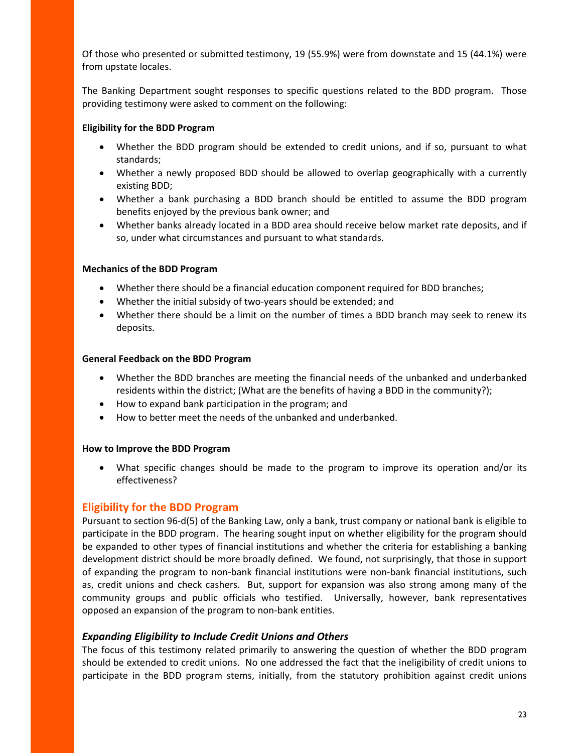Of those who presented or submitted testimony, 19 (55.9%) were from downstate and 15 (44.1%) were from upstate locales.

The Banking Department sought responses to specific questions related to the BDD program. Those providing testimony were asked to comment on the following:

**Eligibility for the BDD Program**

- Whether the BDD program should be extended to credit unions, and if so, pursuant to what standards;
- Whether a newly proposed BDD should be allowed to overlap geographically with a currently existing BDD;
- Whether a bank purchasing a BDD branch should be entitled to assume the BDD program benefits enjoyed by the previous bank owner; and
- Whether banks already located in a BDD area should receive below market rate deposits, and if so, under what circumstances and pursuant to what standards.

**Mechanics of the BDD Program**

- Whether there should be a financial education component required for BDD branches;
- Whether the initial subsidy of two-years should be extended; and
- Whether there should be a limit on the number of times a BDD branch may seek to renew its deposits.

**General Feedback on the BDD Program**

- Whether the BDD branches are meeting the financial needs of the unbanked and underbanked residents within the district; (What are the benefits of having a BDD in the community?);
- How to expand bank participation in the program; and
- How to better meet the needs of the unbanked and underbanked.

**How to Improve the BDD Program**

- What specific changes should be made to the program to improve its operation and/or its effectiveness?

## Eligibility for the BDD Program

Pursuant to section 96-d(5) of the Banking Law, only a bank, trust company or national bank is eligible to participate in the BDD program. The hearing sought input on whether eligibility for the program should be expanded to other types of financial institutions and whether the criteria for establishing a banking development district should be more broadly defined. We found, not surprisingly, that those in support of expanding the program to non-bank financial institutions were non-bank financial institutions, such as, credit unions and check cashers. But, support for expansion was also strong among many of the community groups and public officials who testified. Universally, however, bank representatives opposed an expansion of the program to non-bank entities.

### *Expanding Eligibility to Include Credit Unions and Others*

The focus of this testimony related primarily to answering the question of whether the BDD program should be extended to credit unions. No one addressed the fact that the ineligibility of credit unions to participate in the BDD program stems, initially, from the statutory prohibition against credit unions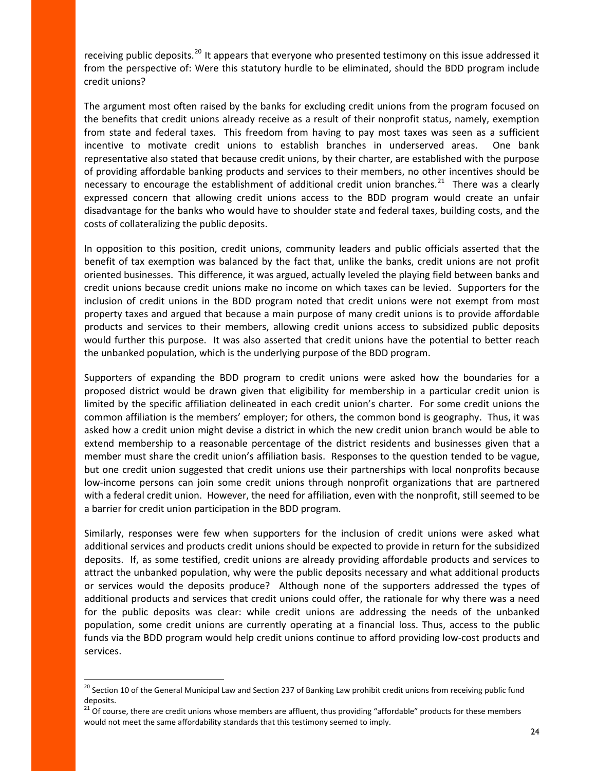receiving public deposits.[20] It appears that everyone who presented testimony on this issue addressed it from the perspective of: Were this statutory hurdle to be eliminated, should the BDD program include credit unions?

The argument most often raised by the banks for excluding credit unions from the program focused on the benefits that credit unions already receive as a result of their nonprofit status, namely, exemption from state and federal taxes. This freedom from having to pay most taxes was seen as a sufficient incentive to motivate credit unions to establish branches in underserved areas. One bank representative also stated that because credit unions, by their charter, are established with the purpose of providing affordable banking products and services to their members, no other incentives should be necessary to encourage the establishment of additional credit union branches.[21] There was a clearly expressed concern that allowing credit unions access to the BDD program would create an unfair disadvantage for the banks who would have to shoulder state and federal taxes, building costs, and the costs of collateralizing the public deposits.

In opposition to this position, credit unions, community leaders and public officials asserted that the benefit of tax exemption was balanced by the fact that, unlike the banks, credit unions are not profit oriented businesses. This difference, it was argued, actually leveled the playing field between banks and credit unions because credit unions make no income on which taxes can be levied. Supporters for the inclusion of credit unions in the BDD program noted that credit unions were not exempt from most property taxes and argued that because a main purpose of many credit unions is to provide affordable products and services to their members, allowing credit unions access to subsidized public deposits would further this purpose. It was also asserted that credit unions have the potential to better reach the unbanked population, which is the underlying purpose of the BDD program.

Supporters of expanding the BDD program to credit unions were asked how the boundaries for a proposed district would be drawn given that eligibility for membership in a particular credit union is limited by the specific affiliation delineated in each credit union's charter. For some credit unions the common affiliation is the members' employer; for others, the common bond is geography. Thus, it was asked how a credit union might devise a district in which the new credit union branch would be able to extend membership to a reasonable percentage of the district residents and businesses given that a member must share the credit union's affiliation basis. Responses to the question tended to be vague, but one credit union suggested that credit unions use their partnerships with local nonprofits because low-income persons can join some credit unions through nonprofit organizations that are partnered with a federal credit union. However, the need for affiliation, even with the nonprofit, still seemed to be a barrier for credit union participation in the BDD program.

Similarly, responses were few when supporters for the inclusion of credit unions were asked what additional services and products credit unions should be expected to provide in return for the subsidized deposits. If, as some testified, credit unions are already providing affordable products and services to attract the unbanked population, why were the public deposits necessary and what additional products or services would the deposits produce? Although none of the supporters addressed the types of additional products and services that credit unions could offer, the rationale for why there was a need for the public deposits was clear: while credit unions are addressing the needs of the unbanked population, some credit unions are currently operating at a financial loss. Thus, access to the public funds via the BDD program would help credit unions continue to afford providing low-cost products and services.

---

[20] Section 10 of the General Municipal Law and Section 237 of Banking Law prohibit credit unions from receiving public fund deposits.

[21] Of course, there are credit unions whose members are affluent, thus providing "affordable" products for these members would not meet the same affordability standards that this testimony seemed to imply.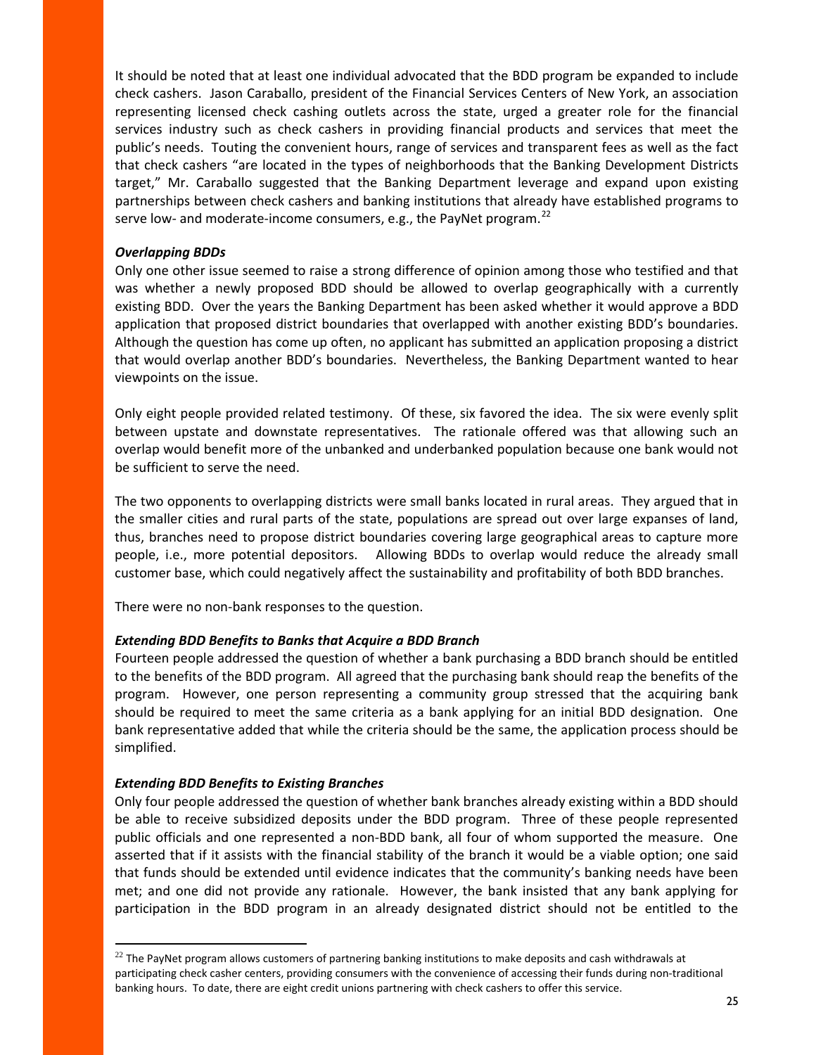It should be noted that at least one individual advocated that the BDD program be expanded to include check cashers. Jason Caraballo, president of the Financial Services Centers of New York, an association representing licensed check cashing outlets across the state, urged a greater role for the financial services industry such as check cashers in providing financial products and services that meet the public's needs. Touting the convenient hours, range of services and transparent fees as well as the fact that check cashers "are located in the types of neighborhoods that the Banking Development Districts target," Mr. Caraballo suggested that the Banking Department leverage and expand upon existing partnerships between check cashers and banking institutions that already have established programs to serve low- and moderate-income consumers, e.g., the PayNet program.[22]

***Overlapping BDDs***

Only one other issue seemed to raise a strong difference of opinion among those who testified and that was whether a newly proposed BDD should be allowed to overlap geographically with a currently existing BDD. Over the years the Banking Department has been asked whether it would approve a BDD application that proposed district boundaries that overlapped with another existing BDD's boundaries. Although the question has come up often, no applicant has submitted an application proposing a district that would overlap another BDD's boundaries. Nevertheless, the Banking Department wanted to hear viewpoints on the issue.

Only eight people provided related testimony. Of these, six favored the idea. The six were evenly split between upstate and downstate representatives. The rationale offered was that allowing such an overlap would benefit more of the unbanked and underbanked population because one bank would not be sufficient to serve the need.

The two opponents to overlapping districts were small banks located in rural areas. They argued that in the smaller cities and rural parts of the state, populations are spread out over large expanses of land, thus, branches need to propose district boundaries covering large geographical areas to capture more people, i.e., more potential depositors. Allowing BDDs to overlap would reduce the already small customer base, which could negatively affect the sustainability and profitability of both BDD branches.

There were no non-bank responses to the question.

***Extending BDD Benefits to Banks that Acquire a BDD Branch***

Fourteen people addressed the question of whether a bank purchasing a BDD branch should be entitled to the benefits of the BDD program. All agreed that the purchasing bank should reap the benefits of the program. However, one person representing a community group stressed that the acquiring bank should be required to meet the same criteria as a bank applying for an initial BDD designation. One bank representative added that while the criteria should be the same, the application process should be simplified.

***Extending BDD Benefits to Existing Branches***

Only four people addressed the question of whether bank branches already existing within a BDD should be able to receive subsidized deposits under the BDD program. Three of these people represented public officials and one represented a non-BDD bank, all four of whom supported the measure. One asserted that if it assists with the financial stability of the branch it would be a viable option; one said that funds should be extended until evidence indicates that the community's banking needs have been met; and one did not provide any rationale. However, the bank insisted that any bank applying for participation in the BDD program in an already designated district should not be entitled to the

[22] The PayNet program allows customers of partnering banking institutions to make deposits and cash withdrawals at participating check casher centers, providing consumers with the convenience of accessing their funds during non-traditional banking hours. To date, there are eight credit unions partnering with check cashers to offer this service.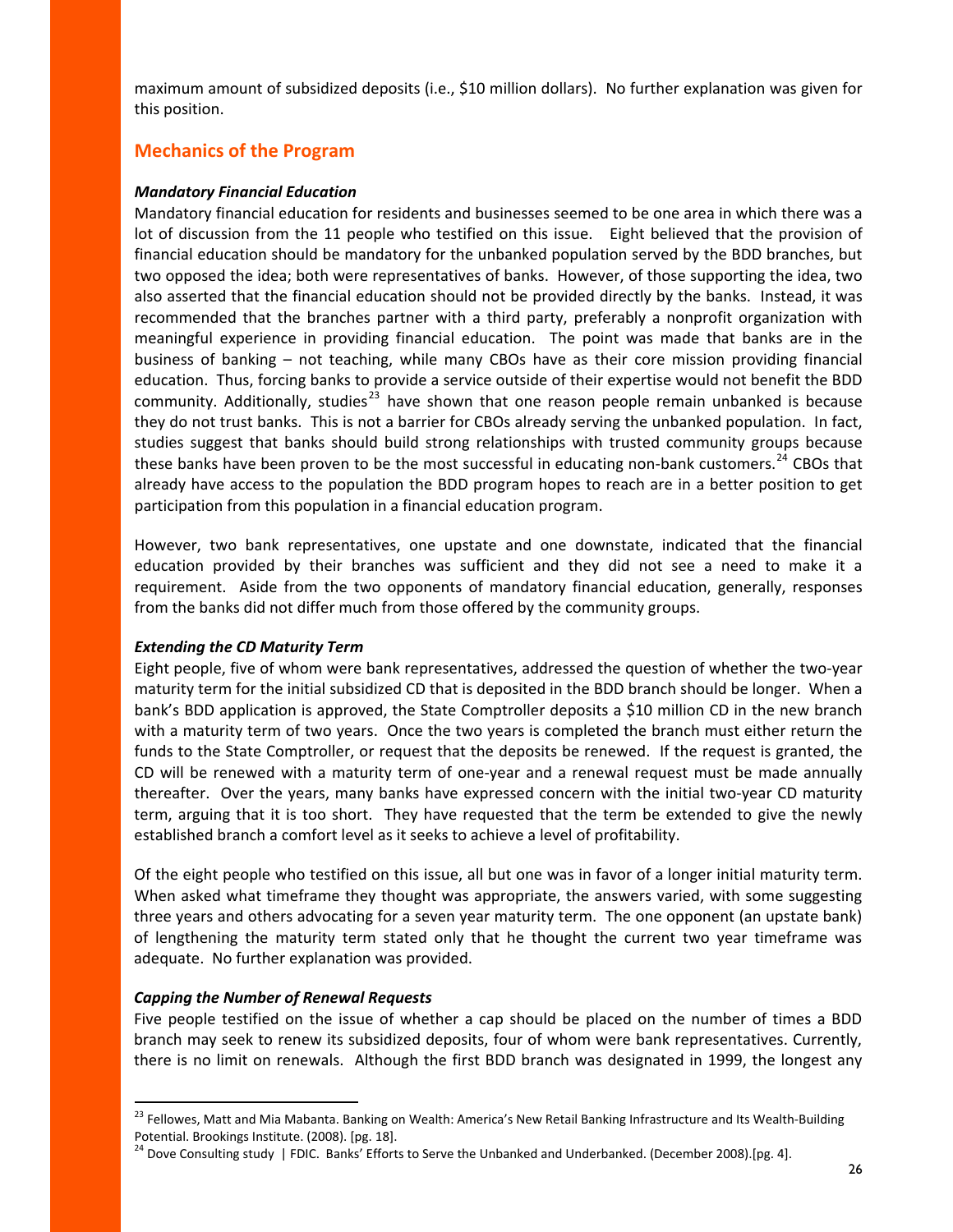maximum amount of subsidized deposits (i.e., $10 million dollars). No further explanation was given for this position.

## Mechanics of the Program

### *Mandatory Financial Education*

Mandatory financial education for residents and businesses seemed to be one area in which there was a lot of discussion from the 11 people who testified on this issue. Eight believed that the provision of financial education should be mandatory for the unbanked population served by the BDD branches, but two opposed the idea; both were representatives of banks. However, of those supporting the idea, two also asserted that the financial education should not be provided directly by the banks. Instead, it was recommended that the branches partner with a third party, preferably a nonprofit organization with meaningful experience in providing financial education. The point was made that banks are in the business of banking – not teaching, while many CBOs have as their core mission providing financial education. Thus, forcing banks to provide a service outside of their expertise would not benefit the BDD community. Additionally, studies[23] have shown that one reason people remain unbanked is because they do not trust banks. This is not a barrier for CBOs already serving the unbanked population. In fact, studies suggest that banks should build strong relationships with trusted community groups because these banks have been proven to be the most successful in educating non-bank customers.[24] CBOs that already have access to the population the BDD program hopes to reach are in a better position to get participation from this population in a financial education program.

However, two bank representatives, one upstate and one downstate, indicated that the financial education provided by their branches was sufficient and they did not see a need to make it a requirement. Aside from the two opponents of mandatory financial education, generally, responses from the banks did not differ much from those offered by the community groups.

### *Extending the CD Maturity Term*

Eight people, five of whom were bank representatives, addressed the question of whether the two-year maturity term for the initial subsidized CD that is deposited in the BDD branch should be longer. When a bank's BDD application is approved, the State Comptroller deposits a $10 million CD in the new branch with a maturity term of two years. Once the two years is completed the branch must either return the funds to the State Comptroller, or request that the deposits be renewed. If the request is granted, the CD will be renewed with a maturity term of one-year and a renewal request must be made annually thereafter. Over the years, many banks have expressed concern with the initial two-year CD maturity term, arguing that it is too short. They have requested that the term be extended to give the newly established branch a comfort level as it seeks to achieve a level of profitability.

Of the eight people who testified on this issue, all but one was in favor of a longer initial maturity term. When asked what timeframe they thought was appropriate, the answers varied, with some suggesting three years and others advocating for a seven year maturity term. The one opponent (an upstate bank) of lengthening the maturity term stated only that he thought the current two year timeframe was adequate. No further explanation was provided.

### *Capping the Number of Renewal Requests*

Five people testified on the issue of whether a cap should be placed on the number of times a BDD branch may seek to renew its subsidized deposits, four of whom were bank representatives. Currently, there is no limit on renewals. Although the first BDD branch was designated in 1999, the longest any

---

[23] Fellowes, Matt and Mia Mabanta. Banking on Wealth: America's New Retail Banking Infrastructure and Its Wealth-Building Potential. Brookings Institute. (2008). [pg. 18].

[24] Dove Consulting study | FDIC. Banks' Efforts to Serve the Unbanked and Underbanked. (December 2008).[pg. 4].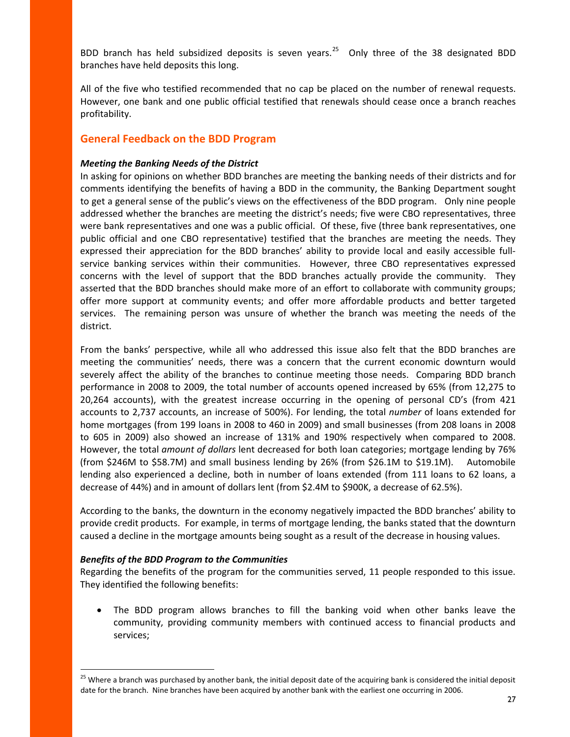BDD branch has held subsidized deposits is seven years.[25] Only three of the 38 designated BDD branches have held deposits this long.

All of the five who testified recommended that no cap be placed on the number of renewal requests. However, one bank and one public official testified that renewals should cease once a branch reaches profitability.

## General Feedback on the BDD Program

***Meeting the Banking Needs of the District***

In asking for opinions on whether BDD branches are meeting the banking needs of their districts and for comments identifying the benefits of having a BDD in the community, the Banking Department sought to get a general sense of the public's views on the effectiveness of the BDD program. Only nine people addressed whether the branches are meeting the district's needs; five were CBO representatives, three were bank representatives and one was a public official. Of these, five (three bank representatives, one public official and one CBO representative) testified that the branches are meeting the needs. They expressed their appreciation for the BDD branches' ability to provide local and easily accessible full-service banking services within their communities. However, three CBO representatives expressed concerns with the level of support that the BDD branches actually provide the community. They asserted that the BDD branches should make more of an effort to collaborate with community groups; offer more support at community events; and offer more affordable products and better targeted services. The remaining person was unsure of whether the branch was meeting the needs of the district.

From the banks' perspective, while all who addressed this issue also felt that the BDD branches are meeting the communities' needs, there was a concern that the current economic downturn would severely affect the ability of the branches to continue meeting those needs. Comparing BDD branch performance in 2008 to 2009, the total number of accounts opened increased by 65% (from 12,275 to 20,264 accounts), with the greatest increase occurring in the opening of personal CD's (from 421 accounts to 2,737 accounts, an increase of 500%). For lending, the total *number* of loans extended for home mortgages (from 199 loans in 2008 to 460 in 2009) and small businesses (from 208 loans in 2008 to 605 in 2009) also showed an increase of 131% and 190% respectively when compared to 2008. However, the total *amount of dollars* lent decreased for both loan categories; mortgage lending by 76% (from \$246M to \$58.7M) and small business lending by 26% (from \$26.1M to \$19.1M). Automobile lending also experienced a decline, both in number of loans extended (from 111 loans to 62 loans, a decrease of 44%) and in amount of dollars lent (from \$2.4M to \$900K, a decrease of 62.5%).

According to the banks, the downturn in the economy negatively impacted the BDD branches' ability to provide credit products. For example, in terms of mortgage lending, the banks stated that the downturn caused a decline in the mortgage amounts being sought as a result of the decrease in housing values.

***Benefits of the BDD Program to the Communities***

Regarding the benefits of the program for the communities served, 11 people responded to this issue. They identified the following benefits:

- The BDD program allows branches to fill the banking void when other banks leave the community, providing community members with continued access to financial products and services;

[25] Where a branch was purchased by another bank, the initial deposit date of the acquiring bank is considered the initial deposit date for the branch. Nine branches have been acquired by another bank with the earliest one occurring in 2006.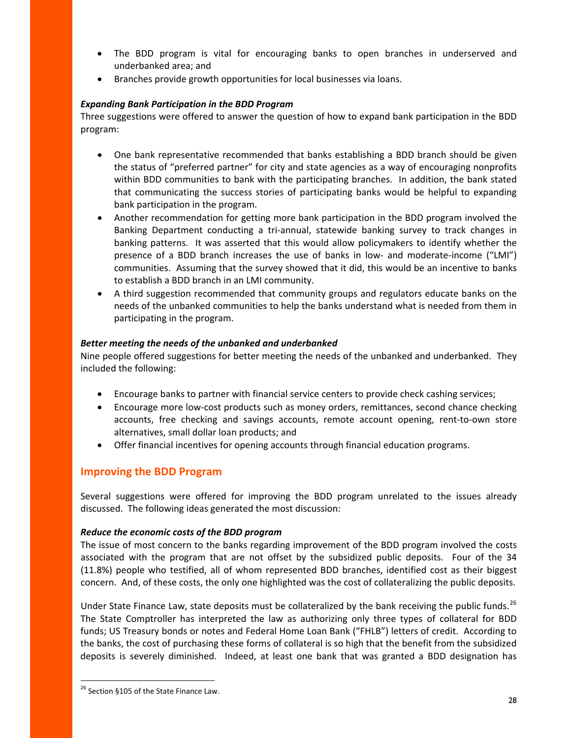- The BDD program is vital for encouraging banks to open branches in underserved and underbanked area; and
- Branches provide growth opportunities for local businesses via loans.

***Expanding Bank Participation in the BDD Program***

Three suggestions were offered to answer the question of how to expand bank participation in the BDD program:

- One bank representative recommended that banks establishing a BDD branch should be given the status of "preferred partner" for city and state agencies as a way of encouraging nonprofits within BDD communities to bank with the participating branches. In addition, the bank stated that communicating the success stories of participating banks would be helpful to expanding bank participation in the program.
- Another recommendation for getting more bank participation in the BDD program involved the Banking Department conducting a tri-annual, statewide banking survey to track changes in banking patterns. It was asserted that this would allow policymakers to identify whether the presence of a BDD branch increases the use of banks in low- and moderate-income ("LMI") communities. Assuming that the survey showed that it did, this would be an incentive to banks to establish a BDD branch in an LMI community.
- A third suggestion recommended that community groups and regulators educate banks on the needs of the unbanked communities to help the banks understand what is needed from them in participating in the program.

***Better meeting the needs of the unbanked and underbanked***

Nine people offered suggestions for better meeting the needs of the unbanked and underbanked. They included the following:

- Encourage banks to partner with financial service centers to provide check cashing services;
- Encourage more low-cost products such as money orders, remittances, second chance checking accounts, free checking and savings accounts, remote account opening, rent-to-own store alternatives, small dollar loan products; and
- Offer financial incentives for opening accounts through financial education programs.

## Improving the BDD Program

Several suggestions were offered for improving the BDD program unrelated to the issues already discussed. The following ideas generated the most discussion:

***Reduce the economic costs of the BDD program***

The issue of most concern to the banks regarding improvement of the BDD program involved the costs associated with the program that are not offset by the subsidized public deposits. Four of the 34 (11.8%) people who testified, all of whom represented BDD branches, identified cost as their biggest concern. And, of these costs, the only one highlighted was the cost of collateralizing the public deposits.

Under State Finance Law, state deposits must be collateralized by the bank receiving the public funds.[26] The State Comptroller has interpreted the law as authorizing only three types of collateral for BDD funds; US Treasury bonds or notes and Federal Home Loan Bank ("FHLB") letters of credit. According to the banks, the cost of purchasing these forms of collateral is so high that the benefit from the subsidized deposits is severely diminished. Indeed, at least one bank that was granted a BDD designation has

[26] Section §105 of the State Finance Law.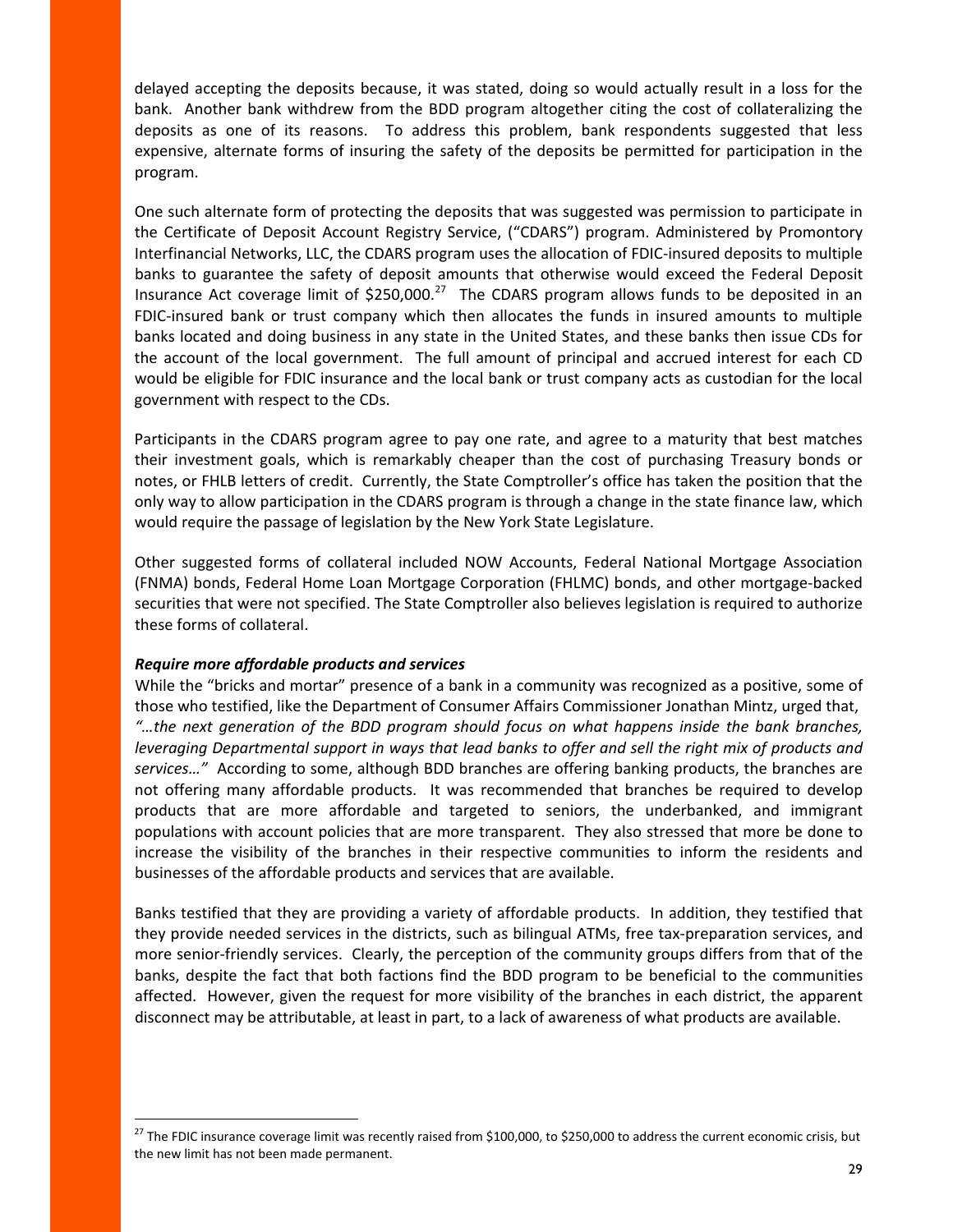delayed accepting the deposits because, it was stated, doing so would actually result in a loss for the bank. Another bank withdrew from the BDD program altogether citing the cost of collateralizing the deposits as one of its reasons. To address this problem, bank respondents suggested that less expensive, alternate forms of insuring the safety of the deposits be permitted for participation in the program.

One such alternate form of protecting the deposits that was suggested was permission to participate in the Certificate of Deposit Account Registry Service, ("CDARS") program. Administered by Promontory Interfinancial Networks, LLC, the CDARS program uses the allocation of FDIC-insured deposits to multiple banks to guarantee the safety of deposit amounts that otherwise would exceed the Federal Deposit Insurance Act coverage limit of $250,000.[27] The CDARS program allows funds to be deposited in an FDIC-insured bank or trust company which then allocates the funds in insured amounts to multiple banks located and doing business in any state in the United States, and these banks then issue CDs for the account of the local government. The full amount of principal and accrued interest for each CD would be eligible for FDIC insurance and the local bank or trust company acts as custodian for the local government with respect to the CDs.

Participants in the CDARS program agree to pay one rate, and agree to a maturity that best matches their investment goals, which is remarkably cheaper than the cost of purchasing Treasury bonds or notes, or FHLB letters of credit. Currently, the State Comptroller's office has taken the position that the only way to allow participation in the CDARS program is through a change in the state finance law, which would require the passage of legislation by the New York State Legislature.

Other suggested forms of collateral included NOW Accounts, Federal National Mortgage Association (FNMA) bonds, Federal Home Loan Mortgage Corporation (FHLMC) bonds, and other mortgage-backed securities that were not specified. The State Comptroller also believes legislation is required to authorize these forms of collateral.

***Require more affordable products and services***

While the "bricks and mortar" presence of a bank in a community was recognized as a positive, some of those who testified, like the Department of Consumer Affairs Commissioner Jonathan Mintz, urged that, *"…the next generation of the BDD program should focus on what happens inside the bank branches, leveraging Departmental support in ways that lead banks to offer and sell the right mix of products and services…"* According to some, although BDD branches are offering banking products, the branches are not offering many affordable products. It was recommended that branches be required to develop products that are more affordable and targeted to seniors, the underbanked, and immigrant populations with account policies that are more transparent. They also stressed that more be done to increase the visibility of the branches in their respective communities to inform the residents and businesses of the affordable products and services that are available.

Banks testified that they are providing a variety of affordable products. In addition, they testified that they provide needed services in the districts, such as bilingual ATMs, free tax-preparation services, and more senior-friendly services. Clearly, the perception of the community groups differs from that of the banks, despite the fact that both factions find the BDD program to be beneficial to the communities affected. However, given the request for more visibility of the branches in each district, the apparent disconnect may be attributable, at least in part, to a lack of awareness of what products are available.

---

[27] The FDIC insurance coverage limit was recently raised from $100,000, to $250,000 to address the current economic crisis, but the new limit has not been made permanent.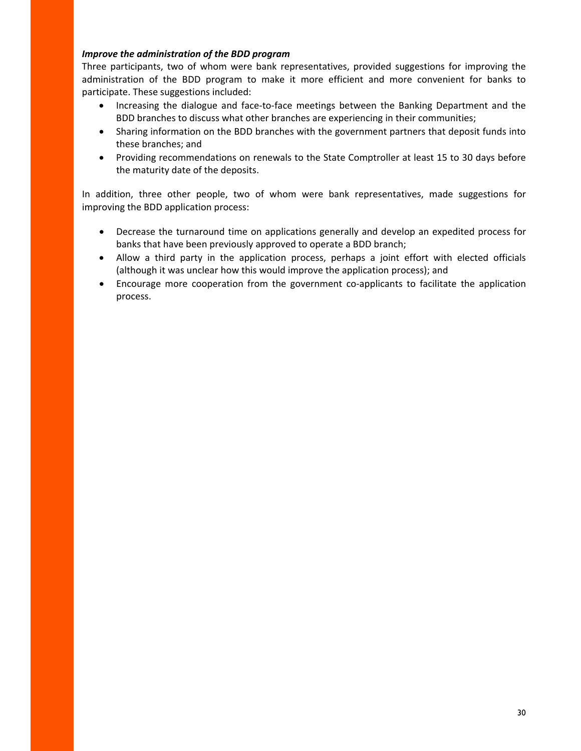***Improve the administration of the BDD program***

Three participants, two of whom were bank representatives, provided suggestions for improving the administration of the BDD program to make it more efficient and more convenient for banks to participate. These suggestions included:

- Increasing the dialogue and face-to-face meetings between the Banking Department and the BDD branches to discuss what other branches are experiencing in their communities;
- Sharing information on the BDD branches with the government partners that deposit funds into these branches; and
- Providing recommendations on renewals to the State Comptroller at least 15 to 30 days before the maturity date of the deposits.

In addition, three other people, two of whom were bank representatives, made suggestions for improving the BDD application process:

- Decrease the turnaround time on applications generally and develop an expedited process for banks that have been previously approved to operate a BDD branch;
- Allow a third party in the application process, perhaps a joint effort with elected officials (although it was unclear how this would improve the application process); and
- Encourage more cooperation from the government co-applicants to facilitate the application process.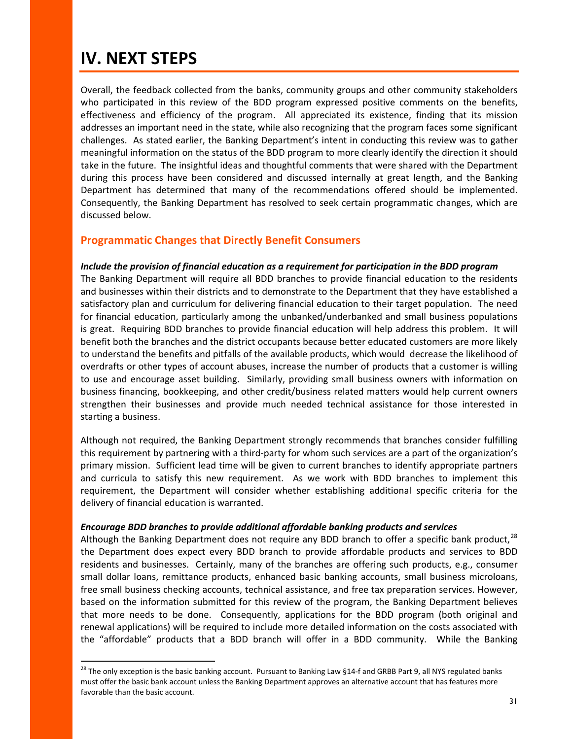# IV. NEXT STEPS

Overall, the feedback collected from the banks, community groups and other community stakeholders who participated in this review of the BDD program expressed positive comments on the benefits, effectiveness and efficiency of the program. All appreciated its existence, finding that its mission addresses an important need in the state, while also recognizing that the program faces some significant challenges. As stated earlier, the Banking Department's intent in conducting this review was to gather meaningful information on the status of the BDD program to more clearly identify the direction it should take in the future. The insightful ideas and thoughtful comments that were shared with the Department during this process have been considered and discussed internally at great length, and the Banking Department has determined that many of the recommendations offered should be implemented. Consequently, the Banking Department has resolved to seek certain programmatic changes, which are discussed below.

## Programmatic Changes that Directly Benefit Consumers

***Include the provision of financial education as a requirement for participation in the BDD program***

The Banking Department will require all BDD branches to provide financial education to the residents and businesses within their districts and to demonstrate to the Department that they have established a satisfactory plan and curriculum for delivering financial education to their target population. The need for financial education, particularly among the unbanked/underbanked and small business populations is great. Requiring BDD branches to provide financial education will help address this problem. It will benefit both the branches and the district occupants because better educated customers are more likely to understand the benefits and pitfalls of the available products, which would decrease the likelihood of overdrafts or other types of account abuses, increase the number of products that a customer is willing to use and encourage asset building. Similarly, providing small business owners with information on business financing, bookkeeping, and other credit/business related matters would help current owners strengthen their businesses and provide much needed technical assistance for those interested in starting a business.

Although not required, the Banking Department strongly recommends that branches consider fulfilling this requirement by partnering with a third-party for whom such services are a part of the organization's primary mission. Sufficient lead time will be given to current branches to identify appropriate partners and curricula to satisfy this new requirement. As we work with BDD branches to implement this requirement, the Department will consider whether establishing additional specific criteria for the delivery of financial education is warranted.

***Encourage BDD branches to provide additional affordable banking products and services***

Although the Banking Department does not require any BDD branch to offer a specific bank product,[28] the Department does expect every BDD branch to provide affordable products and services to BDD residents and businesses. Certainly, many of the branches are offering such products, e.g., consumer small dollar loans, remittance products, enhanced basic banking accounts, small business microloans, free small business checking accounts, technical assistance, and free tax preparation services. However, based on the information submitted for this review of the program, the Banking Department believes that more needs to be done. Consequently, applications for the BDD program (both original and renewal applications) will be required to include more detailed information on the costs associated with the "affordable" products that a BDD branch will offer in a BDD community. While the Banking

[28] The only exception is the basic banking account. Pursuant to Banking Law §14-f and GRBB Part 9, all NYS regulated banks must offer the basic bank account unless the Banking Department approves an alternative account that has features more favorable than the basic account.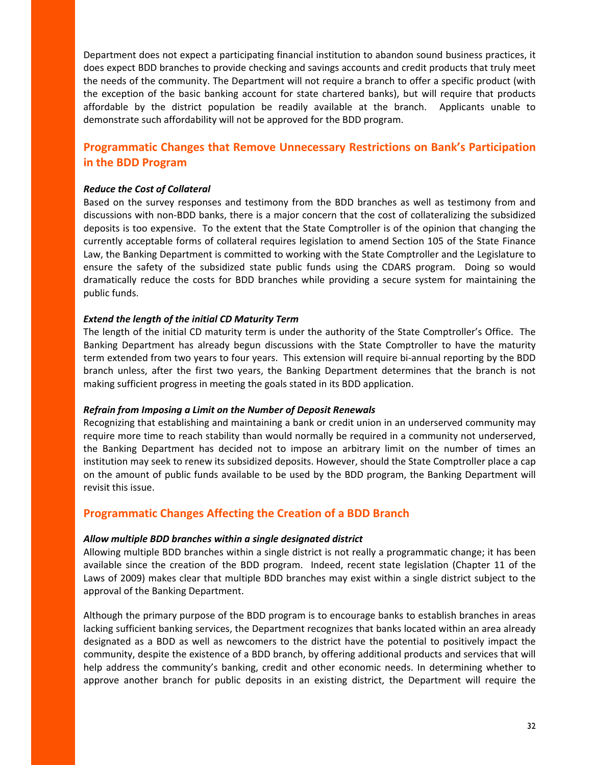Department does not expect a participating financial institution to abandon sound business practices, it does expect BDD branches to provide checking and savings accounts and credit products that truly meet the needs of the community. The Department will not require a branch to offer a specific product (with the exception of the basic banking account for state chartered banks), but will require that products affordable by the district population be readily available at the branch. Applicants unable to demonstrate such affordability will not be approved for the BDD program.

## Programmatic Changes that Remove Unnecessary Restrictions on Bank's Participation in the BDD Program

***Reduce the Cost of Collateral***

Based on the survey responses and testimony from the BDD branches as well as testimony from and discussions with non-BDD banks, there is a major concern that the cost of collateralizing the subsidized deposits is too expensive. To the extent that the State Comptroller is of the opinion that changing the currently acceptable forms of collateral requires legislation to amend Section 105 of the State Finance Law, the Banking Department is committed to working with the State Comptroller and the Legislature to ensure the safety of the subsidized state public funds using the CDARS program. Doing so would dramatically reduce the costs for BDD branches while providing a secure system for maintaining the public funds.

***Extend the length of the initial CD Maturity Term***

The length of the initial CD maturity term is under the authority of the State Comptroller's Office. The Banking Department has already begun discussions with the State Comptroller to have the maturity term extended from two years to four years. This extension will require bi-annual reporting by the BDD branch unless, after the first two years, the Banking Department determines that the branch is not making sufficient progress in meeting the goals stated in its BDD application.

***Refrain from Imposing a Limit on the Number of Deposit Renewals***

Recognizing that establishing and maintaining a bank or credit union in an underserved community may require more time to reach stability than would normally be required in a community not underserved, the Banking Department has decided not to impose an arbitrary limit on the number of times an institution may seek to renew its subsidized deposits. However, should the State Comptroller place a cap on the amount of public funds available to be used by the BDD program, the Banking Department will revisit this issue.

## Programmatic Changes Affecting the Creation of a BDD Branch

***Allow multiple BDD branches within a single designated district***

Allowing multiple BDD branches within a single district is not really a programmatic change; it has been available since the creation of the BDD program. Indeed, recent state legislation (Chapter 11 of the Laws of 2009) makes clear that multiple BDD branches may exist within a single district subject to the approval of the Banking Department.

Although the primary purpose of the BDD program is to encourage banks to establish branches in areas lacking sufficient banking services, the Department recognizes that banks located within an area already designated as a BDD as well as newcomers to the district have the potential to positively impact the community, despite the existence of a BDD branch, by offering additional products and services that will help address the community's banking, credit and other economic needs. In determining whether to approve another branch for public deposits in an existing district, the Department will require the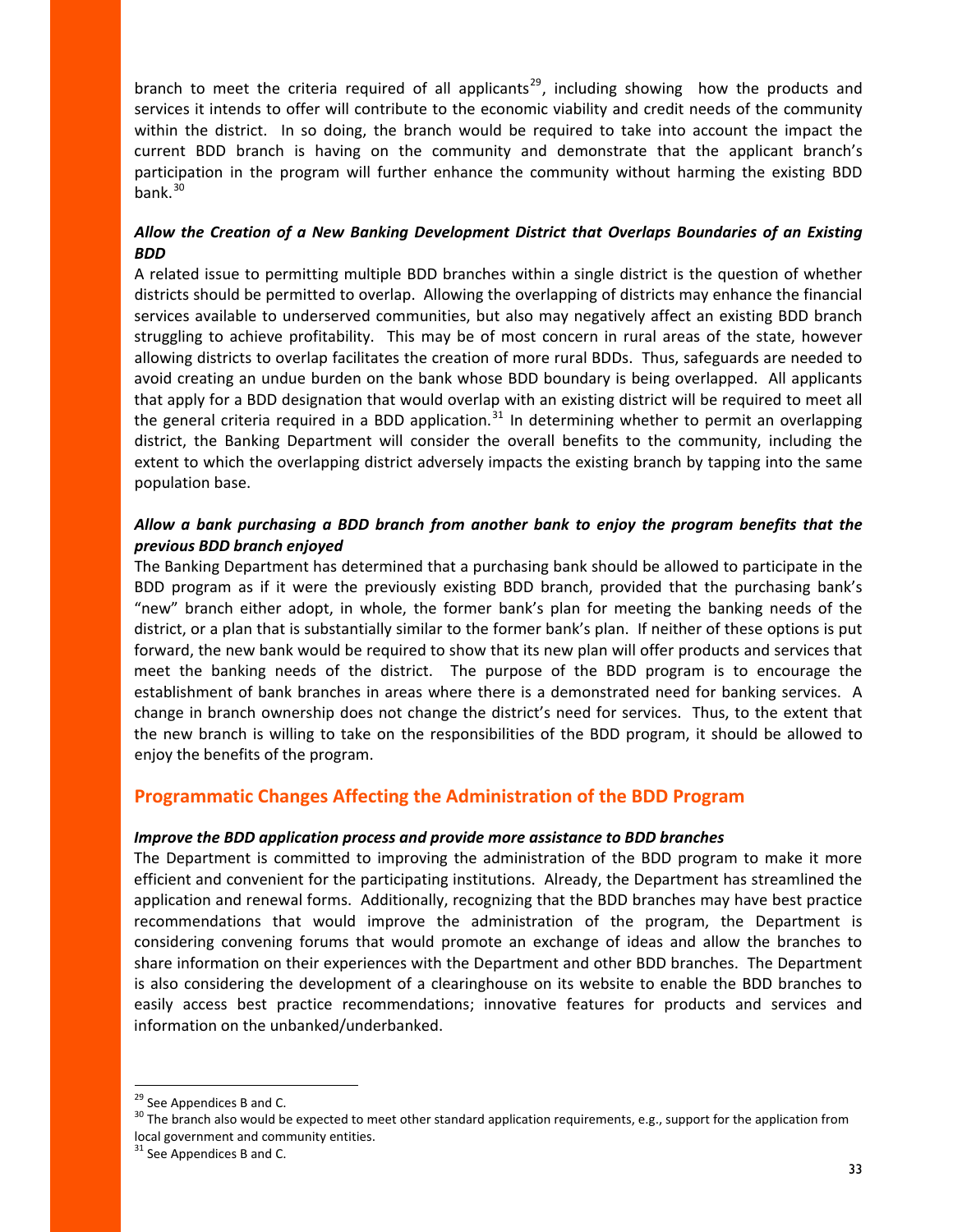branch to meet the criteria required of all applicants[29], including showing how the products and services it intends to offer will contribute to the economic viability and credit needs of the community within the district. In so doing, the branch would be required to take into account the impact the current BDD branch is having on the community and demonstrate that the applicant branch's participation in the program will further enhance the community without harming the existing BDD bank.[30]

### *Allow the Creation of a New Banking Development District that Overlaps Boundaries of an Existing BDD*

A related issue to permitting multiple BDD branches within a single district is the question of whether districts should be permitted to overlap. Allowing the overlapping of districts may enhance the financial services available to underserved communities, but also may negatively affect an existing BDD branch struggling to achieve profitability. This may be of most concern in rural areas of the state, however allowing districts to overlap facilitates the creation of more rural BDDs. Thus, safeguards are needed to avoid creating an undue burden on the bank whose BDD boundary is being overlapped. All applicants that apply for a BDD designation that would overlap with an existing district will be required to meet all the general criteria required in a BDD application.[31] In determining whether to permit an overlapping district, the Banking Department will consider the overall benefits to the community, including the extent to which the overlapping district adversely impacts the existing branch by tapping into the same population base.

### *Allow a bank purchasing a BDD branch from another bank to enjoy the program benefits that the previous BDD branch enjoyed*

The Banking Department has determined that a purchasing bank should be allowed to participate in the BDD program as if it were the previously existing BDD branch, provided that the purchasing bank's "new" branch either adopt, in whole, the former bank's plan for meeting the banking needs of the district, or a plan that is substantially similar to the former bank's plan. If neither of these options is put forward, the new bank would be required to show that its new plan will offer products and services that meet the banking needs of the district. The purpose of the BDD program is to encourage the establishment of bank branches in areas where there is a demonstrated need for banking services. A change in branch ownership does not change the district's need for services. Thus, to the extent that the new branch is willing to take on the responsibilities of the BDD program, it should be allowed to enjoy the benefits of the program.

## Programmatic Changes Affecting the Administration of the BDD Program

### *Improve the BDD application process and provide more assistance to BDD branches*

The Department is committed to improving the administration of the BDD program to make it more efficient and convenient for the participating institutions. Already, the Department has streamlined the application and renewal forms. Additionally, recognizing that the BDD branches may have best practice recommendations that would improve the administration of the program, the Department is considering convening forums that would promote an exchange of ideas and allow the branches to share information on their experiences with the Department and other BDD branches. The Department is also considering the development of a clearinghouse on its website to enable the BDD branches to easily access best practice recommendations; innovative features for products and services and information on the unbanked/underbanked.

---

[29] See Appendices B and C.

[30] The branch also would be expected to meet other standard application requirements, e.g., support for the application from local government and community entities.

[31] See Appendices B and C.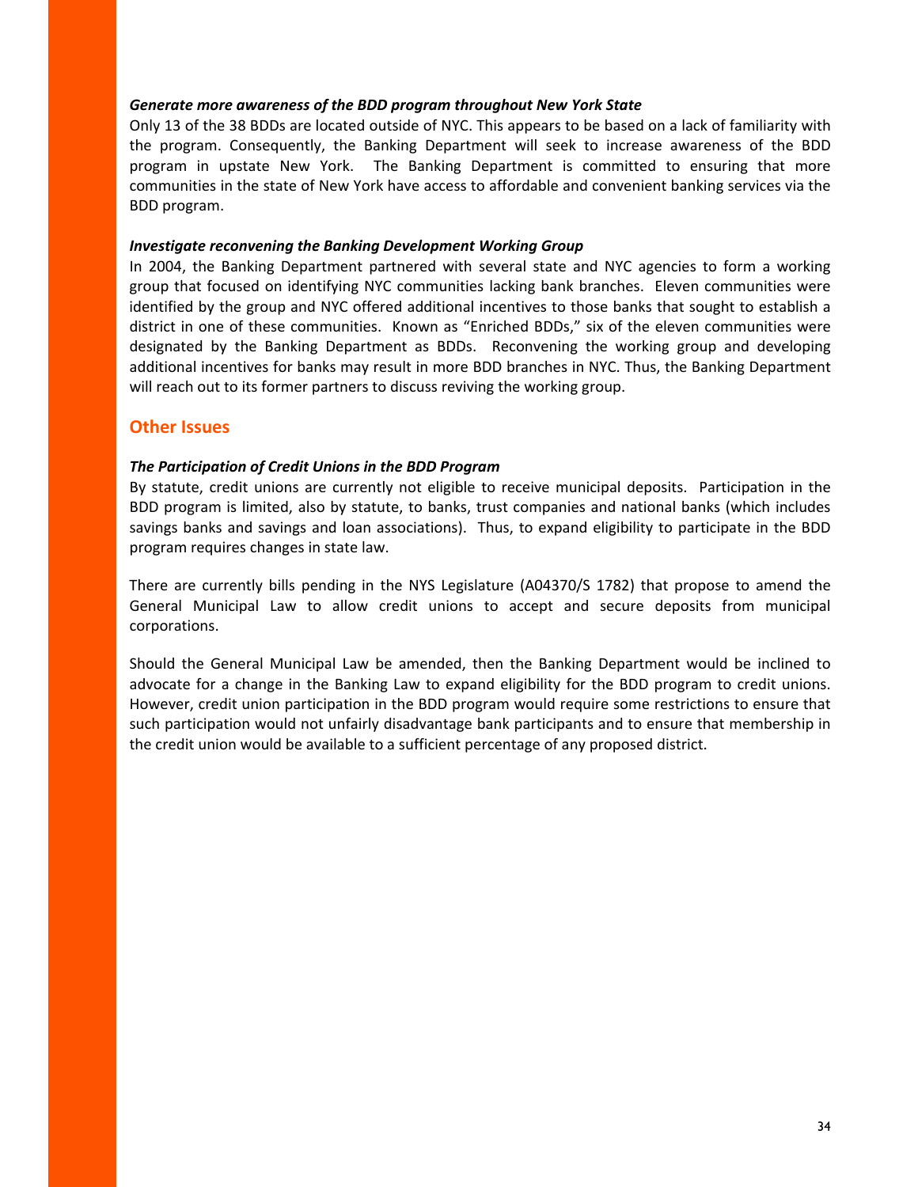***Generate more awareness of the BDD program throughout New York State***

Only 13 of the 38 BDDs are located outside of NYC. This appears to be based on a lack of familiarity with the program. Consequently, the Banking Department will seek to increase awareness of the BDD program in upstate New York. The Banking Department is committed to ensuring that more communities in the state of New York have access to affordable and convenient banking services via the BDD program.

***Investigate reconvening the Banking Development Working Group***

In 2004, the Banking Department partnered with several state and NYC agencies to form a working group that focused on identifying NYC communities lacking bank branches. Eleven communities were identified by the group and NYC offered additional incentives to those banks that sought to establish a district in one of these communities. Known as "Enriched BDDs," six of the eleven communities were designated by the Banking Department as BDDs. Reconvening the working group and developing additional incentives for banks may result in more BDD branches in NYC. Thus, the Banking Department will reach out to its former partners to discuss reviving the working group.

## Other Issues

***The Participation of Credit Unions in the BDD Program***

By statute, credit unions are currently not eligible to receive municipal deposits. Participation in the BDD program is limited, also by statute, to banks, trust companies and national banks (which includes savings banks and savings and loan associations). Thus, to expand eligibility to participate in the BDD program requires changes in state law.

There are currently bills pending in the NYS Legislature (A04370/S 1782) that propose to amend the General Municipal Law to allow credit unions to accept and secure deposits from municipal corporations.

Should the General Municipal Law be amended, then the Banking Department would be inclined to advocate for a change in the Banking Law to expand eligibility for the BDD program to credit unions. However, credit union participation in the BDD program would require some restrictions to ensure that such participation would not unfairly disadvantage bank participants and to ensure that membership in the credit union would be available to a sufficient percentage of any proposed district.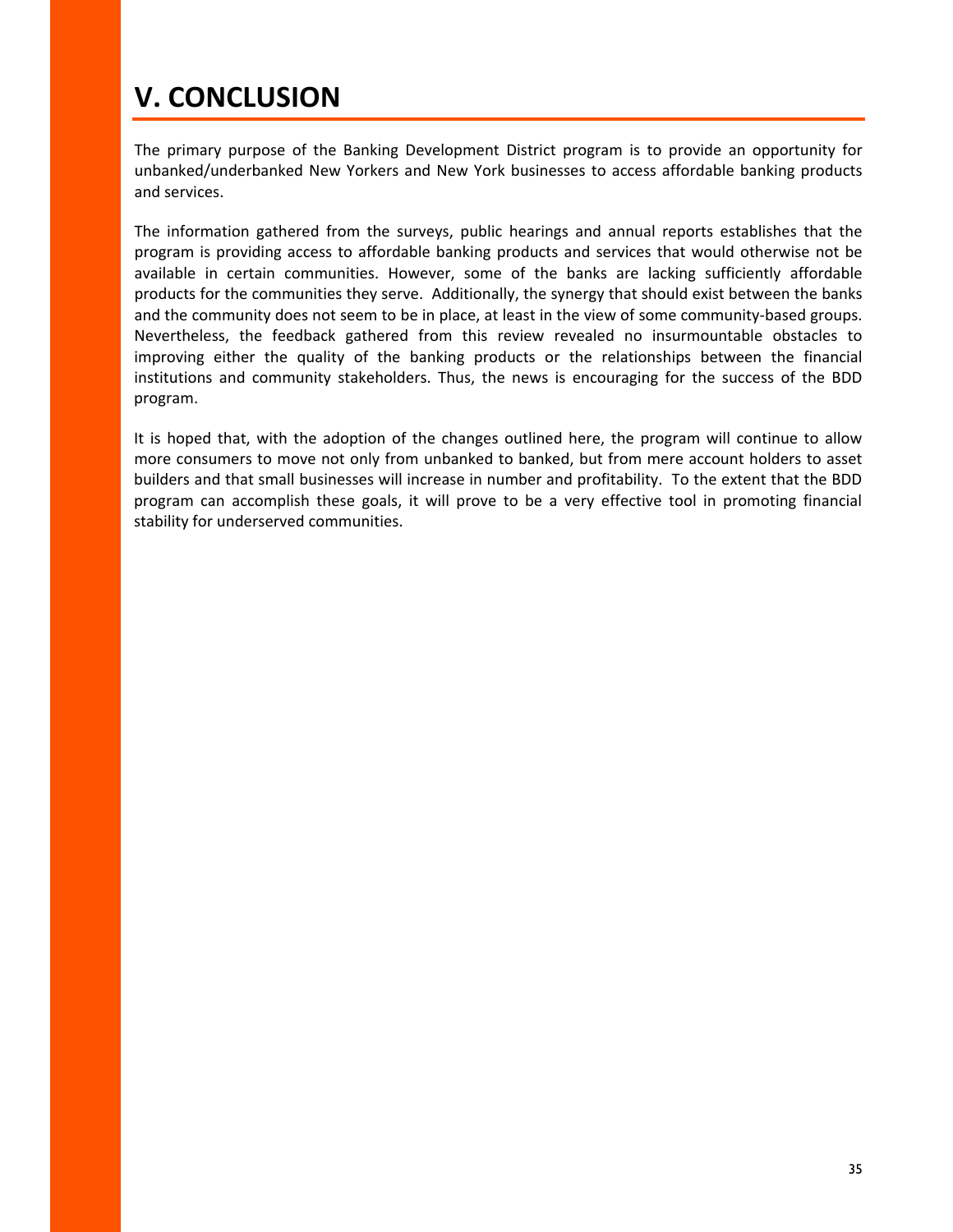# V. CONCLUSION

The primary purpose of the Banking Development District program is to provide an opportunity for unbanked/underbanked New Yorkers and New York businesses to access affordable banking products and services.

The information gathered from the surveys, public hearings and annual reports establishes that the program is providing access to affordable banking products and services that would otherwise not be available in certain communities. However, some of the banks are lacking sufficiently affordable products for the communities they serve. Additionally, the synergy that should exist between the banks and the community does not seem to be in place, at least in the view of some community-based groups. Nevertheless, the feedback gathered from this review revealed no insurmountable obstacles to improving either the quality of the banking products or the relationships between the financial institutions and community stakeholders. Thus, the news is encouraging for the success of the BDD program.

It is hoped that, with the adoption of the changes outlined here, the program will continue to allow more consumers to move not only from unbanked to banked, but from mere account holders to asset builders and that small businesses will increase in number and profitability. To the extent that the BDD program can accomplish these goals, it will prove to be a very effective tool in promoting financial stability for underserved communities.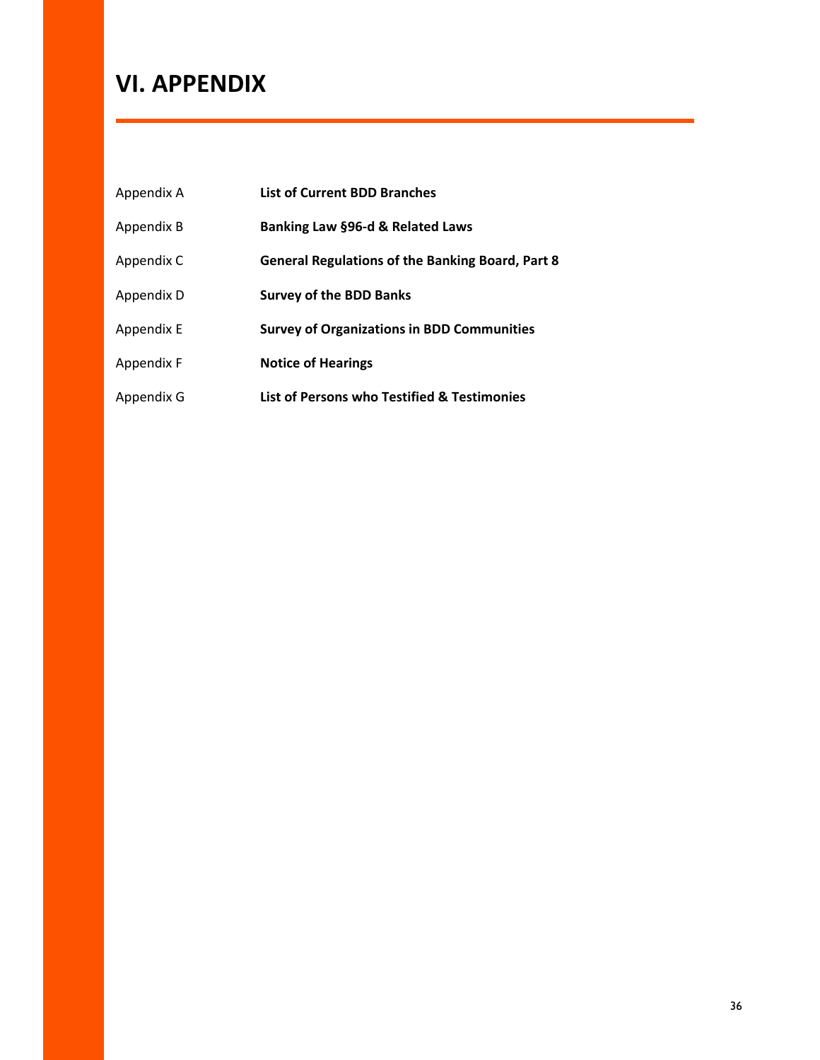# VI. APPENDIX

| | |
|---|---|
| Appendix A | **List of Current BDD Branches** |
| Appendix B | **Banking Law §96-d & Related Laws** |
| Appendix C | **General Regulations of the Banking Board, Part 8** |
| Appendix D | **Survey of the BDD Banks** |
| Appendix E | **Survey of Organizations in BDD Communities** |
| Appendix F | **Notice of Hearings** |
| Appendix G | **List of Persons who Testified & Testimonies** |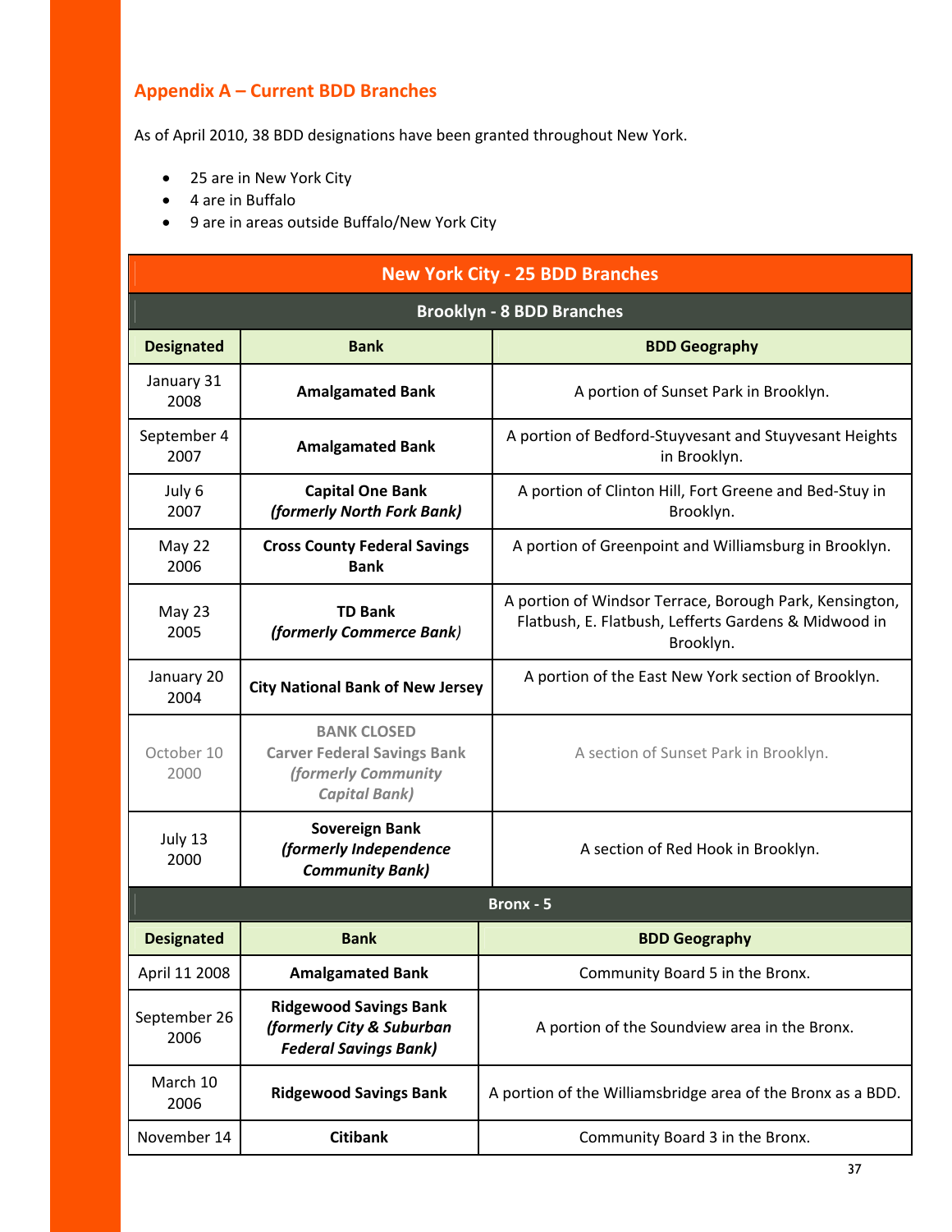## Appendix A – Current BDD Branches

As of April 2010, 38 BDD designations have been granted throughout New York.

- 25 are in New York City
- 4 are in Buffalo
- 9 are in areas outside Buffalo/New York City

| New York City - 25 BDD Branches | | |
|---|---|---|
| **Brooklyn - 8 BDD Branches** | | |
| **Designated** | **Bank** | **BDD Geography** |
| January 31 2008 | **Amalgamated Bank** | A portion of Sunset Park in Brooklyn. |
| September 4 2007 | **Amalgamated Bank** | A portion of Bedford-Stuyvesant and Stuyvesant Heights in Brooklyn. |
| July 6 2007 | **Capital One Bank** ***(formerly North Fork Bank)*** | A portion of Clinton Hill, Fort Greene and Bed-Stuy in Brooklyn. |
| May 22 2006 | **Cross County Federal Savings Bank** | A portion of Greenpoint and Williamsburg in Brooklyn. |
| May 23 2005 | **TD Bank** ***(formerly Commerce Bank)*** | A portion of Windsor Terrace, Borough Park, Kensington, Flatbush, E. Flatbush, Lefferts Gardens & Midwood in Brooklyn. |
| January 20 2004 | **City National Bank of New Jersey** | A portion of the East New York section of Brooklyn. |
| October 10 2000 | **BANK CLOSED** **Carver Federal Savings Bank** ***(formerly Community Capital Bank)*** | A section of Sunset Park in Brooklyn. |
| July 13 2000 | **Sovereign Bank** ***(formerly Independence Community Bank)*** | A section of Red Hook in Brooklyn. |
| **Bronx - 5** | | |
| **Designated** | **Bank** | **BDD Geography** |
| April 11 2008 | **Amalgamated Bank** | Community Board 5 in the Bronx. |
| September 26 2006 | **Ridgewood Savings Bank** ***(formerly City & Suburban Federal Savings Bank)*** | A portion of the Soundview area in the Bronx. |
| March 10 2006 | **Ridgewood Savings Bank** | A portion of the Williamsbridge area of the Bronx as a BDD. |
| November 14 | **Citibank** | Community Board 3 in the Bronx. |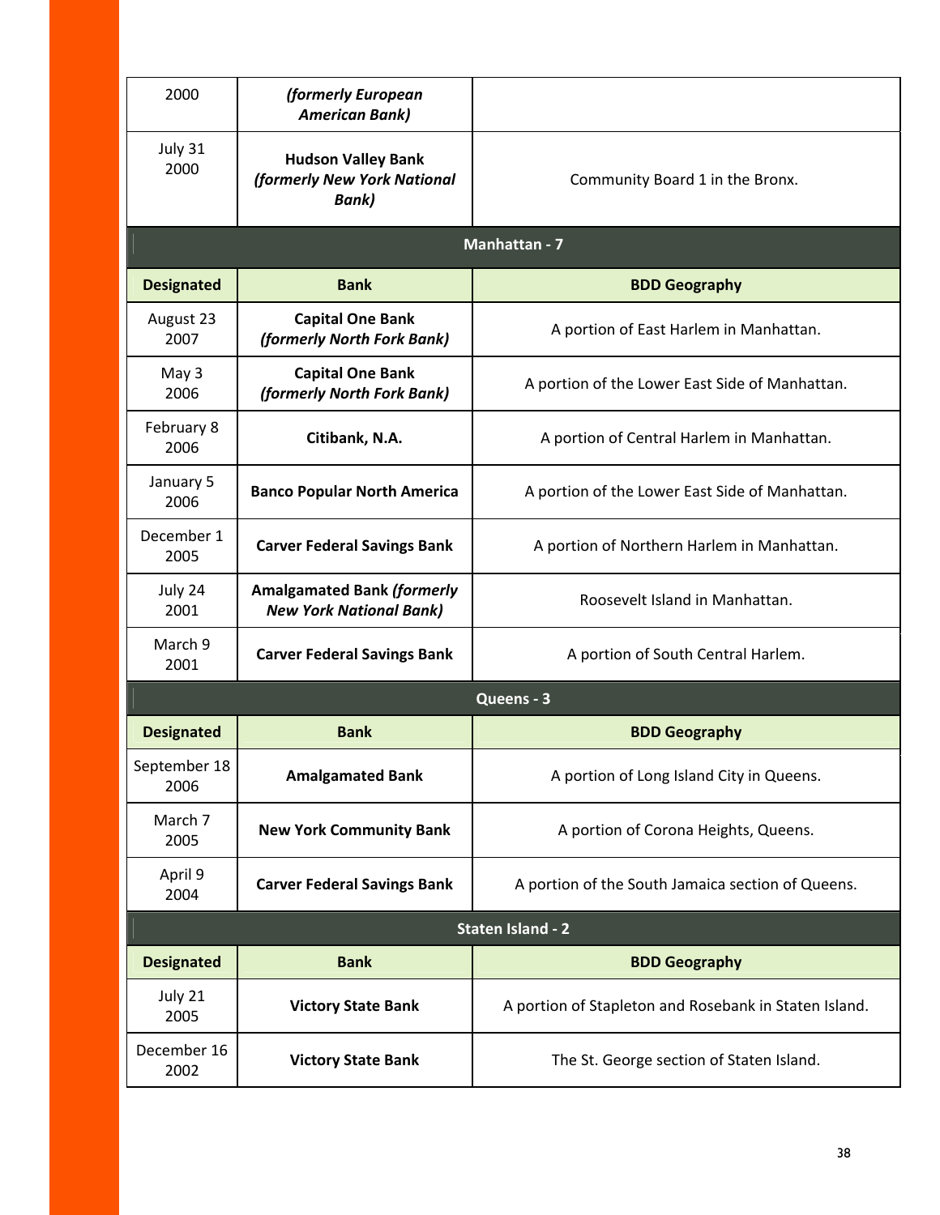| Designated | Bank | BDD Geography |
|---|---|---|
| 2000 | ***(formerly European American Bank)*** | |
| July 31 2000 | **Hudson Valley Bank *(formerly New York National Bank)*** | Community Board 1 in the Bronx. |

| Manhattan - 7 | | |
|---|---|---|
| **Designated** | **Bank** | **BDD Geography** |
| August 23 2007 | **Capital One Bank *(formerly North Fork Bank)*** | A portion of East Harlem in Manhattan. |
| May 3 2006 | **Capital One Bank *(formerly North Fork Bank)*** | A portion of the Lower East Side of Manhattan. |
| February 8 2006 | **Citibank, N.A.** | A portion of Central Harlem in Manhattan. |
| January 5 2006 | **Banco Popular North America** | A portion of the Lower East Side of Manhattan. |
| December 1 2005 | **Carver Federal Savings Bank** | A portion of Northern Harlem in Manhattan. |
| July 24 2001 | **Amalgamated Bank *(formerly New York National Bank)*** | Roosevelt Island in Manhattan. |
| March 9 2001 | **Carver Federal Savings Bank** | A portion of South Central Harlem. |

| Queens - 3 | | |
|---|---|---|
| **Designated** | **Bank** | **BDD Geography** |
| September 18 2006 | **Amalgamated Bank** | A portion of Long Island City in Queens. |
| March 7 2005 | **New York Community Bank** | A portion of Corona Heights, Queens. |
| April 9 2004 | **Carver Federal Savings Bank** | A portion of the South Jamaica section of Queens. |

| Staten Island - 2 | | |
|---|---|---|
| **Designated** | **Bank** | **BDD Geography** |
| July 21 2005 | **Victory State Bank** | A portion of Stapleton and Rosebank in Staten Island. |
| December 16 2002 | **Victory State Bank** | The St. George section of Staten Island. |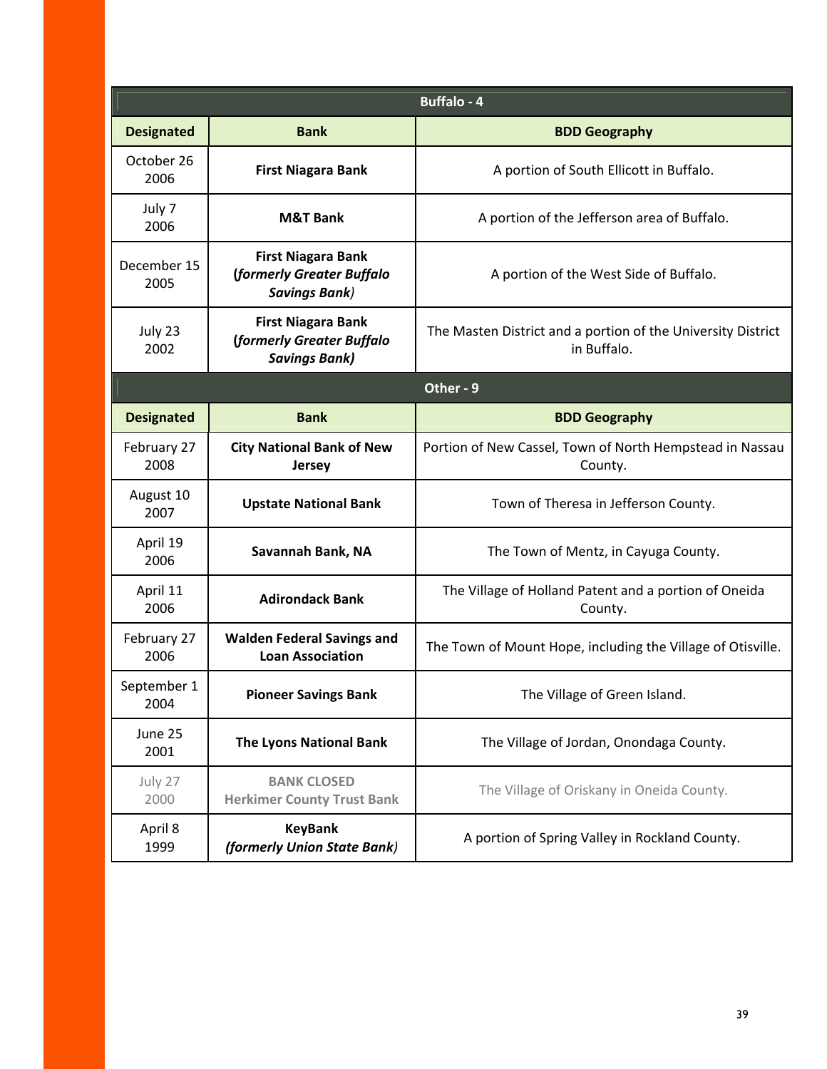| Buffalo - 4 | | |
|---|---|---|
| **Designated** | **Bank** | **BDD Geography** |
| October 26 2006 | **First Niagara Bank** | A portion of South Ellicott in Buffalo. |
| July 7 2006 | **M&T Bank** | A portion of the Jefferson area of Buffalo. |
| December 15 2005 | **First Niagara Bank (*formerly Greater Buffalo Savings Bank*)** | A portion of the West Side of Buffalo. |
| July 23 2002 | **First Niagara Bank (*formerly Greater Buffalo Savings Bank*)** | The Masten District and a portion of the University District in Buffalo. |

| Other - 9 | | |
|---|---|---|
| **Designated** | **Bank** | **BDD Geography** |
| February 27 2008 | **City National Bank of New Jersey** | Portion of New Cassel, Town of North Hempstead in Nassau County. |
| August 10 2007 | **Upstate National Bank** | Town of Theresa in Jefferson County. |
| April 19 2006 | **Savannah Bank, NA** | The Town of Mentz, in Cayuga County. |
| April 11 2006 | **Adirondack Bank** | The Village of Holland Patent and a portion of Oneida County. |
| February 27 2006 | **Walden Federal Savings and Loan Association** | The Town of Mount Hope, including the Village of Otisville. |
| September 1 2004 | **Pioneer Savings Bank** | The Village of Green Island. |
| June 25 2001 | **The Lyons National Bank** | The Village of Jordan, Onondaga County. |
| July 27 2000 | **BANK CLOSED Herkimer County Trust Bank** | The Village of Oriskany in Oneida County. |
| April 8 1999 | **KeyBank (*formerly Union State Bank*)** | A portion of Spring Valley in Rockland County. |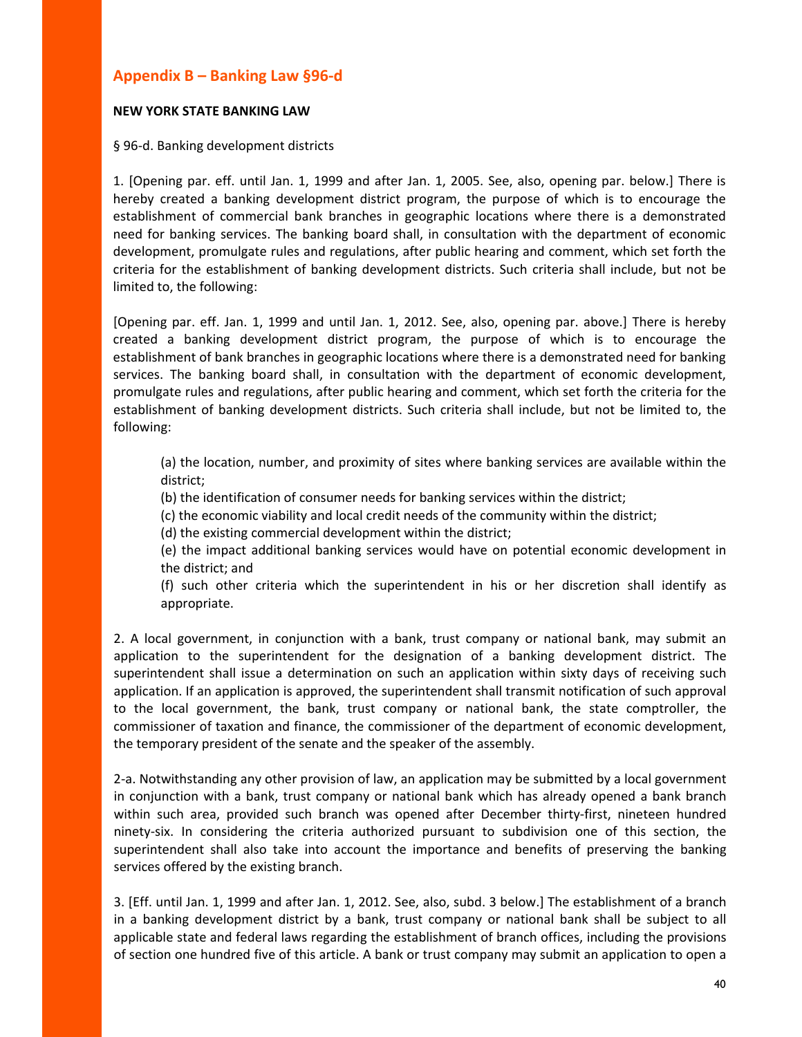## Appendix B – Banking Law §96-d

**NEW YORK STATE BANKING LAW**

§ 96-d. Banking development districts

1. [Opening par. eff. until Jan. 1, 1999 and after Jan. 1, 2005. See, also, opening par. below.] There is hereby created a banking development district program, the purpose of which is to encourage the establishment of commercial bank branches in geographic locations where there is a demonstrated need for banking services. The banking board shall, in consultation with the department of economic development, promulgate rules and regulations, after public hearing and comment, which set forth the criteria for the establishment of banking development districts. Such criteria shall include, but not be limited to, the following:

[Opening par. eff. Jan. 1, 1999 and until Jan. 1, 2012. See, also, opening par. above.] There is hereby created a banking development district program, the purpose of which is to encourage the establishment of bank branches in geographic locations where there is a demonstrated need for banking services. The banking board shall, in consultation with the department of economic development, promulgate rules and regulations, after public hearing and comment, which set forth the criteria for the establishment of banking development districts. Such criteria shall include, but not be limited to, the following:

> (a) the location, number, and proximity of sites where banking services are available within the district;
> (b) the identification of consumer needs for banking services within the district;
> (c) the economic viability and local credit needs of the community within the district;
> (d) the existing commercial development within the district;
> (e) the impact additional banking services would have on potential economic development in the district; and
> (f) such other criteria which the superintendent in his or her discretion shall identify as appropriate.

2. A local government, in conjunction with a bank, trust company or national bank, may submit an application to the superintendent for the designation of a banking development district. The superintendent shall issue a determination on such an application within sixty days of receiving such application. If an application is approved, the superintendent shall transmit notification of such approval to the local government, the bank, trust company or national bank, the state comptroller, the commissioner of taxation and finance, the commissioner of the department of economic development, the temporary president of the senate and the speaker of the assembly.

2-a. Notwithstanding any other provision of law, an application may be submitted by a local government in conjunction with a bank, trust company or national bank which has already opened a bank branch within such area, provided such branch was opened after December thirty-first, nineteen hundred ninety-six. In considering the criteria authorized pursuant to subdivision one of this section, the superintendent shall also take into account the importance and benefits of preserving the banking services offered by the existing branch.

3. [Eff. until Jan. 1, 1999 and after Jan. 1, 2012. See, also, subd. 3 below.] The establishment of a branch in a banking development district by a bank, trust company or national bank shall be subject to all applicable state and federal laws regarding the establishment of branch offices, including the provisions of section one hundred five of this article. A bank or trust company may submit an application to open a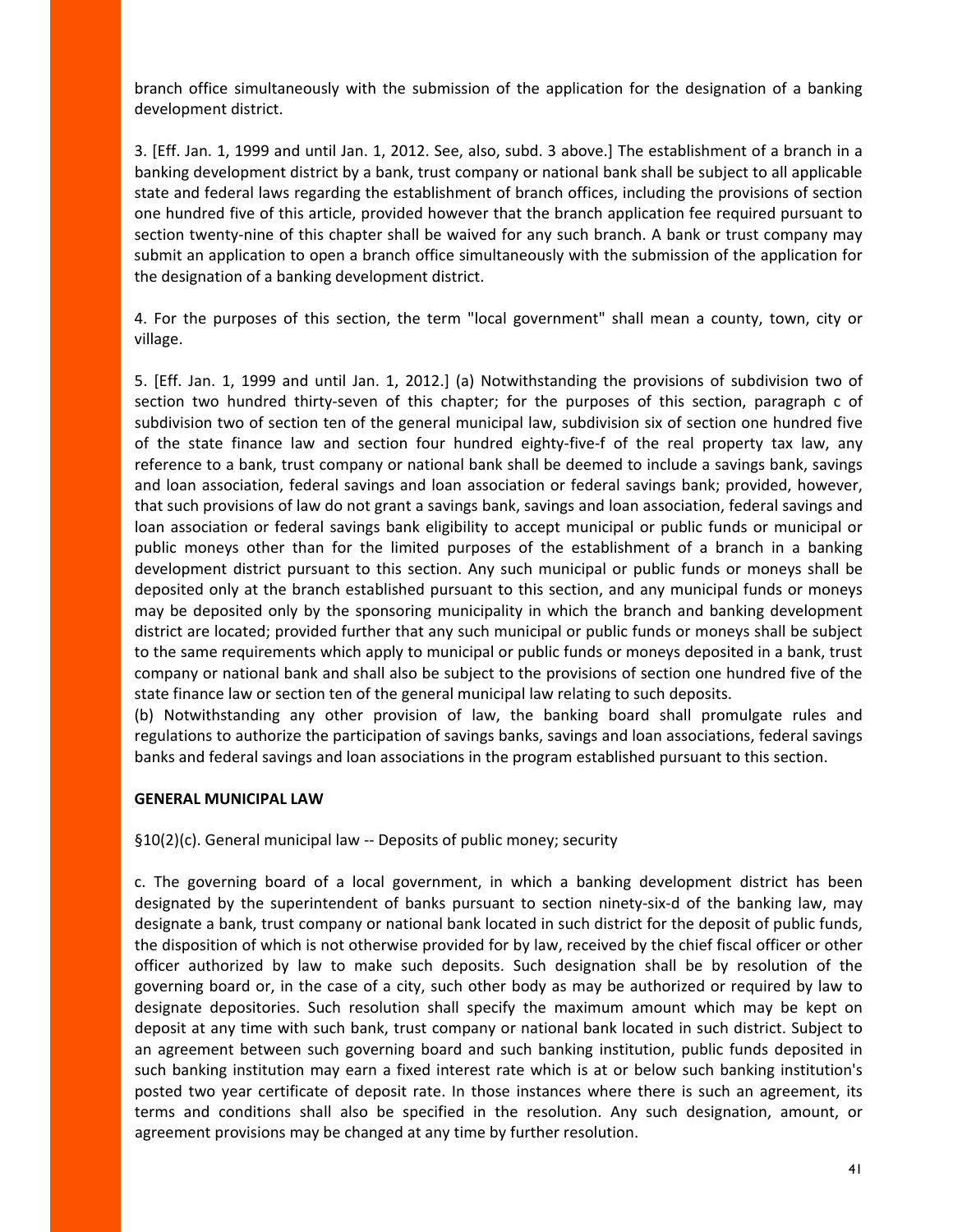branch office simultaneously with the submission of the application for the designation of a banking development district.

3. [Eff. Jan. 1, 1999 and until Jan. 1, 2012. See, also, subd. 3 above.] The establishment of a branch in a banking development district by a bank, trust company or national bank shall be subject to all applicable state and federal laws regarding the establishment of branch offices, including the provisions of section one hundred five of this article, provided however that the branch application fee required pursuant to section twenty-nine of this chapter shall be waived for any such branch. A bank or trust company may submit an application to open a branch office simultaneously with the submission of the application for the designation of a banking development district.

4. For the purposes of this section, the term "local government" shall mean a county, town, city or village.

5. [Eff. Jan. 1, 1999 and until Jan. 1, 2012.] (a) Notwithstanding the provisions of subdivision two of section two hundred thirty-seven of this chapter; for the purposes of this section, paragraph c of subdivision two of section ten of the general municipal law, subdivision six of section one hundred five of the state finance law and section four hundred eighty-five-f of the real property tax law, any reference to a bank, trust company or national bank shall be deemed to include a savings bank, savings and loan association, federal savings and loan association or federal savings bank; provided, however, that such provisions of law do not grant a savings bank, savings and loan association, federal savings and loan association or federal savings bank eligibility to accept municipal or public funds or municipal or public moneys other than for the limited purposes of the establishment of a branch in a banking development district pursuant to this section. Any such municipal or public funds or moneys shall be deposited only at the branch established pursuant to this section, and any municipal funds or moneys may be deposited only by the sponsoring municipality in which the branch and banking development district are located; provided further that any such municipal or public funds or moneys shall be subject to the same requirements which apply to municipal or public funds or moneys deposited in a bank, trust company or national bank and shall also be subject to the provisions of section one hundred five of the state finance law or section ten of the general municipal law relating to such deposits.
(b) Notwithstanding any other provision of law, the banking board shall promulgate rules and regulations to authorize the participation of savings banks, savings and loan associations, federal savings banks and federal savings and loan associations in the program established pursuant to this section.

**GENERAL MUNICIPAL LAW**

§10(2)(c). General municipal law -- Deposits of public money; security

c. The governing board of a local government, in which a banking development district has been designated by the superintendent of banks pursuant to section ninety-six-d of the banking law, may designate a bank, trust company or national bank located in such district for the deposit of public funds, the disposition of which is not otherwise provided for by law, received by the chief fiscal officer or other officer authorized by law to make such deposits. Such designation shall be by resolution of the governing board or, in the case of a city, such other body as may be authorized or required by law to designate depositories. Such resolution shall specify the maximum amount which may be kept on deposit at any time with such bank, trust company or national bank located in such district. Subject to an agreement between such governing board and such banking institution, public funds deposited in such banking institution may earn a fixed interest rate which is at or below such banking institution's posted two year certificate of deposit rate. In those instances where there is such an agreement, its terms and conditions shall also be specified in the resolution. Any such designation, amount, or agreement provisions may be changed at any time by further resolution.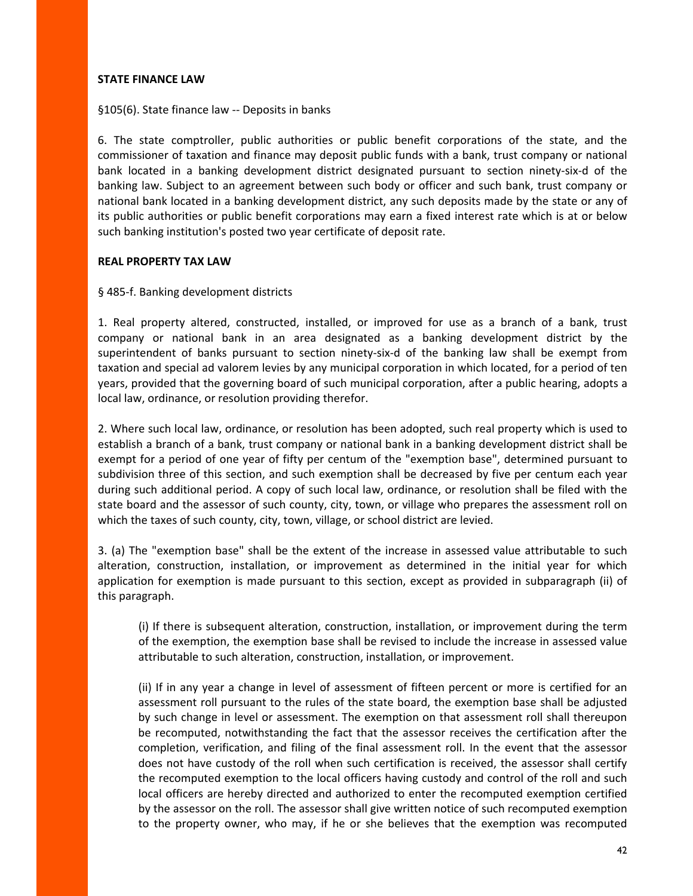**STATE FINANCE LAW**

§105(6). State finance law -- Deposits in banks

6. The state comptroller, public authorities or public benefit corporations of the state, and the commissioner of taxation and finance may deposit public funds with a bank, trust company or national bank located in a banking development district designated pursuant to section ninety-six-d of the banking law. Subject to an agreement between such body or officer and such bank, trust company or national bank located in a banking development district, any such deposits made by the state or any of its public authorities or public benefit corporations may earn a fixed interest rate which is at or below such banking institution's posted two year certificate of deposit rate.

**REAL PROPERTY TAX LAW**

§ 485-f. Banking development districts

1. Real property altered, constructed, installed, or improved for use as a branch of a bank, trust company or national bank in an area designated as a banking development district by the superintendent of banks pursuant to section ninety-six-d of the banking law shall be exempt from taxation and special ad valorem levies by any municipal corporation in which located, for a period of ten years, provided that the governing board of such municipal corporation, after a public hearing, adopts a local law, ordinance, or resolution providing therefor.

2. Where such local law, ordinance, or resolution has been adopted, such real property which is used to establish a branch of a bank, trust company or national bank in a banking development district shall be exempt for a period of one year of fifty per centum of the "exemption base", determined pursuant to subdivision three of this section, and such exemption shall be decreased by five per centum each year during such additional period. A copy of such local law, ordinance, or resolution shall be filed with the state board and the assessor of such county, city, town, or village who prepares the assessment roll on which the taxes of such county, city, town, village, or school district are levied.

3. (a) The "exemption base" shall be the extent of the increase in assessed value attributable to such alteration, construction, installation, or improvement as determined in the initial year for which application for exemption is made pursuant to this section, except as provided in subparagraph (ii) of this paragraph.

(i) If there is subsequent alteration, construction, installation, or improvement during the term of the exemption, the exemption base shall be revised to include the increase in assessed value attributable to such alteration, construction, installation, or improvement.

(ii) If in any year a change in level of assessment of fifteen percent or more is certified for an assessment roll pursuant to the rules of the state board, the exemption base shall be adjusted by such change in level or assessment. The exemption on that assessment roll shall thereupon be recomputed, notwithstanding the fact that the assessor receives the certification after the completion, verification, and filing of the final assessment roll. In the event that the assessor does not have custody of the roll when such certification is received, the assessor shall certify the recomputed exemption to the local officers having custody and control of the roll and such local officers are hereby directed and authorized to enter the recomputed exemption certified by the assessor on the roll. The assessor shall give written notice of such recomputed exemption to the property owner, who may, if he or she believes that the exemption was recomputed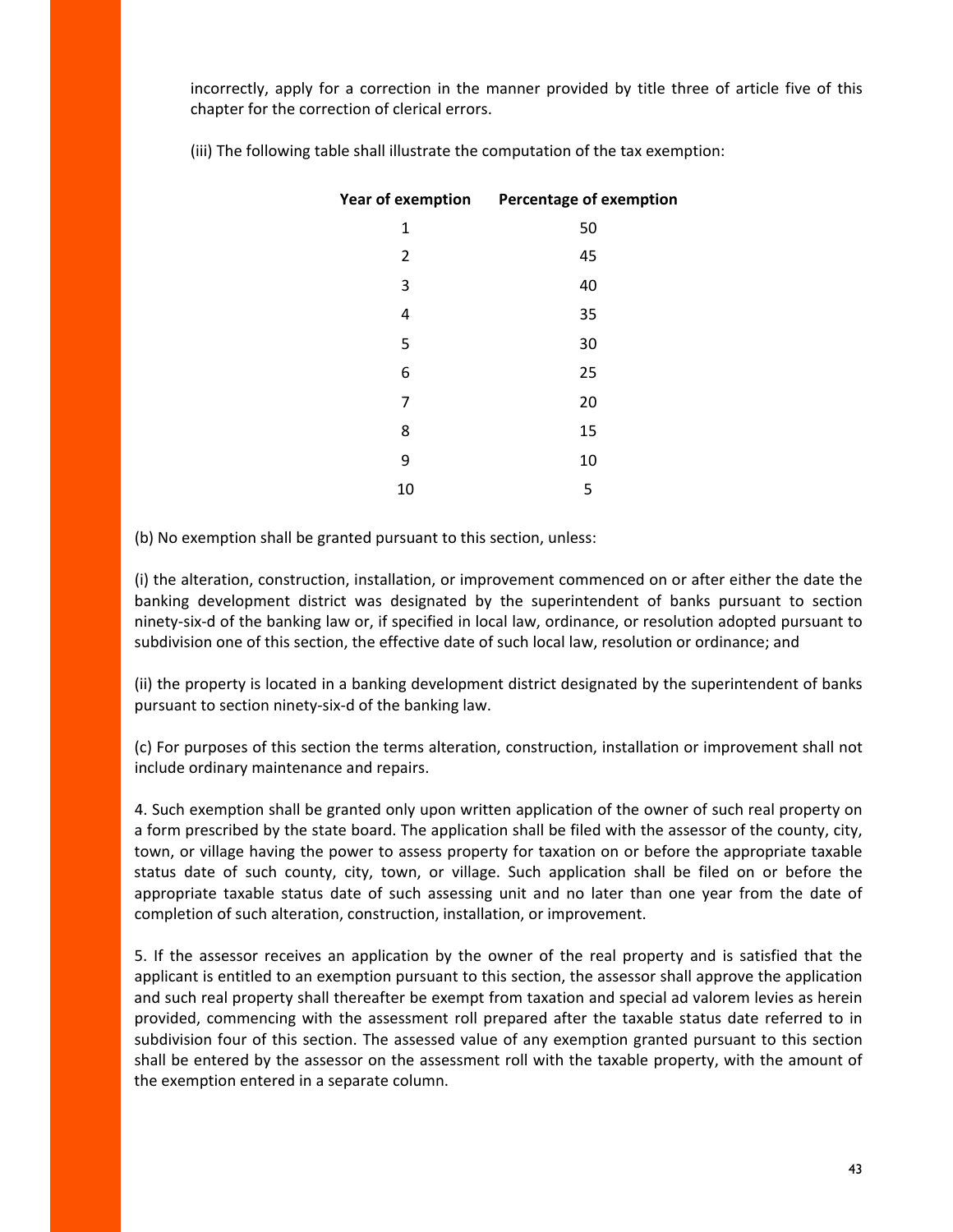incorrectly, apply for a correction in the manner provided by title three of article five of this chapter for the correction of clerical errors.

(iii) The following table shall illustrate the computation of the tax exemption:

| Year of exemption | Percentage of exemption |
|---|---|
| 1 | 50 |
| 2 | 45 |
| 3 | 40 |
| 4 | 35 |
| 5 | 30 |
| 6 | 25 |
| 7 | 20 |
| 8 | 15 |
| 9 | 10 |
| 10 | 5 |

(b) No exemption shall be granted pursuant to this section, unless:

(i) the alteration, construction, installation, or improvement commenced on or after either the date the banking development district was designated by the superintendent of banks pursuant to section ninety-six-d of the banking law or, if specified in local law, ordinance, or resolution adopted pursuant to subdivision one of this section, the effective date of such local law, resolution or ordinance; and

(ii) the property is located in a banking development district designated by the superintendent of banks pursuant to section ninety-six-d of the banking law.

(c) For purposes of this section the terms alteration, construction, installation or improvement shall not include ordinary maintenance and repairs.

4. Such exemption shall be granted only upon written application of the owner of such real property on a form prescribed by the state board. The application shall be filed with the assessor of the county, city, town, or village having the power to assess property for taxation on or before the appropriate taxable status date of such county, city, town, or village. Such application shall be filed on or before the appropriate taxable status date of such assessing unit and no later than one year from the date of completion of such alteration, construction, installation, or improvement.

5. If the assessor receives an application by the owner of the real property and is satisfied that the applicant is entitled to an exemption pursuant to this section, the assessor shall approve the application and such real property shall thereafter be exempt from taxation and special ad valorem levies as herein provided, commencing with the assessment roll prepared after the taxable status date referred to in subdivision four of this section. The assessed value of any exemption granted pursuant to this section shall be entered by the assessor on the assessment roll with the taxable property, with the amount of the exemption entered in a separate column.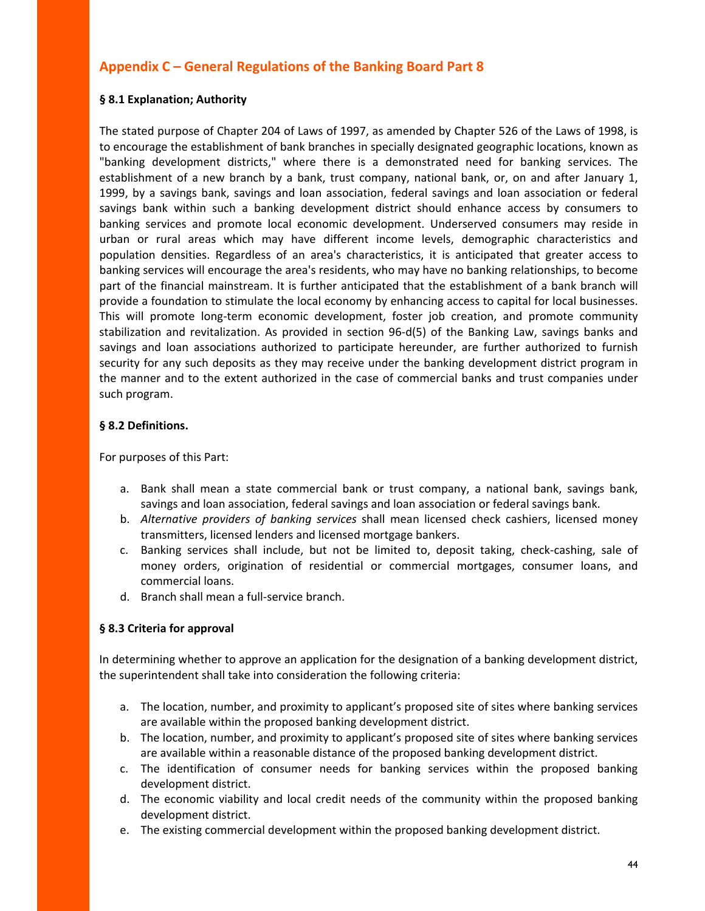## Appendix C – General Regulations of the Banking Board Part 8

### § 8.1 Explanation; Authority

The stated purpose of Chapter 204 of Laws of 1997, as amended by Chapter 526 of the Laws of 1998, is to encourage the establishment of bank branches in specially designated geographic locations, known as "banking development districts," where there is a demonstrated need for banking services. The establishment of a new branch by a bank, trust company, national bank, or, on and after January 1, 1999, by a savings bank, savings and loan association, federal savings and loan association or federal savings bank within such a banking development district should enhance access by consumers to banking services and promote local economic development. Underserved consumers may reside in urban or rural areas which may have different income levels, demographic characteristics and population densities. Regardless of an area's characteristics, it is anticipated that greater access to banking services will encourage the area's residents, who may have no banking relationships, to become part of the financial mainstream. It is further anticipated that the establishment of a bank branch will provide a foundation to stimulate the local economy by enhancing access to capital for local businesses. This will promote long-term economic development, foster job creation, and promote community stabilization and revitalization. As provided in section 96-d(5) of the Banking Law, savings banks and savings and loan associations authorized to participate hereunder, are further authorized to furnish security for any such deposits as they may receive under the banking development district program in the manner and to the extent authorized in the case of commercial banks and trust companies under such program.

### § 8.2 Definitions.

For purposes of this Part:

a. Bank shall mean a state commercial bank or trust company, a national bank, savings bank, savings and loan association, federal savings and loan association or federal savings bank.
b. *Alternative providers of banking services* shall mean licensed check cashiers, licensed money transmitters, licensed lenders and licensed mortgage bankers.
c. Banking services shall include, but not be limited to, deposit taking, check-cashing, sale of money orders, origination of residential or commercial mortgages, consumer loans, and commercial loans.
d. Branch shall mean a full-service branch.

### § 8.3 Criteria for approval

In determining whether to approve an application for the designation of a banking development district, the superintendent shall take into consideration the following criteria:

a. The location, number, and proximity to applicant's proposed site of sites where banking services are available within the proposed banking development district.
b. The location, number, and proximity to applicant's proposed site of sites where banking services are available within a reasonable distance of the proposed banking development district.
c. The identification of consumer needs for banking services within the proposed banking development district.
d. The economic viability and local credit needs of the community within the proposed banking development district.
e. The existing commercial development within the proposed banking development district.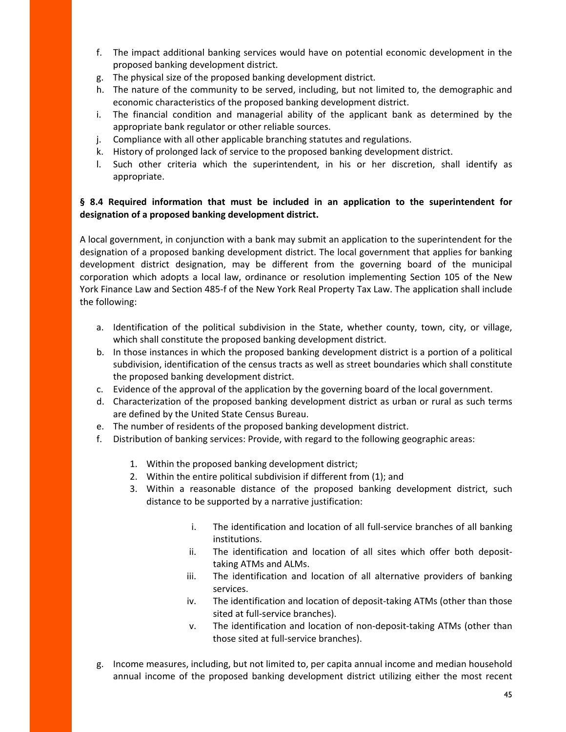f. The impact additional banking services would have on potential economic development in the proposed banking development district.
g. The physical size of the proposed banking development district.
h. The nature of the community to be served, including, but not limited to, the demographic and economic characteristics of the proposed banking development district.
i. The financial condition and managerial ability of the applicant bank as determined by the appropriate bank regulator or other reliable sources.
j. Compliance with all other applicable branching statutes and regulations.
k. History of prolonged lack of service to the proposed banking development district.
l. Such other criteria which the superintendent, in his or her discretion, shall identify as appropriate.

**§ 8.4 Required information that must be included in an application to the superintendent for designation of a proposed banking development district.**

A local government, in conjunction with a bank may submit an application to the superintendent for the designation of a proposed banking development district. The local government that applies for banking development district designation, may be different from the governing board of the municipal corporation which adopts a local law, ordinance or resolution implementing Section 105 of the New York Finance Law and Section 485-f of the New York Real Property Tax Law. The application shall include the following:

a. Identification of the political subdivision in the State, whether county, town, city, or village, which shall constitute the proposed banking development district.
b. In those instances in which the proposed banking development district is a portion of a political subdivision, identification of the census tracts as well as street boundaries which shall constitute the proposed banking development district.
c. Evidence of the approval of the application by the governing board of the local government.
d. Characterization of the proposed banking development district as urban or rural as such terms are defined by the United State Census Bureau.
e. The number of residents of the proposed banking development district.
f. Distribution of banking services: Provide, with regard to the following geographic areas:

    1. Within the proposed banking development district;
    2. Within the entire political subdivision if different from (1); and
    3. Within a reasonable distance of the proposed banking development district, such distance to be supported by a narrative justification:

        i. The identification and location of all full-service branches of all banking institutions.
        ii. The identification and location of all sites which offer both deposit-taking ATMs and ALMs.
        iii. The identification and location of all alternative providers of banking services.
        iv. The identification and location of deposit-taking ATMs (other than those sited at full-service branches).
        v. The identification and location of non-deposit-taking ATMs (other than those sited at full-service branches).

g. Income measures, including, but not limited to, per capita annual income and median household annual income of the proposed banking development district utilizing either the most recent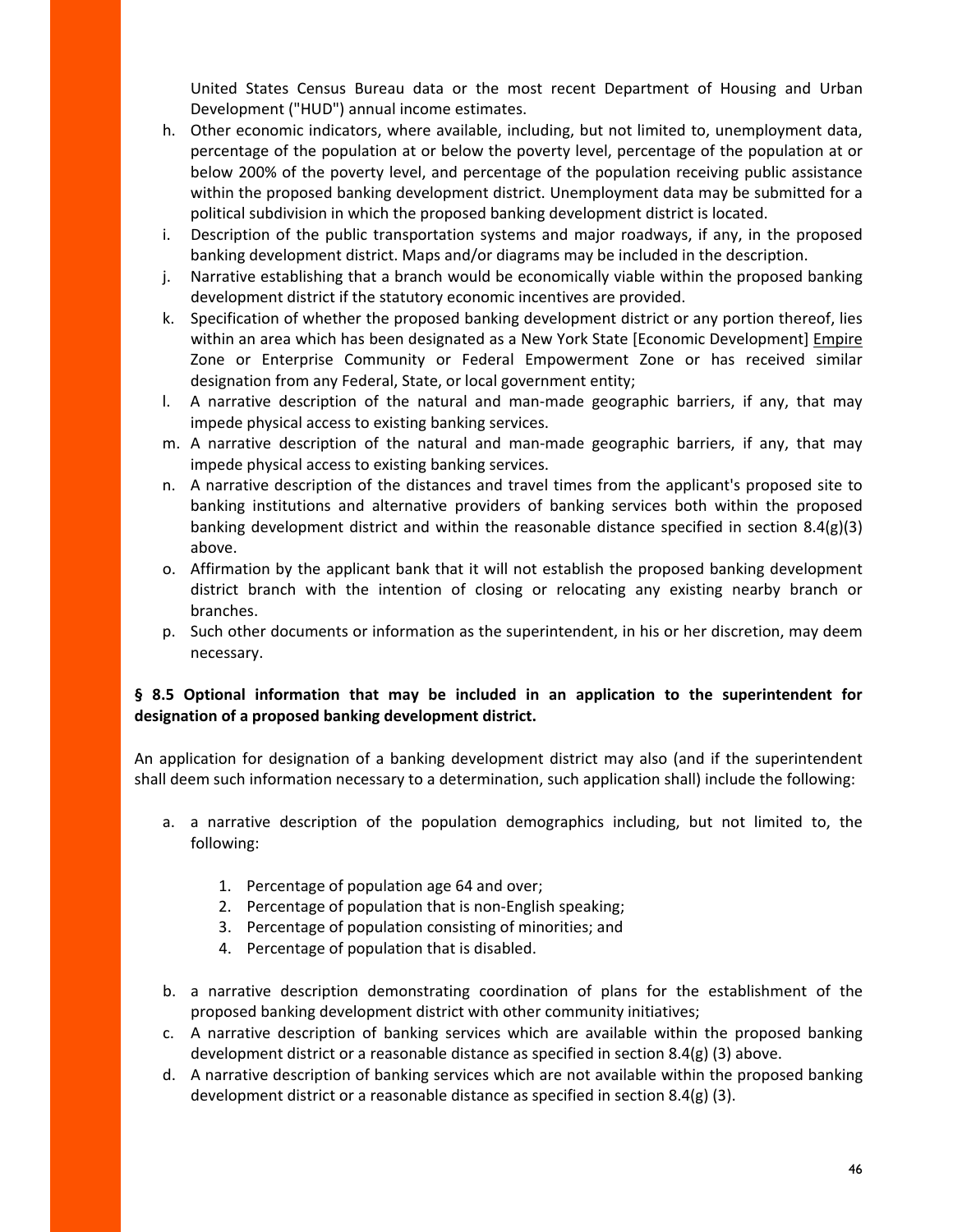United States Census Bureau data or the most recent Department of Housing and Urban Development ("HUD") annual income estimates.

h. Other economic indicators, where available, including, but not limited to, unemployment data, percentage of the population at or below the poverty level, percentage of the population at or below 200% of the poverty level, and percentage of the population receiving public assistance within the proposed banking development district. Unemployment data may be submitted for a political subdivision in which the proposed banking development district is located.
i. Description of the public transportation systems and major roadways, if any, in the proposed banking development district. Maps and/or diagrams may be included in the description.
j. Narrative establishing that a branch would be economically viable within the proposed banking development district if the statutory economic incentives are provided.
k. Specification of whether the proposed banking development district or any portion thereof, lies within an area which has been designated as a New York State [Economic Development] Empire Zone or Enterprise Community or Federal Empowerment Zone or has received similar designation from any Federal, State, or local government entity;
l. A narrative description of the natural and man-made geographic barriers, if any, that may impede physical access to existing banking services.
m. A narrative description of the natural and man-made geographic barriers, if any, that may impede physical access to existing banking services.
n. A narrative description of the distances and travel times from the applicant's proposed site to banking institutions and alternative providers of banking services both within the proposed banking development district and within the reasonable distance specified in section 8.4(g)(3) above.
o. Affirmation by the applicant bank that it will not establish the proposed banking development district branch with the intention of closing or relocating any existing nearby branch or branches.
p. Such other documents or information as the superintendent, in his or her discretion, may deem necessary.

**§ 8.5 Optional information that may be included in an application to the superintendent for designation of a proposed banking development district.**

An application for designation of a banking development district may also (and if the superintendent shall deem such information necessary to a determination, such application shall) include the following:

a. a narrative description of the population demographics including, but not limited to, the following:
   1. Percentage of population age 64 and over;
   2. Percentage of population that is non-English speaking;
   3. Percentage of population consisting of minorities; and
   4. Percentage of population that is disabled.
b. a narrative description demonstrating coordination of plans for the establishment of the proposed banking development district with other community initiatives;
c. A narrative description of banking services which are available within the proposed banking development district or a reasonable distance as specified in section 8.4(g) (3) above.
d. A narrative description of banking services which are not available within the proposed banking development district or a reasonable distance as specified in section 8.4(g) (3).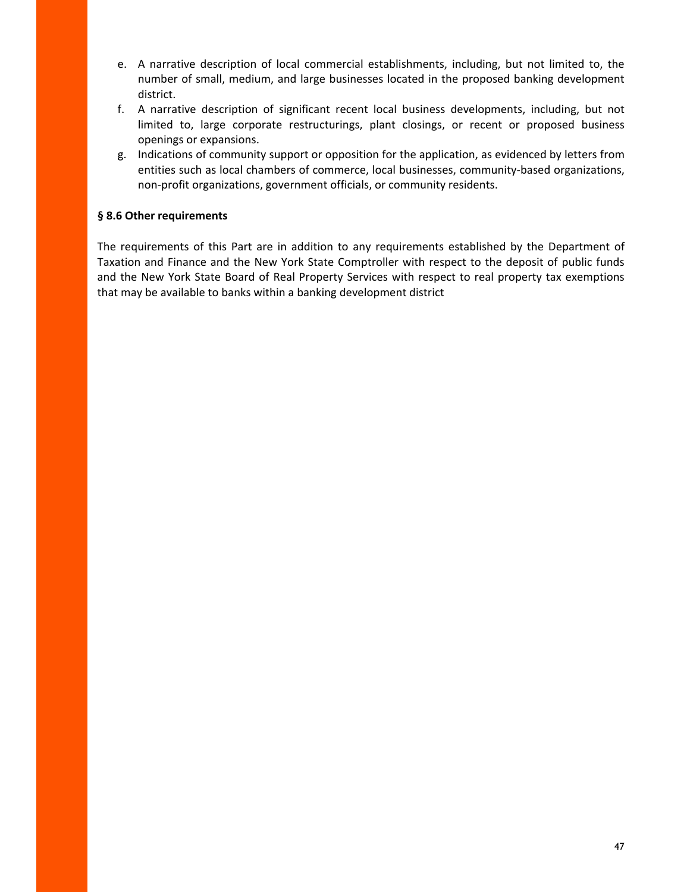e. A narrative description of local commercial establishments, including, but not limited to, the number of small, medium, and large businesses located in the proposed banking development district.
f. A narrative description of significant recent local business developments, including, but not limited to, large corporate restructurings, plant closings, or recent or proposed business openings or expansions.
g. Indications of community support or opposition for the application, as evidenced by letters from entities such as local chambers of commerce, local businesses, community-based organizations, non-profit organizations, government officials, or community residents.

**§ 8.6 Other requirements**

The requirements of this Part are in addition to any requirements established by the Department of Taxation and Finance and the New York State Comptroller with respect to the deposit of public funds and the New York State Board of Real Property Services with respect to real property tax exemptions that may be available to banks within a banking development district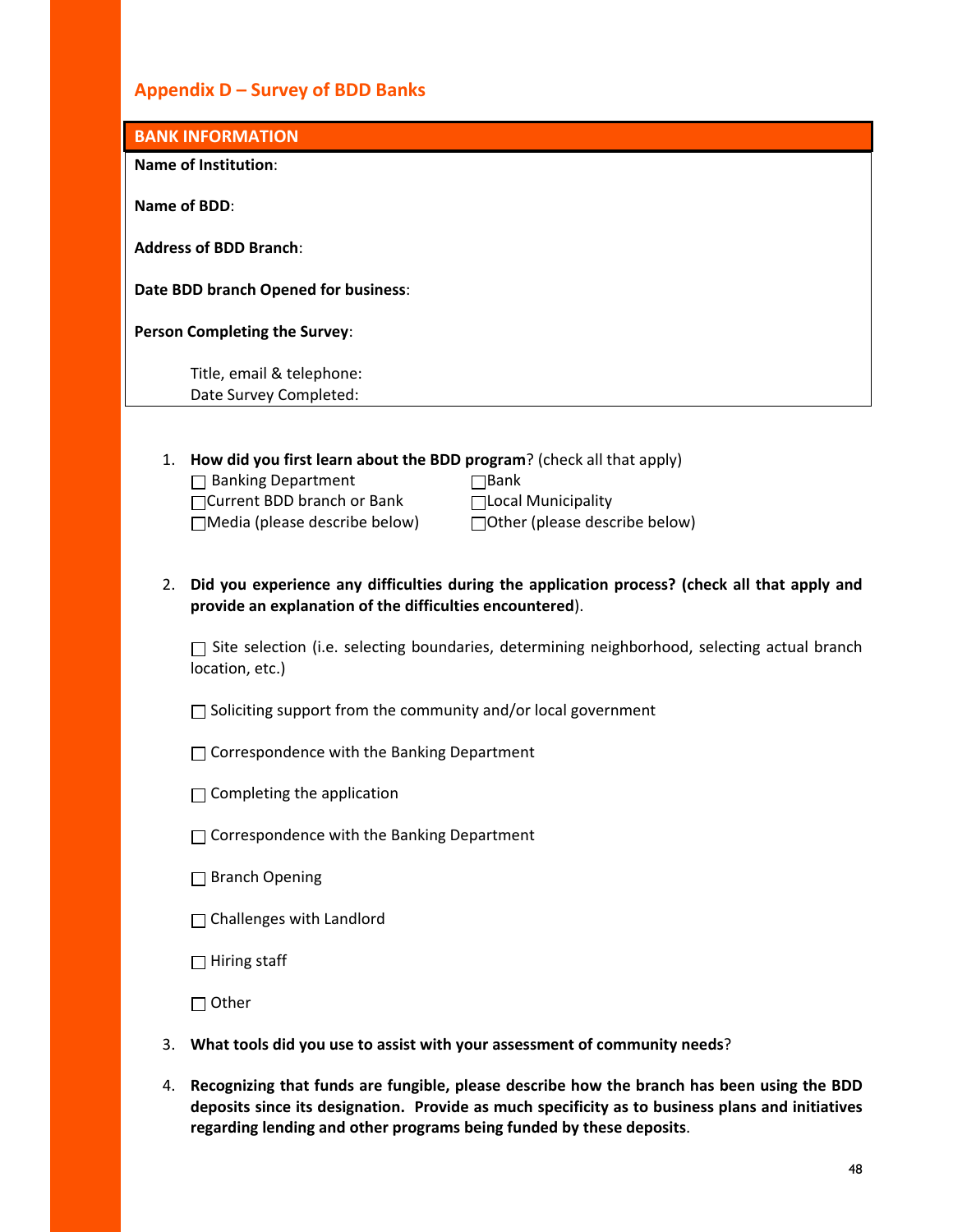## Appendix D – Survey of BDD Banks

| BANK INFORMATION |
|---|
| **Name of Institution**: |
| **Name of BDD**: |
| **Address of BDD Branch**: |
| **Date BDD branch Opened for business**: |
| **Person Completing the Survey**: |
| Title, email & telephone:<br>Date Survey Completed: |

1. **How did you first learn about the BDD program**? (check all that apply)
   - ☐ Banking Department
   - ☐ Bank
   - ☐ Current BDD branch or Bank
   - ☐ Local Municipality
   - ☐ Media (please describe below)
   - ☐ Other (please describe below)

2. **Did you experience any difficulties during the application process? (check all that apply and provide an explanation of the difficulties encountered**).

   ☐ Site selection (i.e. selecting boundaries, determining neighborhood, selecting actual branch location, etc.)

   ☐ Soliciting support from the community and/or local government

   ☐ Correspondence with the Banking Department

   ☐ Completing the application

   ☐ Correspondence with the Banking Department

   ☐ Branch Opening

   ☐ Challenges with Landlord

   ☐ Hiring staff

   ☐ Other

3. **What tools did you use to assist with your assessment of community needs**?

4. **Recognizing that funds are fungible, please describe how the branch has been using the BDD deposits since its designation. Provide as much specificity as to business plans and initiatives regarding lending and other programs being funded by these deposits**.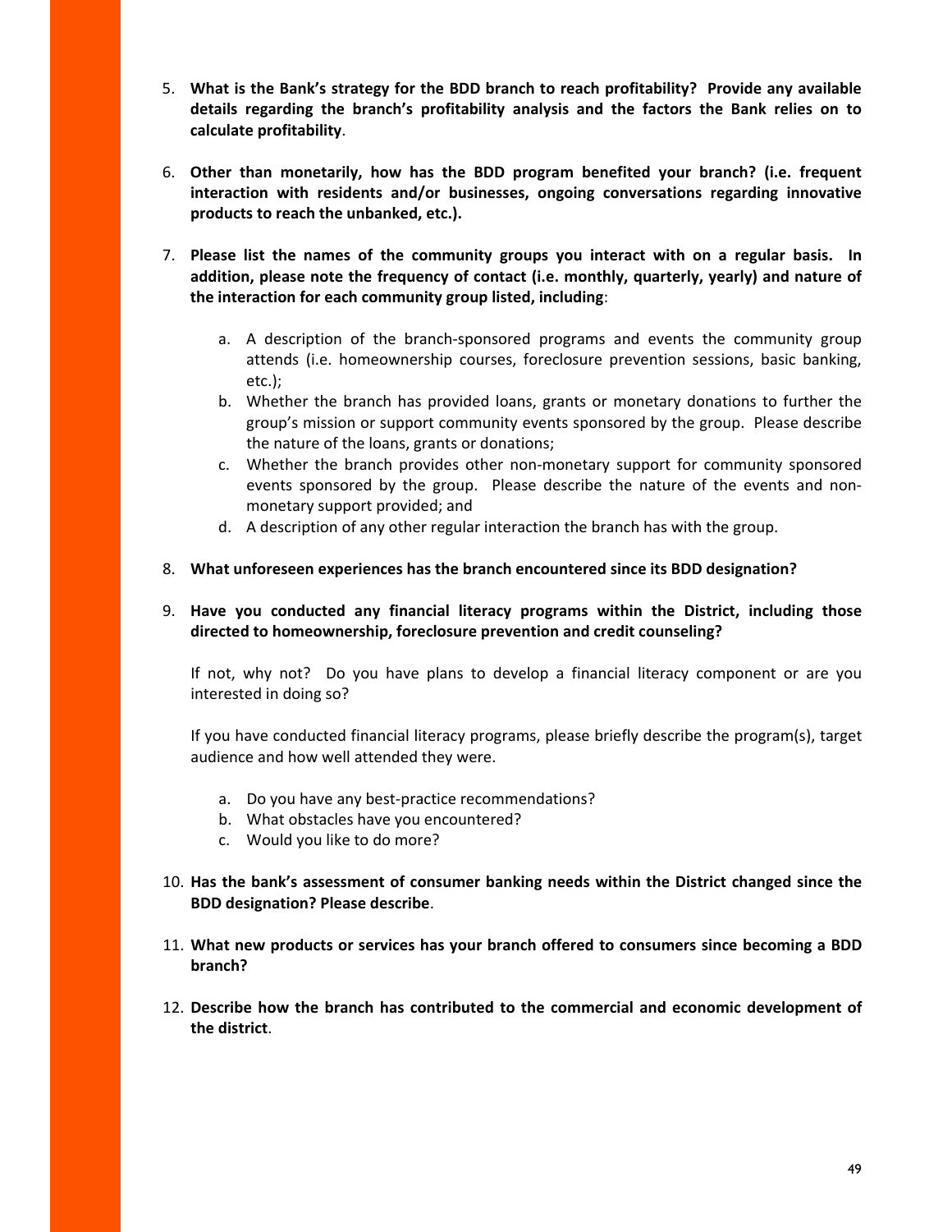5. **What is the Bank's strategy for the BDD branch to reach profitability? Provide any available details regarding the branch's profitability analysis and the factors the Bank relies on to calculate profitability**.

6. **Other than monetarily, how has the BDD program benefited your branch? (i.e. frequent interaction with residents and/or businesses, ongoing conversations regarding innovative products to reach the unbanked, etc.).**

7. **Please list the names of the community groups you interact with on a regular basis. In addition, please note the frequency of contact (i.e. monthly, quarterly, yearly) and nature of the interaction for each community group listed, including**:

    a. A description of the branch-sponsored programs and events the community group attends (i.e. homeownership courses, foreclosure prevention sessions, basic banking, etc.);
    b. Whether the branch has provided loans, grants or monetary donations to further the group's mission or support community events sponsored by the group. Please describe the nature of the loans, grants or donations;
    c. Whether the branch provides other non-monetary support for community sponsored events sponsored by the group. Please describe the nature of the events and non-monetary support provided; and
    d. A description of any other regular interaction the branch has with the group.

8. **What unforeseen experiences has the branch encountered since its BDD designation?**

9. **Have you conducted any financial literacy programs within the District, including those directed to homeownership, foreclosure prevention and credit counseling?**

    If not, why not? Do you have plans to develop a financial literacy component or are you interested in doing so?

    If you have conducted financial literacy programs, please briefly describe the program(s), target audience and how well attended they were.

    a. Do you have any best-practice recommendations?
    b. What obstacles have you encountered?
    c. Would you like to do more?

10. **Has the bank's assessment of consumer banking needs within the District changed since the BDD designation? Please describe**.

11. **What new products or services has your branch offered to consumers since becoming a BDD branch?**

12. **Describe how the branch has contributed to the commercial and economic development of the district**.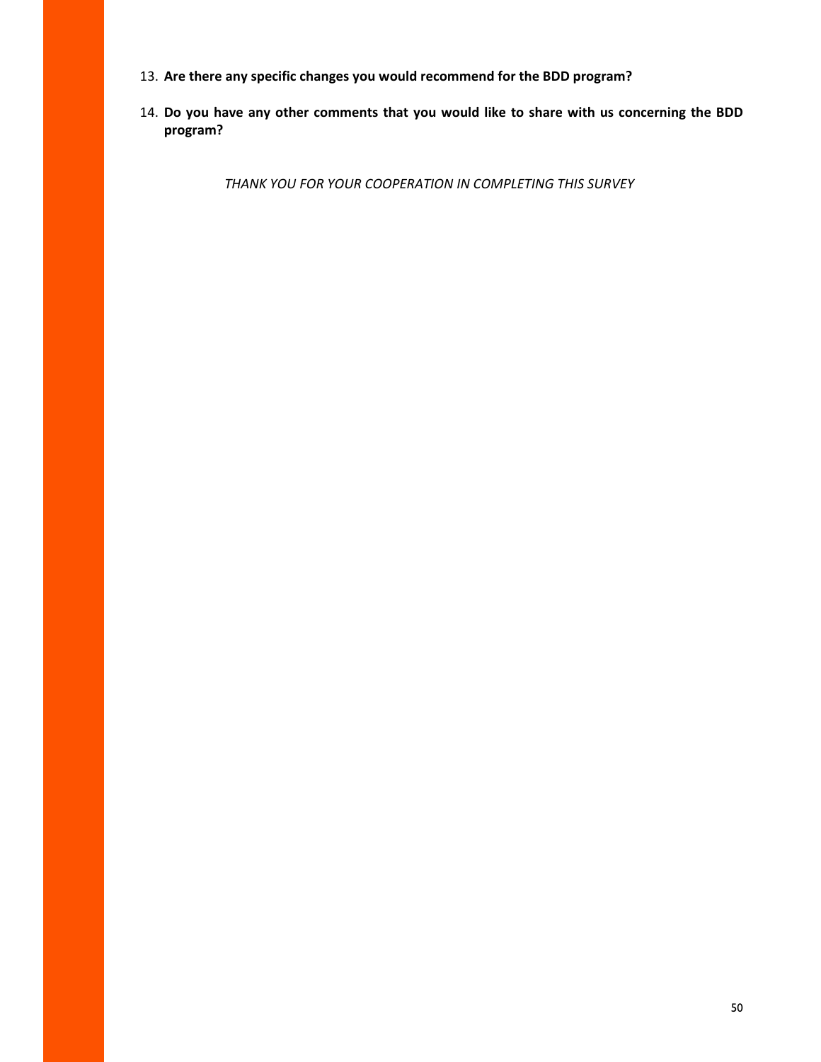13. **Are there any specific changes you would recommend for the BDD program?**

14. **Do you have any other comments that you would like to share with us concerning the BDD program?**

*THANK YOU FOR YOUR COOPERATION IN COMPLETING THIS SURVEY*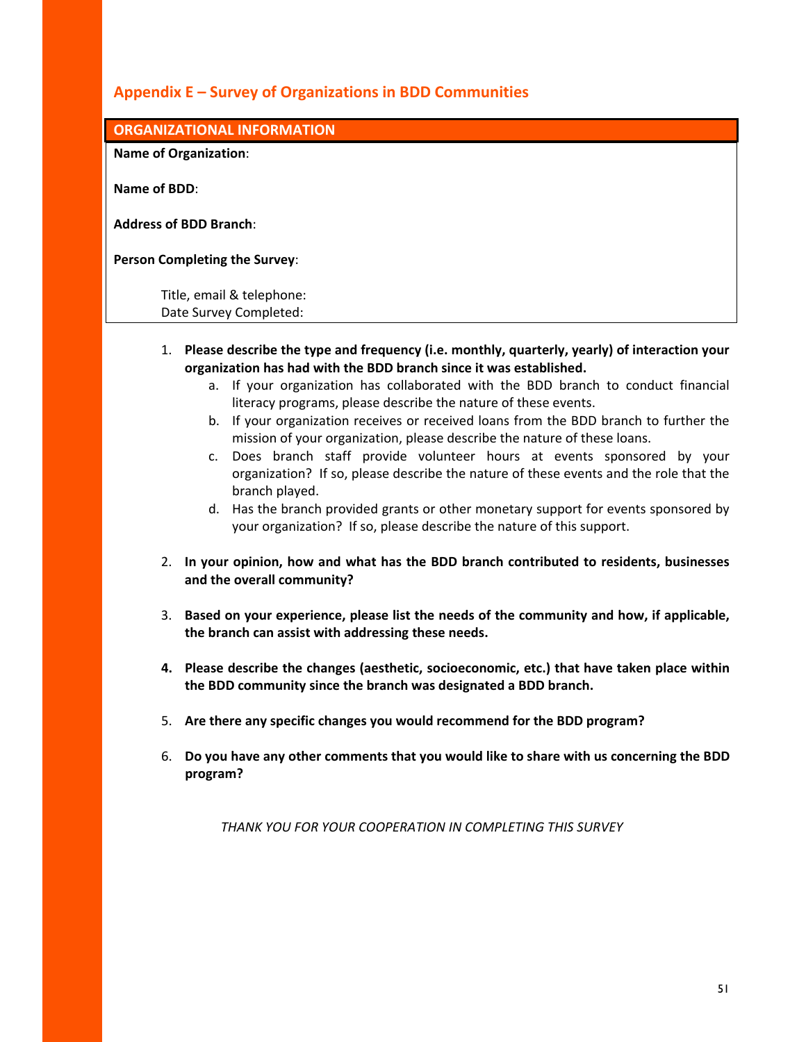## Appendix E – Survey of Organizations in BDD Communities

| ORGANIZATIONAL INFORMATION |
|---|
| **Name of Organization**: |
| **Name of BDD**: |
| **Address of BDD Branch**: |
| **Person Completing the Survey**: |
| Title, email & telephone: |
| Date Survey Completed: |

1. **Please describe the type and frequency (i.e. monthly, quarterly, yearly) of interaction your organization has had with the BDD branch since it was established.**
   a. If your organization has collaborated with the BDD branch to conduct financial literacy programs, please describe the nature of these events.
   b. If your organization receives or received loans from the BDD branch to further the mission of your organization, please describe the nature of these loans.
   c. Does branch staff provide volunteer hours at events sponsored by your organization? If so, please describe the nature of these events and the role that the branch played.
   d. Has the branch provided grants or other monetary support for events sponsored by your organization? If so, please describe the nature of this support.

2. **In your opinion, how and what has the BDD branch contributed to residents, businesses and the overall community?**

3. **Based on your experience, please list the needs of the community and how, if applicable, the branch can assist with addressing these needs.**

4. **Please describe the changes (aesthetic, socioeconomic, etc.) that have taken place within the BDD community since the branch was designated a BDD branch.**

5. **Are there any specific changes you would recommend for the BDD program?**

6. **Do you have any other comments that you would like to share with us concerning the BDD program?**

*THANK YOU FOR YOUR COOPERATION IN COMPLETING THIS SURVEY*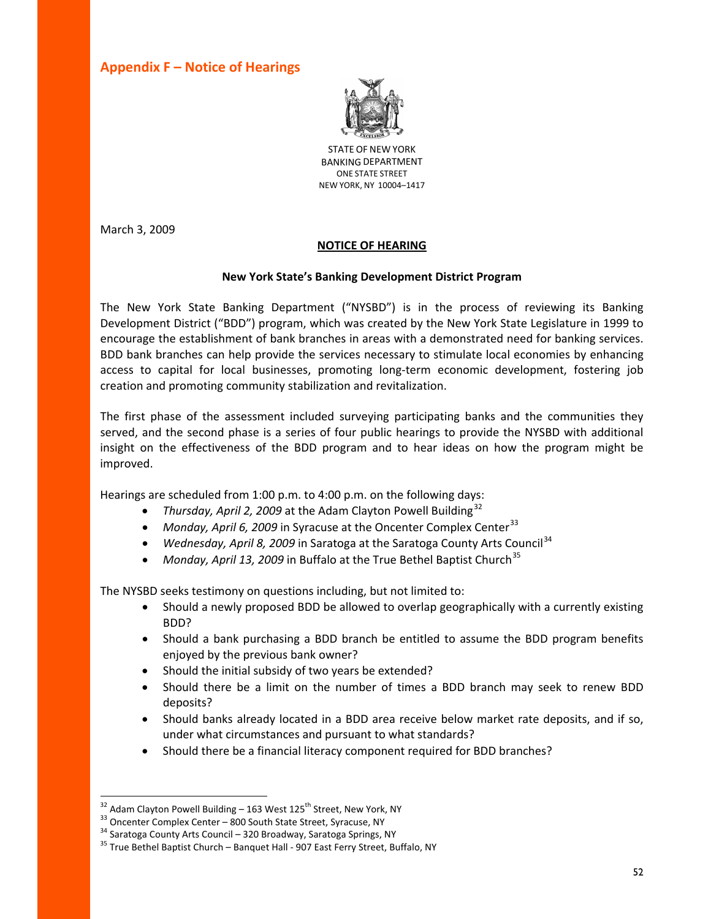## Appendix F – Notice of Hearings

STATE OF NEW YORK
BANKING DEPARTMENT
ONE STATE STREET
NEW YORK, NY 10004–1417

March 3, 2009

**NOTICE OF HEARING**

**New York State's Banking Development District Program**

The New York State Banking Department ("NYSBD") is in the process of reviewing its Banking Development District ("BDD") program, which was created by the New York State Legislature in 1999 to encourage the establishment of bank branches in areas with a demonstrated need for banking services. BDD bank branches can help provide the services necessary to stimulate local economies by enhancing access to capital for local businesses, promoting long-term economic development, fostering job creation and promoting community stabilization and revitalization.

The first phase of the assessment included surveying participating banks and the communities they served, and the second phase is a series of four public hearings to provide the NYSBD with additional insight on the effectiveness of the BDD program and to hear ideas on how the program might be improved.

Hearings are scheduled from 1:00 p.m. to 4:00 p.m. on the following days:

- *Thursday, April 2, 2009* at the Adam Clayton Powell Building[32]
- *Monday, April 6, 2009* in Syracuse at the Oncenter Complex Center[33]
- *Wednesday, April 8, 2009* in Saratoga at the Saratoga County Arts Council[34]
- *Monday, April 13, 2009* in Buffalo at the True Bethel Baptist Church[35]

The NYSBD seeks testimony on questions including, but not limited to:

- Should a newly proposed BDD be allowed to overlap geographically with a currently existing BDD?
- Should a bank purchasing a BDD branch be entitled to assume the BDD program benefits enjoyed by the previous bank owner?
- Should the initial subsidy of two years be extended?
- Should there be a limit on the number of times a BDD branch may seek to renew BDD deposits?
- Should banks already located in a BDD area receive below market rate deposits, and if so, under what circumstances and pursuant to what standards?
- Should there be a financial literacy component required for BDD branches?

---

[32] Adam Clayton Powell Building – 163 West 125th Street, New York, NY
[33] Oncenter Complex Center – 800 South State Street, Syracuse, NY
[34] Saratoga County Arts Council – 320 Broadway, Saratoga Springs, NY
[35] True Bethel Baptist Church – Banquet Hall - 907 East Ferry Street, Buffalo, NY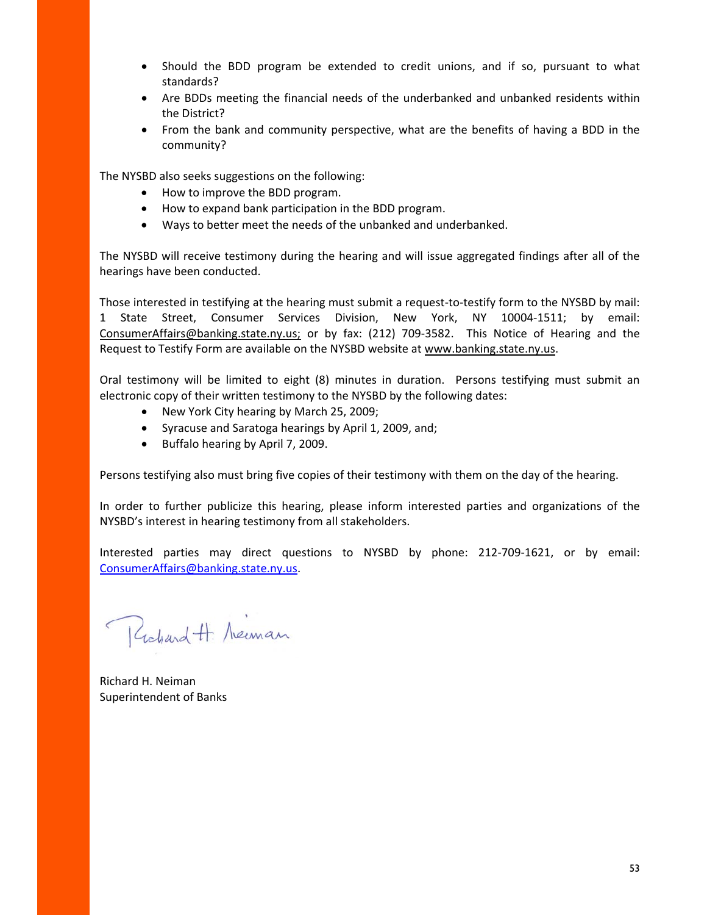- Should the BDD program be extended to credit unions, and if so, pursuant to what standards?
- Are BDDs meeting the financial needs of the underbanked and unbanked residents within the District?
- From the bank and community perspective, what are the benefits of having a BDD in the community?

The NYSBD also seeks suggestions on the following:

- How to improve the BDD program.
- How to expand bank participation in the BDD program.
- Ways to better meet the needs of the unbanked and underbanked.

The NYSBD will receive testimony during the hearing and will issue aggregated findings after all of the hearings have been conducted.

Those interested in testifying at the hearing must submit a request-to-testify form to the NYSBD by mail: 1 State Street, Consumer Services Division, New York, NY 10004-1511; by email: ConsumerAffairs@banking.state.ny.us; or by fax: (212) 709-3582. This Notice of Hearing and the Request to Testify Form are available on the NYSBD website at www.banking.state.ny.us.

Oral testimony will be limited to eight (8) minutes in duration. Persons testifying must submit an electronic copy of their written testimony to the NYSBD by the following dates:

- New York City hearing by March 25, 2009;
- Syracuse and Saratoga hearings by April 1, 2009, and;
- Buffalo hearing by April 7, 2009.

Persons testifying also must bring five copies of their testimony with them on the day of the hearing.

In order to further publicize this hearing, please inform interested parties and organizations of the NYSBD's interest in hearing testimony from all stakeholders.

Interested parties may direct questions to NYSBD by phone: 212-709-1621, or by email: ConsumerAffairs@banking.state.ny.us.

Richard H. Neiman

Richard H. Neiman
Superintendent of Banks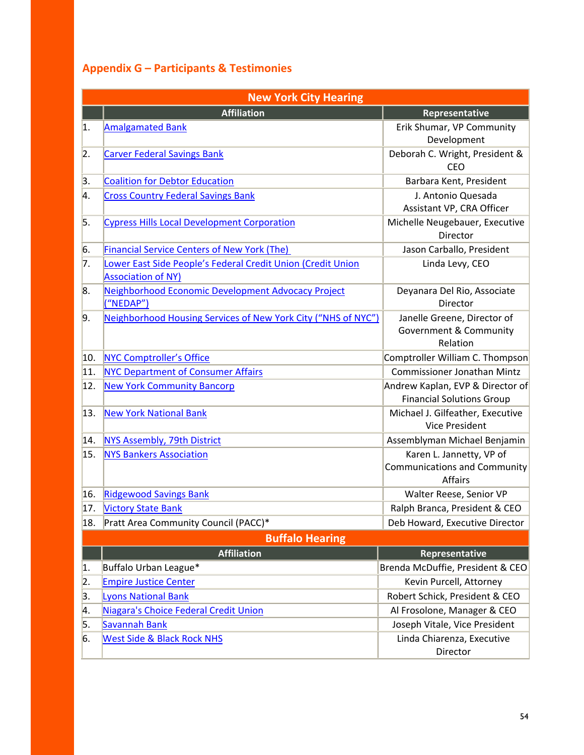## Appendix G – Participants & Testimonies

| New York City Hearing | | |
|---|---|---|
| | **Affiliation** | **Representative** |
| 1. | Amalgamated Bank | Erik Shumar, VP Community Development |
| 2. | Carver Federal Savings Bank | Deborah C. Wright, President & CEO |
| 3. | Coalition for Debtor Education | Barbara Kent, President |
| 4. | Cross Country Federal Savings Bank | J. Antonio Quesada Assistant VP, CRA Officer |
| 5. | Cypress Hills Local Development Corporation | Michelle Neugebauer, Executive Director |
| 6. | Financial Service Centers of New York (The) | Jason Carballo, President |
| 7. | Lower East Side People's Federal Credit Union (Credit Union Association of NY) | Linda Levy, CEO |
| 8. | Neighborhood Economic Development Advocacy Project ("NEDAP") | Deyanara Del Rio, Associate Director |
| 9. | Neighborhood Housing Services of New York City ("NHS of NYC") | Janelle Greene, Director of Government & Community Relation |
| 10. | NYC Comptroller's Office | Comptroller William C. Thompson |
| 11. | NYC Department of Consumer Affairs | Commissioner Jonathan Mintz |
| 12. | New York Community Bancorp | Andrew Kaplan, EVP & Director of Financial Solutions Group |
| 13. | New York National Bank | Michael J. Gilfeather, Executive Vice President |
| 14. | NYS Assembly, 79th District | Assemblyman Michael Benjamin |
| 15. | NYS Bankers Association | Karen L. Jannetty, VP of Communications and Community Affairs |
| 16. | Ridgewood Savings Bank | Walter Reese, Senior VP |
| 17. | Victory State Bank | Ralph Branca, President & CEO |
| 18. | Pratt Area Community Council (PACC)* | Deb Howard, Executive Director |

| Buffalo Hearing | | |
|---|---|---|
| | **Affiliation** | **Representative** |
| 1. | Buffalo Urban League* | Brenda McDuffie, President & CEO |
| 2. | Empire Justice Center | Kevin Purcell, Attorney |
| 3. | Lyons National Bank | Robert Schick, President & CEO |
| 4. | Niagara's Choice Federal Credit Union | Al Frosolone, Manager & CEO |
| 5. | Savannah Bank | Joseph Vitale, Vice President |
| 6. | West Side & Black Rock NHS | Linda Chiarenza, Executive Director |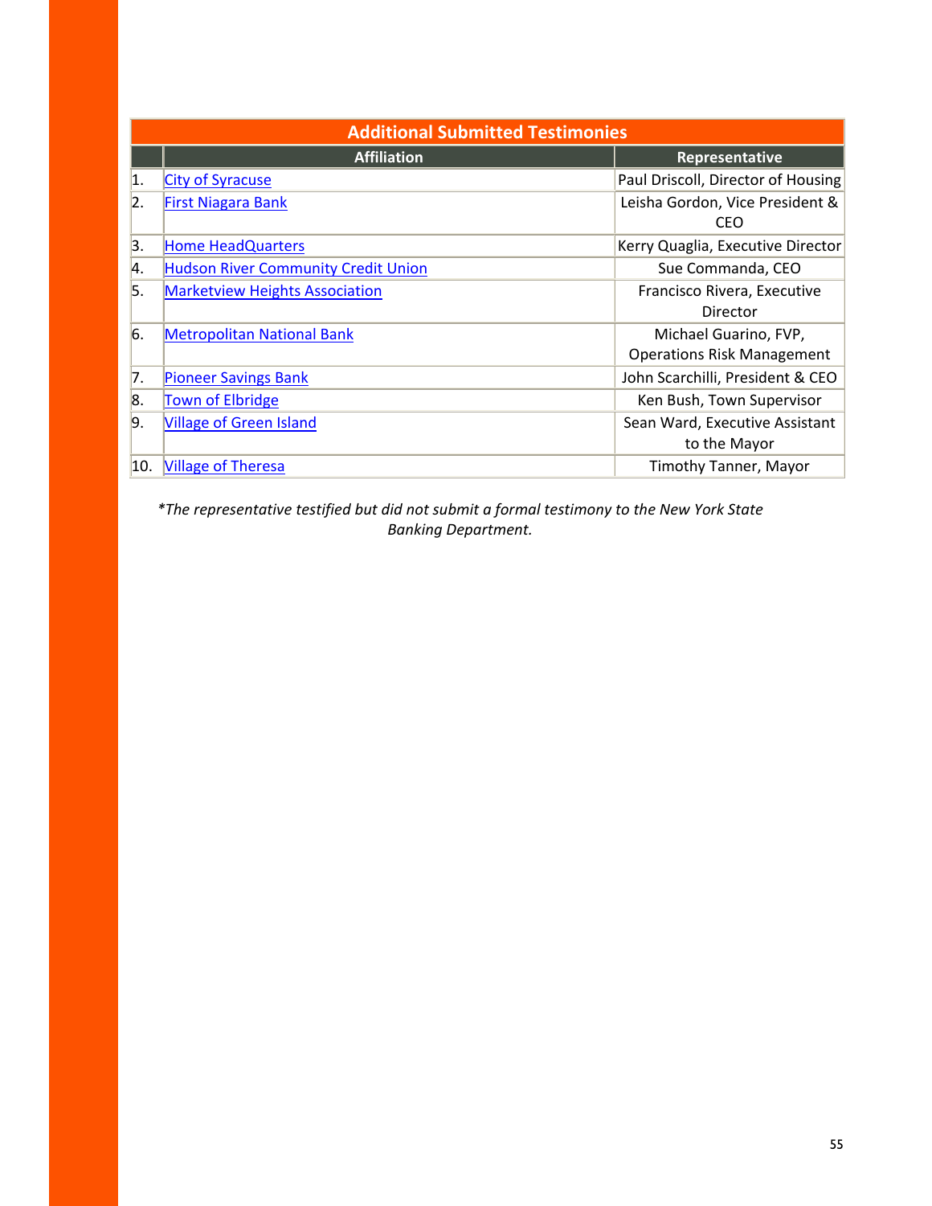| Additional Submitted Testimonies | | |
|---|---|---|
| | Affiliation | Representative |
| 1. | City of Syracuse | Paul Driscoll, Director of Housing |
| 2. | First Niagara Bank | Leisha Gordon, Vice President & CEO |
| 3. | Home HeadQuarters | Kerry Quaglia, Executive Director |
| 4. | Hudson River Community Credit Union | Sue Commanda, CEO |
| 5. | Marketview Heights Association | Francisco Rivera, Executive Director |
| 6. | Metropolitan National Bank | Michael Guarino, FVP, Operations Risk Management |
| 7. | Pioneer Savings Bank | John Scarchilli, President & CEO |
| 8. | Town of Elbridge | Ken Bush, Town Supervisor |
| 9. | Village of Green Island | Sean Ward, Executive Assistant to the Mayor |
| 10. | Village of Theresa | Timothy Tanner, Mayor |

*\*The representative testified but did not submit a formal testimony to the New York State Banking Department.*